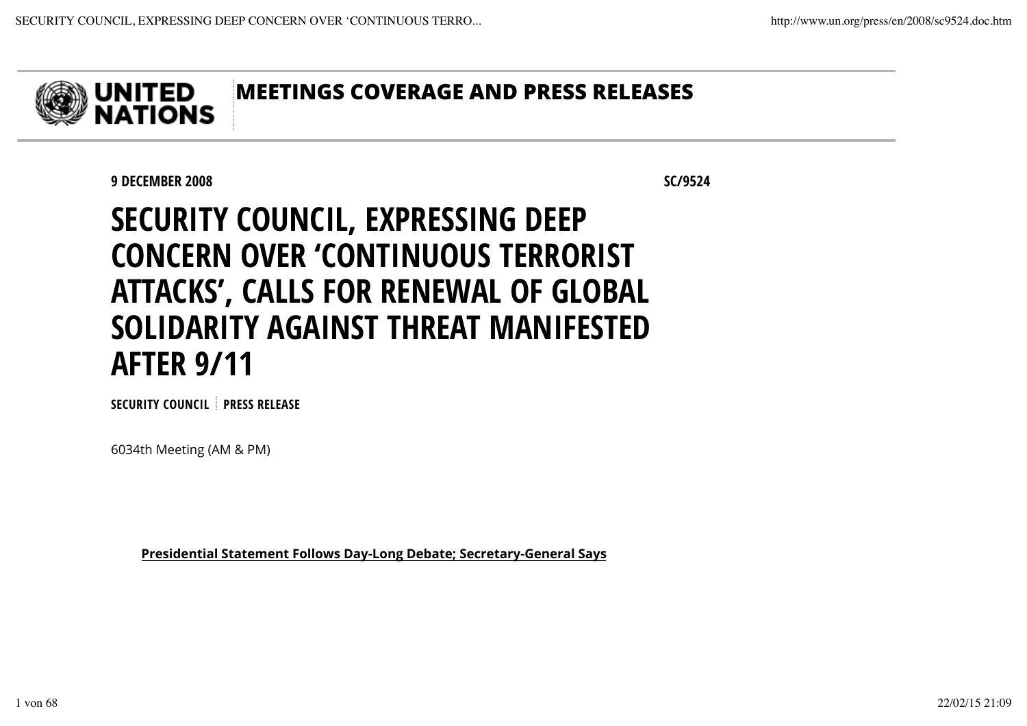**UNITED NATIONS** | **MEETINGS COVERAGE AND PRESS RELEASES**

**9 DECEMBER 2008** **SC/9524**

# SECURITY COUNCIL, EXPRESSING DEEP CONCERN OVER 'CONTINUOUS TERRORIST ATTACKS', CALLS FOR RENEWAL OF GLOBAL SOLIDARITY AGAINST THREAT MANIFESTED AFTER 9/11

**SECURITY COUNCIL** | **PRESS RELEASE**

6034th Meeting (AM & PM)

**Presidential Statement Follows Day-Long Debate; Secretary-General Says**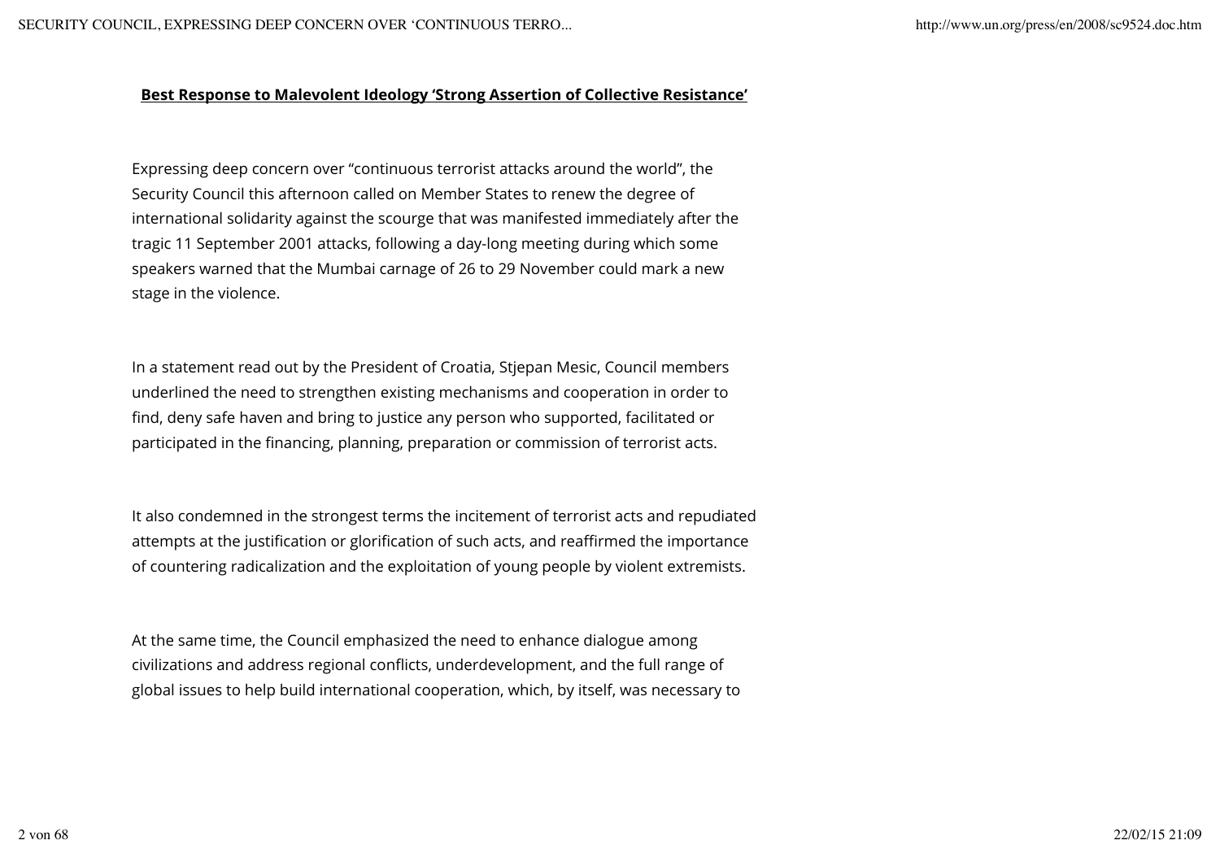**Best Response to Malevolent Ideology 'Strong Assertion of Collective Resistance'**

Expressing deep concern over "continuous terrorist attacks around the world", the Security Council this afternoon called on Member States to renew the degree of international solidarity against the scourge that was manifested immediately after the tragic 11 September 2001 attacks, following a day-long meeting during which some speakers warned that the Mumbai carnage of 26 to 29 November could mark a new stage in the violence.

In a statement read out by the President of Croatia, Stjepan Mesic, Council members underlined the need to strengthen existing mechanisms and cooperation in order to find, deny safe haven and bring to justice any person who supported, facilitated or participated in the financing, planning, preparation or commission of terrorist acts.

It also condemned in the strongest terms the incitement of terrorist acts and repudiated attempts at the justification or glorification of such acts, and reaffirmed the importance of countering radicalization and the exploitation of young people by violent extremists.

At the same time, the Council emphasized the need to enhance dialogue among civilizations and address regional conflicts, underdevelopment, and the full range of global issues to help build international cooperation, which, by itself, was necessary to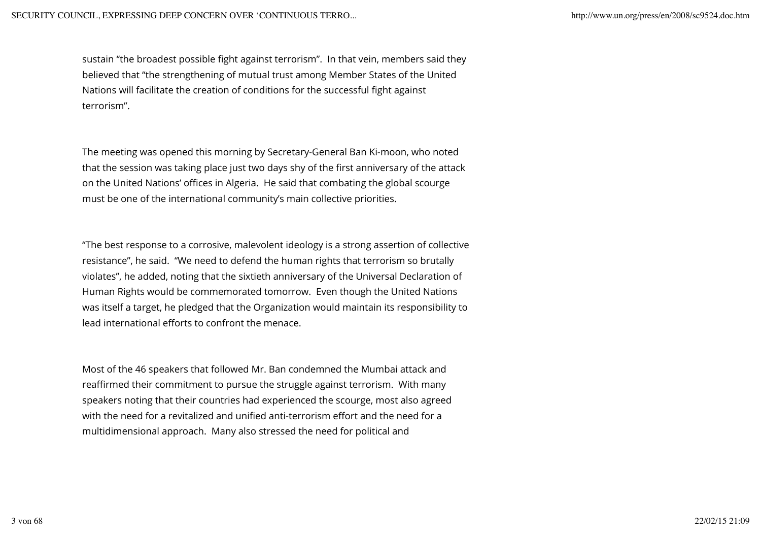sustain “the broadest possible fight against terrorism”. In that vein, members said they believed that “the strengthening of mutual trust among Member States of the United Nations will facilitate the creation of conditions for the successful fight against terrorism”.

The meeting was opened this morning by Secretary-General Ban Ki-moon, who noted that the session was taking place just two days shy of the first anniversary of the attack on the United Nations’ offices in Algeria. He said that combating the global scourge must be one of the international community’s main collective priorities.

“The best response to a corrosive, malevolent ideology is a strong assertion of collective resistance”, he said. “We need to defend the human rights that terrorism so brutally violates”, he added, noting that the sixtieth anniversary of the Universal Declaration of Human Rights would be commemorated tomorrow. Even though the United Nations was itself a target, he pledged that the Organization would maintain its responsibility to lead international efforts to confront the menace.

Most of the 46 speakers that followed Mr. Ban condemned the Mumbai attack and reaffirmed their commitment to pursue the struggle against terrorism. With many speakers noting that their countries had experienced the scourge, most also agreed with the need for a revitalized and unified anti-terrorism effort and the need for a multidimensional approach. Many also stressed the need for political and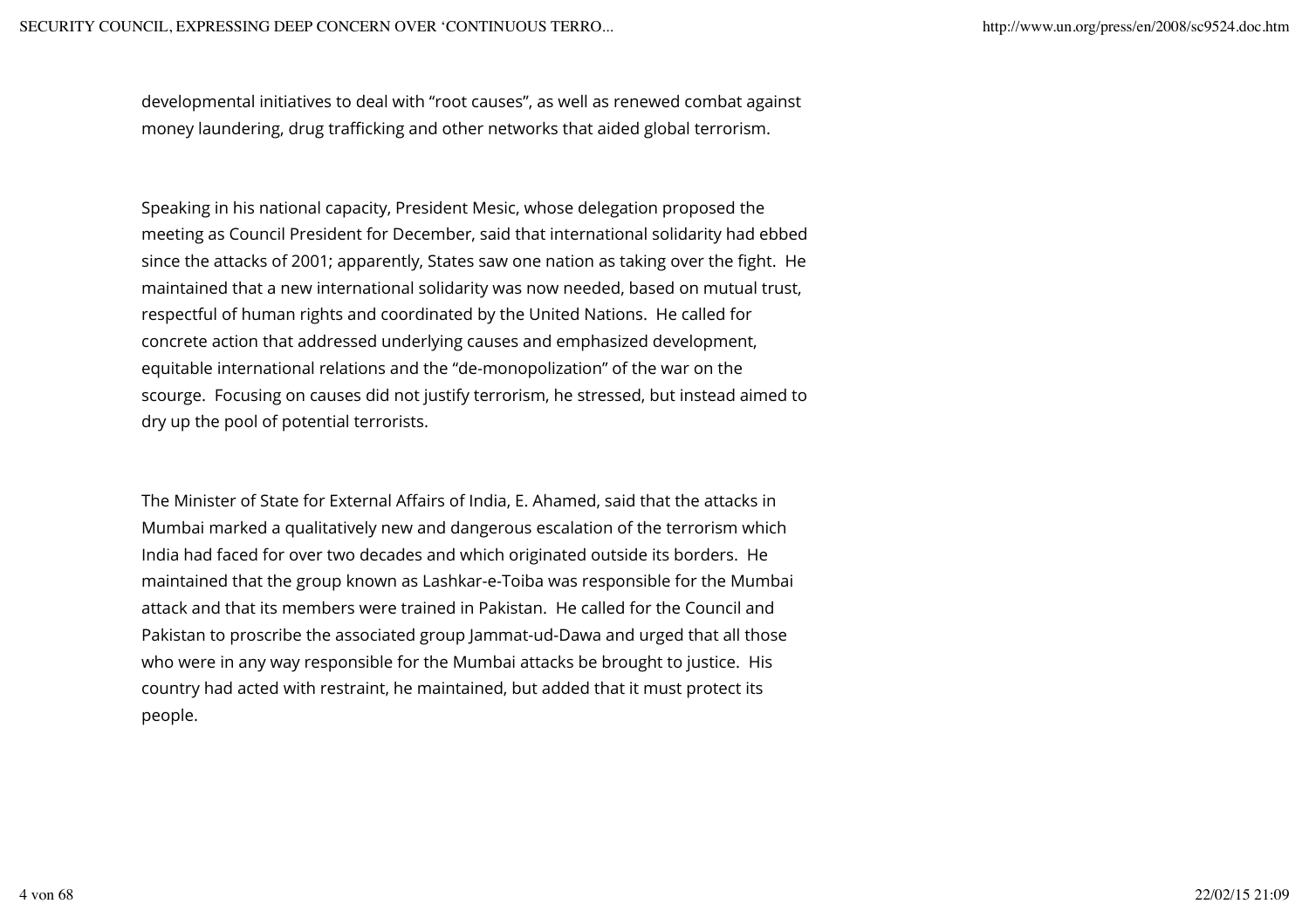developmental initiatives to deal with "root causes", as well as renewed combat against money laundering, drug trafficking and other networks that aided global terrorism.

Speaking in his national capacity, President Mesic, whose delegation proposed the meeting as Council President for December, said that international solidarity had ebbed since the attacks of 2001; apparently, States saw one nation as taking over the fight. He maintained that a new international solidarity was now needed, based on mutual trust, respectful of human rights and coordinated by the United Nations. He called for concrete action that addressed underlying causes and emphasized development, equitable international relations and the "de-monopolization" of the war on the scourge. Focusing on causes did not justify terrorism, he stressed, but instead aimed to dry up the pool of potential terrorists.

The Minister of State for External Affairs of India, E. Ahamed, said that the attacks in Mumbai marked a qualitatively new and dangerous escalation of the terrorism which India had faced for over two decades and which originated outside its borders. He maintained that the group known as Lashkar-e-Toiba was responsible for the Mumbai attack and that its members were trained in Pakistan. He called for the Council and Pakistan to proscribe the associated group Jammat-ud-Dawa and urged that all those who were in any way responsible for the Mumbai attacks be brought to justice. His country had acted with restraint, he maintained, but added that it must protect its people.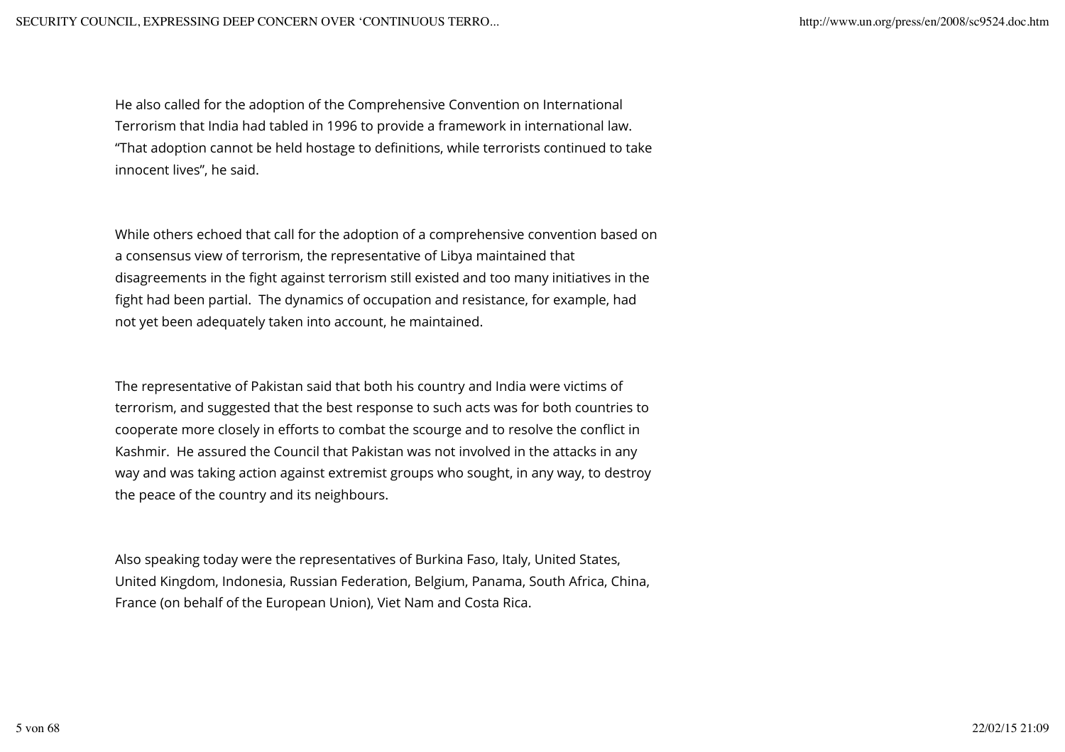He also called for the adoption of the Comprehensive Convention on International Terrorism that India had tabled in 1996 to provide a framework in international law. “That adoption cannot be held hostage to definitions, while terrorists continued to take innocent lives”, he said.

While others echoed that call for the adoption of a comprehensive convention based on a consensus view of terrorism, the representative of Libya maintained that disagreements in the fight against terrorism still existed and too many initiatives in the fight had been partial. The dynamics of occupation and resistance, for example, had not yet been adequately taken into account, he maintained.

The representative of Pakistan said that both his country and India were victims of terrorism, and suggested that the best response to such acts was for both countries to cooperate more closely in efforts to combat the scourge and to resolve the conflict in Kashmir. He assured the Council that Pakistan was not involved in the attacks in any way and was taking action against extremist groups who sought, in any way, to destroy the peace of the country and its neighbours.

Also speaking today were the representatives of Burkina Faso, Italy, United States, United Kingdom, Indonesia, Russian Federation, Belgium, Panama, South Africa, China, France (on behalf of the European Union), Viet Nam and Costa Rica.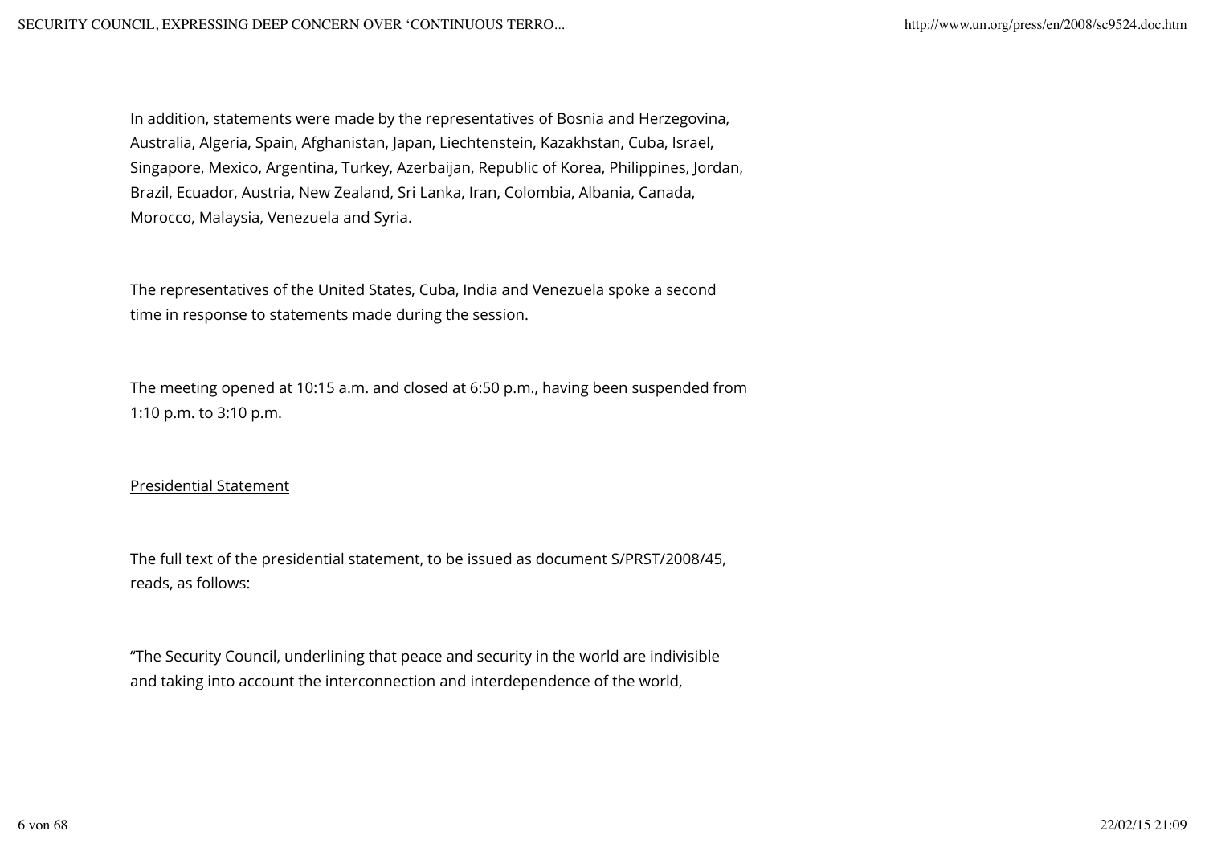In addition, statements were made by the representatives of Bosnia and Herzegovina, Australia, Algeria, Spain, Afghanistan, Japan, Liechtenstein, Kazakhstan, Cuba, Israel, Singapore, Mexico, Argentina, Turkey, Azerbaijan, Republic of Korea, Philippines, Jordan, Brazil, Ecuador, Austria, New Zealand, Sri Lanka, Iran, Colombia, Albania, Canada, Morocco, Malaysia, Venezuela and Syria.

The representatives of the United States, Cuba, India and Venezuela spoke a second time in response to statements made during the session.

The meeting opened at 10:15 a.m. and closed at 6:50 p.m., having been suspended from 1:10 p.m. to 3:10 p.m.

Presidential Statement

The full text of the presidential statement, to be issued as document S/PRST/2008/45, reads, as follows:

"The Security Council, underlining that peace and security in the world are indivisible and taking into account the interconnection and interdependence of the world,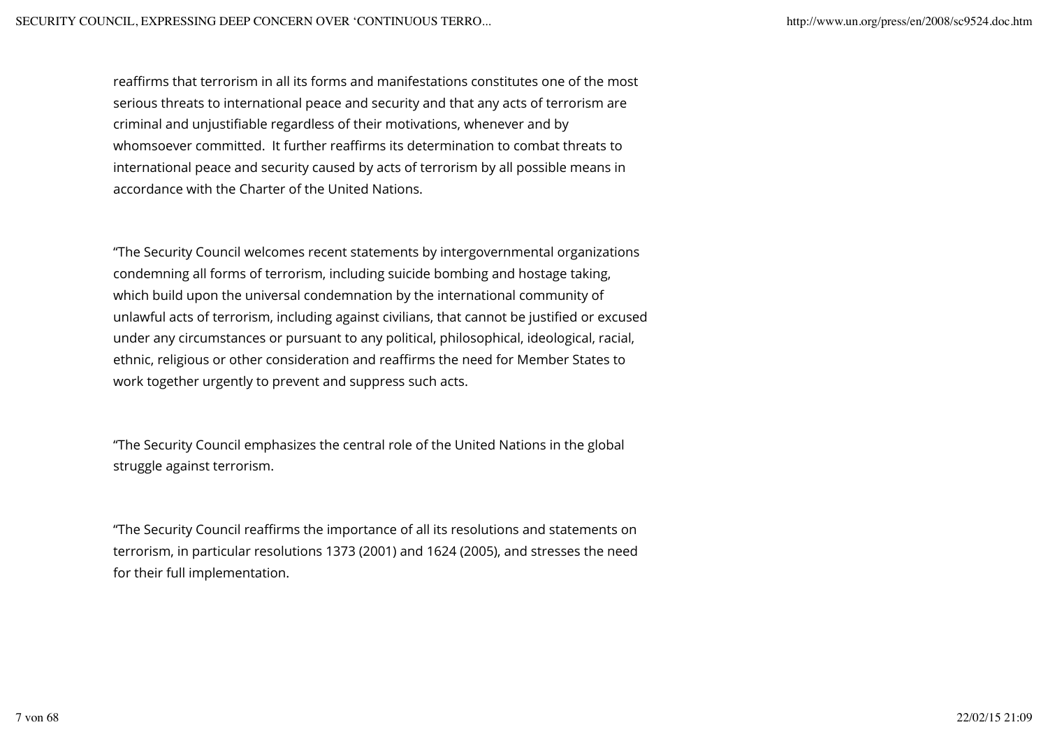reaffirms that terrorism in all its forms and manifestations constitutes one of the most serious threats to international peace and security and that any acts of terrorism are criminal and unjustifiable regardless of their motivations, whenever and by whomsoever committed.  It further reaffirms its determination to combat threats to international peace and security caused by acts of terrorism by all possible means in accordance with the Charter of the United Nations.

“The Security Council welcomes recent statements by intergovernmental organizations condemning all forms of terrorism, including suicide bombing and hostage taking, which build upon the universal condemnation by the international community of unlawful acts of terrorism, including against civilians, that cannot be justified or excused under any circumstances or pursuant to any political, philosophical, ideological, racial, ethnic, religious or other consideration and reaffirms the need for Member States to work together urgently to prevent and suppress such acts.

“The Security Council emphasizes the central role of the United Nations in the global struggle against terrorism.

“The Security Council reaffirms the importance of all its resolutions and statements on terrorism, in particular resolutions 1373 (2001) and 1624 (2005), and stresses the need for their full implementation.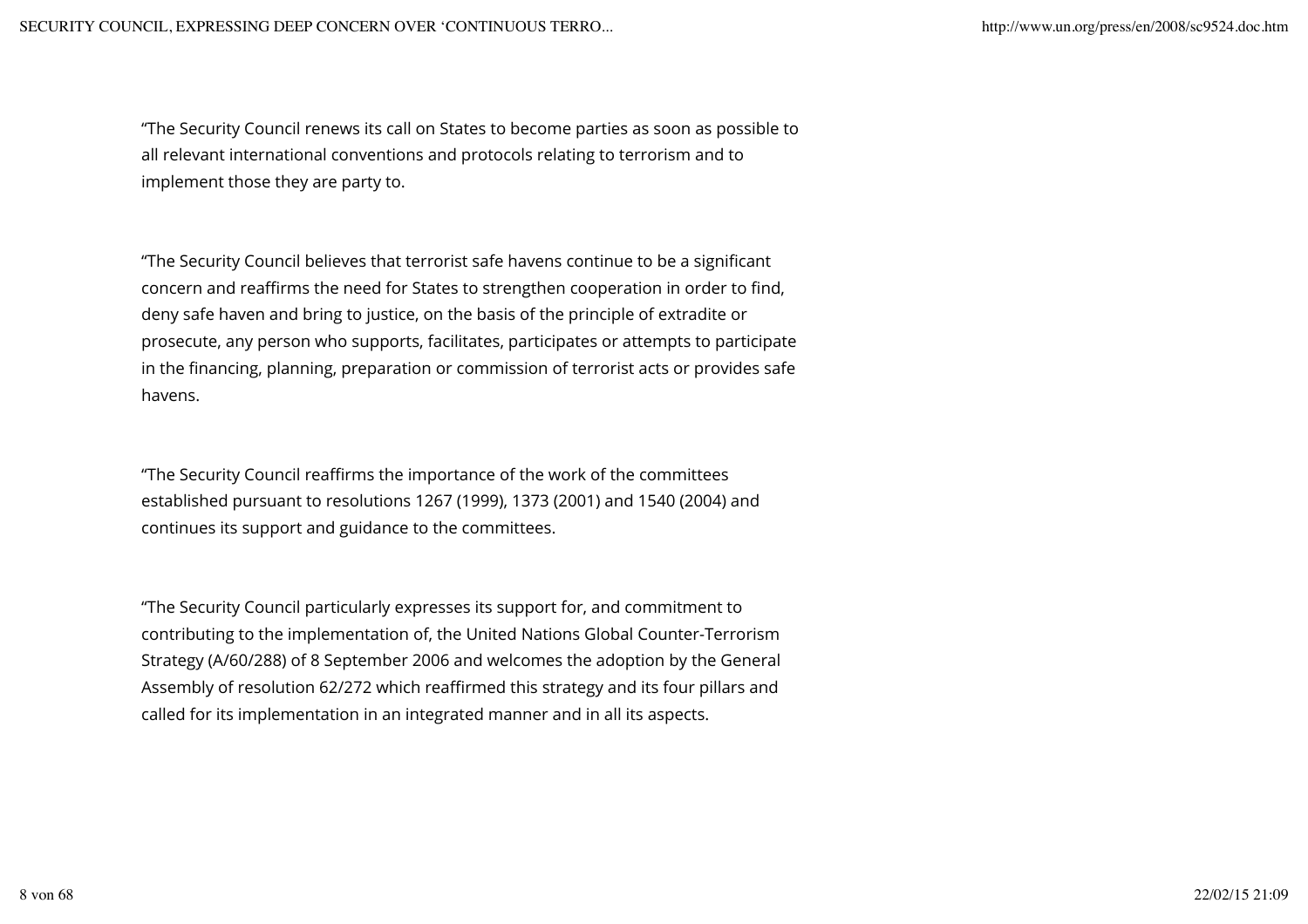"The Security Council renews its call on States to become parties as soon as possible to all relevant international conventions and protocols relating to terrorism and to implement those they are party to.

"The Security Council believes that terrorist safe havens continue to be a significant concern and reaffirms the need for States to strengthen cooperation in order to find, deny safe haven and bring to justice, on the basis of the principle of extradite or prosecute, any person who supports, facilitates, participates or attempts to participate in the financing, planning, preparation or commission of terrorist acts or provides safe havens.

"The Security Council reaffirms the importance of the work of the committees established pursuant to resolutions 1267 (1999), 1373 (2001) and 1540 (2004) and continues its support and guidance to the committees.

"The Security Council particularly expresses its support for, and commitment to contributing to the implementation of, the United Nations Global Counter-Terrorism Strategy (A/60/288) of 8 September 2006 and welcomes the adoption by the General Assembly of resolution 62/272 which reaffirmed this strategy and its four pillars and called for its implementation in an integrated manner and in all its aspects.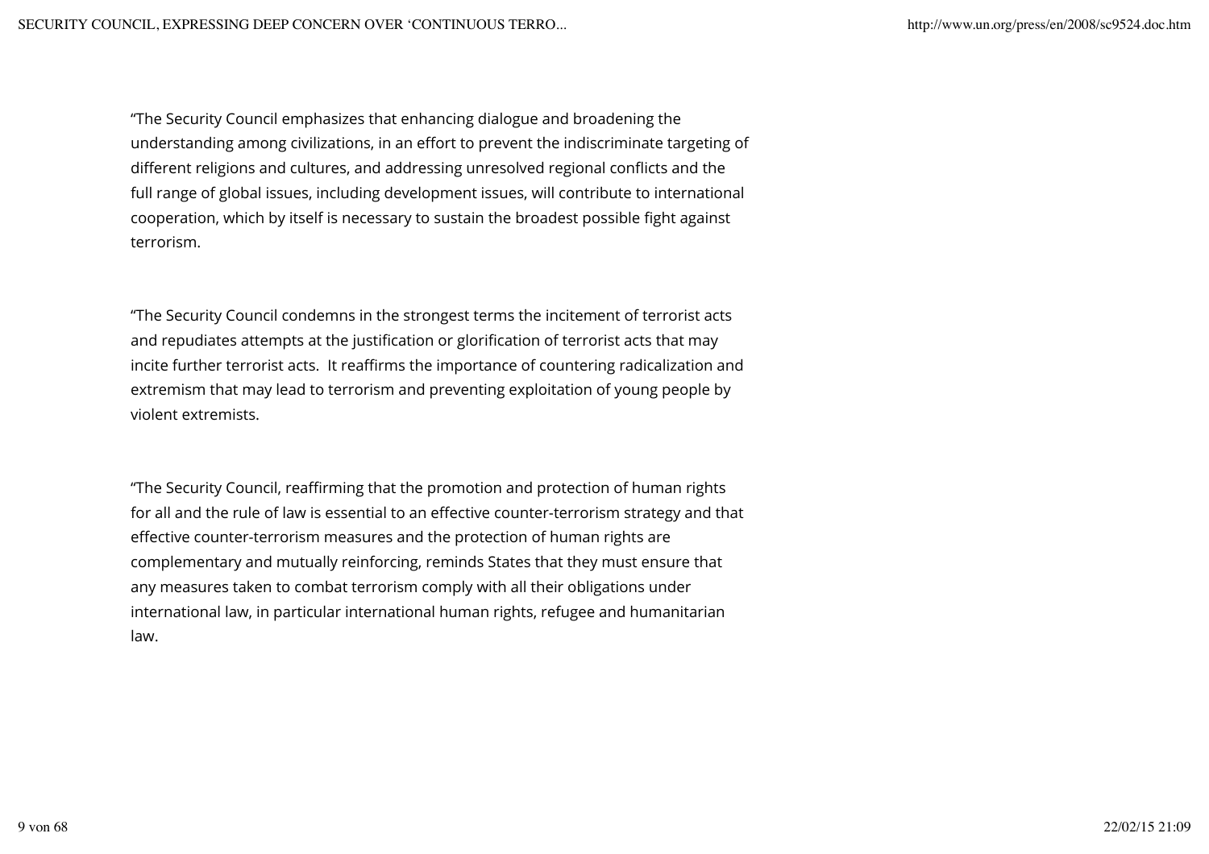"The Security Council emphasizes that enhancing dialogue and broadening the understanding among civilizations, in an effort to prevent the indiscriminate targeting of different religions and cultures, and addressing unresolved regional conflicts and the full range of global issues, including development issues, will contribute to international cooperation, which by itself is necessary to sustain the broadest possible fight against terrorism.

"The Security Council condemns in the strongest terms the incitement of terrorist acts and repudiates attempts at the justification or glorification of terrorist acts that may incite further terrorist acts. It reaffirms the importance of countering radicalization and extremism that may lead to terrorism and preventing exploitation of young people by violent extremists.

"The Security Council, reaffirming that the promotion and protection of human rights for all and the rule of law is essential to an effective counter-terrorism strategy and that effective counter-terrorism measures and the protection of human rights are complementary and mutually reinforcing, reminds States that they must ensure that any measures taken to combat terrorism comply with all their obligations under international law, in particular international human rights, refugee and humanitarian law.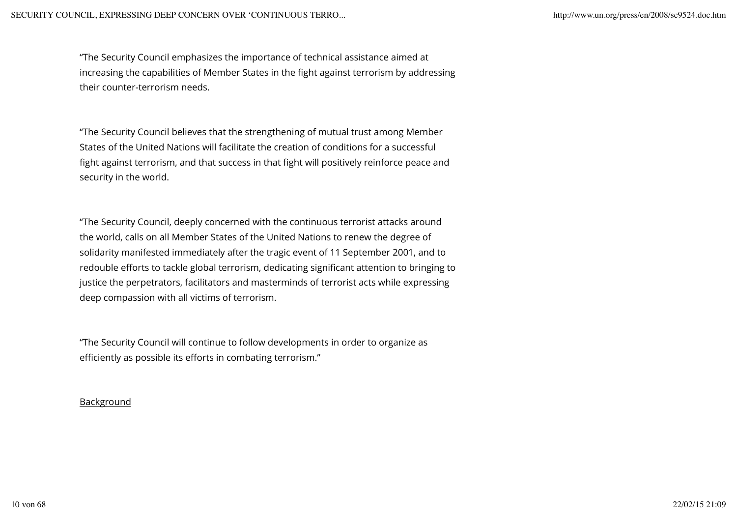"The Security Council emphasizes the importance of technical assistance aimed at increasing the capabilities of Member States in the fight against terrorism by addressing their counter-terrorism needs.

"The Security Council believes that the strengthening of mutual trust among Member States of the United Nations will facilitate the creation of conditions for a successful fight against terrorism, and that success in that fight will positively reinforce peace and security in the world.

"The Security Council, deeply concerned with the continuous terrorist attacks around the world, calls on all Member States of the United Nations to renew the degree of solidarity manifested immediately after the tragic event of 11 September 2001, and to redouble efforts to tackle global terrorism, dedicating significant attention to bringing to justice the perpetrators, facilitators and masterminds of terrorist acts while expressing deep compassion with all victims of terrorism.

"The Security Council will continue to follow developments in order to organize as efficiently as possible its efforts in combating terrorism."

Background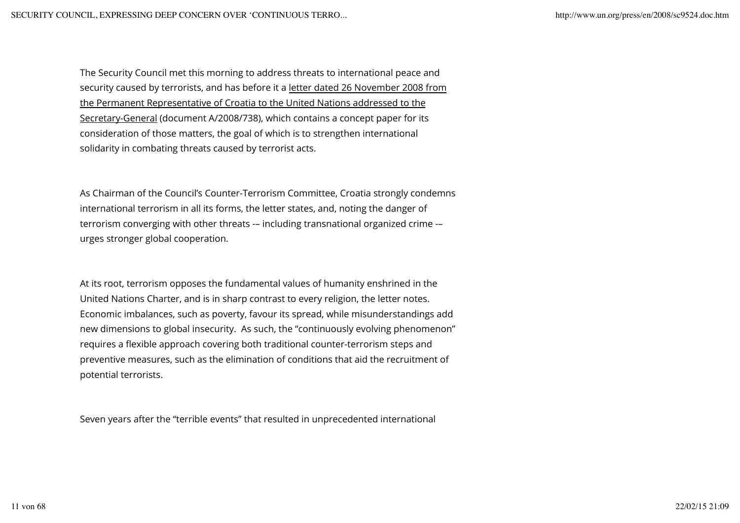The Security Council met this morning to address threats to international peace and security caused by terrorists, and has before it a letter dated 26 November 2008 from the Permanent Representative of Croatia to the United Nations addressed to the Secretary-General (document A/2008/738), which contains a concept paper for its consideration of those matters, the goal of which is to strengthen international solidarity in combating threats caused by terrorist acts.

As Chairman of the Council's Counter-Terrorism Committee, Croatia strongly condemns international terrorism in all its forms, the letter states, and, noting the danger of terrorism converging with other threats -– including transnational organized crime -– urges stronger global cooperation.

At its root, terrorism opposes the fundamental values of humanity enshrined in the United Nations Charter, and is in sharp contrast to every religion, the letter notes. Economic imbalances, such as poverty, favour its spread, while misunderstandings add new dimensions to global insecurity. As such, the "continuously evolving phenomenon" requires a flexible approach covering both traditional counter-terrorism steps and preventive measures, such as the elimination of conditions that aid the recruitment of potential terrorists.

Seven years after the "terrible events" that resulted in unprecedented international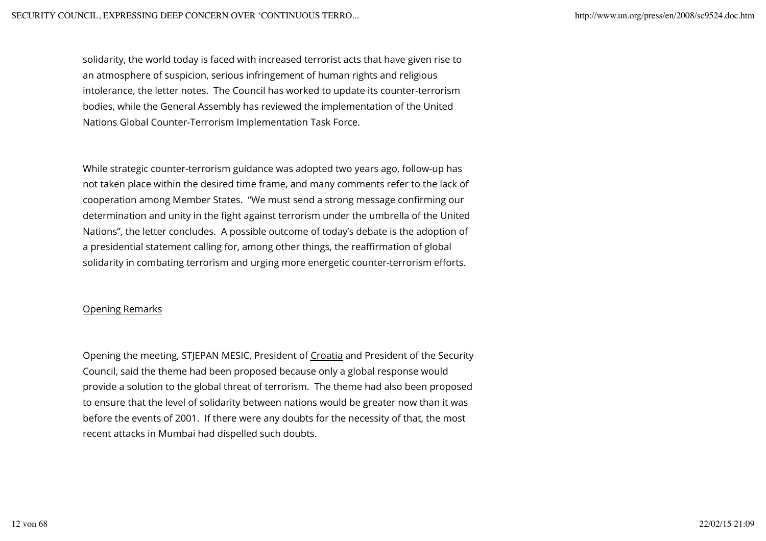solidarity, the world today is faced with increased terrorist acts that have given rise to an atmosphere of suspicion, serious infringement of human rights and religious intolerance, the letter notes. The Council has worked to update its counter-terrorism bodies, while the General Assembly has reviewed the implementation of the United Nations Global Counter-Terrorism Implementation Task Force.

While strategic counter-terrorism guidance was adopted two years ago, follow-up has not taken place within the desired time frame, and many comments refer to the lack of cooperation among Member States. "We must send a strong message confirming our determination and unity in the fight against terrorism under the umbrella of the United Nations", the letter concludes. A possible outcome of today's debate is the adoption of a presidential statement calling for, among other things, the reaffirmation of global solidarity in combating terrorism and urging more energetic counter-terrorism efforts.

## Opening Remarks

Opening the meeting, STJEPAN MESIC, President of Croatia and President of the Security Council, said the theme had been proposed because only a global response would provide a solution to the global threat of terrorism. The theme had also been proposed to ensure that the level of solidarity between nations would be greater now than it was before the events of 2001. If there were any doubts for the necessity of that, the most recent attacks in Mumbai had dispelled such doubts.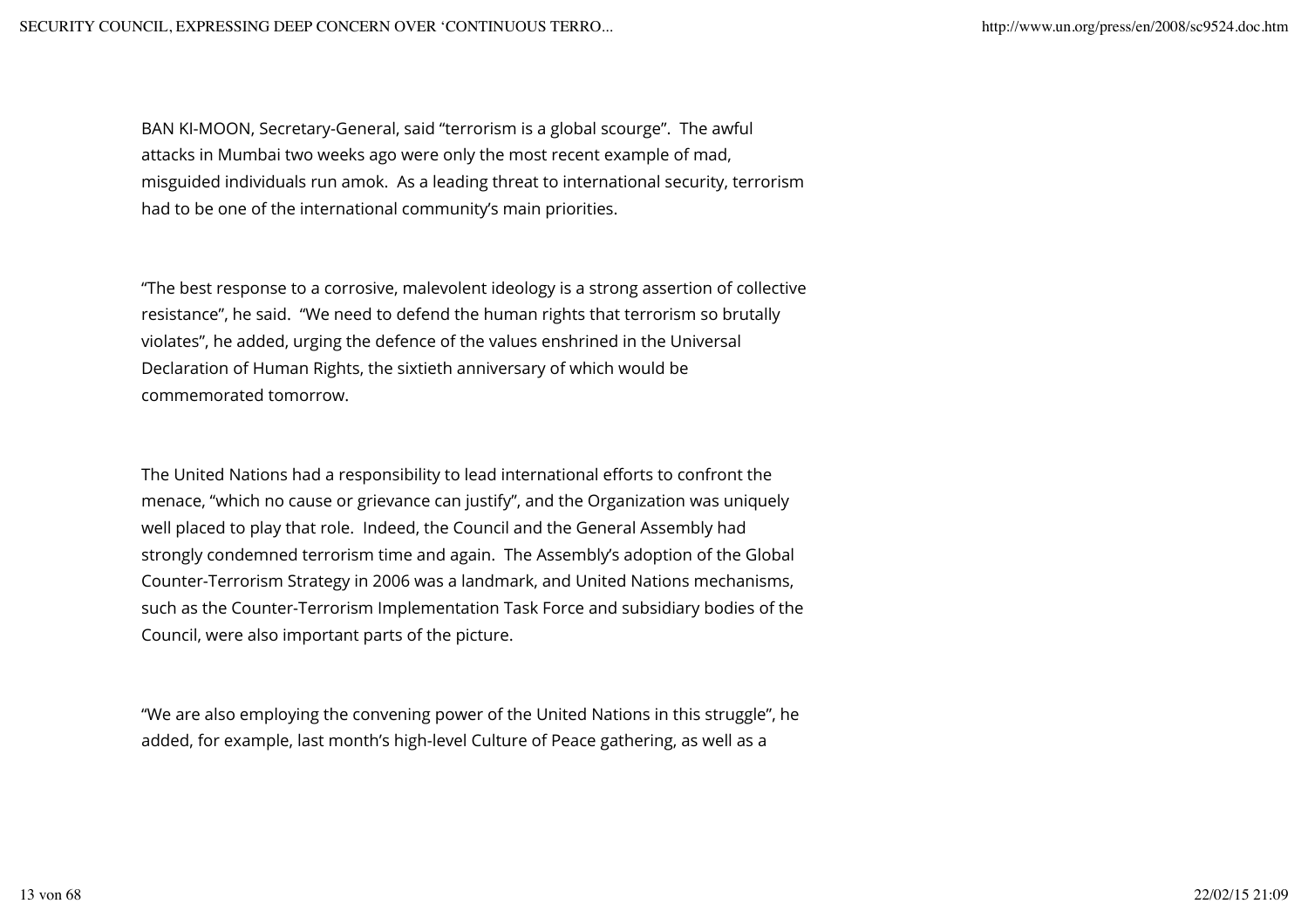BAN KI-MOON, Secretary-General, said “terrorism is a global scourge”. The awful attacks in Mumbai two weeks ago were only the most recent example of mad, misguided individuals run amok. As a leading threat to international security, terrorism had to be one of the international community’s main priorities.

“The best response to a corrosive, malevolent ideology is a strong assertion of collective resistance”, he said. “We need to defend the human rights that terrorism so brutally violates”, he added, urging the defence of the values enshrined in the Universal Declaration of Human Rights, the sixtieth anniversary of which would be commemorated tomorrow.

The United Nations had a responsibility to lead international efforts to confront the menace, “which no cause or grievance can justify”, and the Organization was uniquely well placed to play that role. Indeed, the Council and the General Assembly had strongly condemned terrorism time and again. The Assembly’s adoption of the Global Counter-Terrorism Strategy in 2006 was a landmark, and United Nations mechanisms, such as the Counter-Terrorism Implementation Task Force and subsidiary bodies of the Council, were also important parts of the picture.

“We are also employing the convening power of the United Nations in this struggle”, he added, for example, last month’s high-level Culture of Peace gathering, as well as a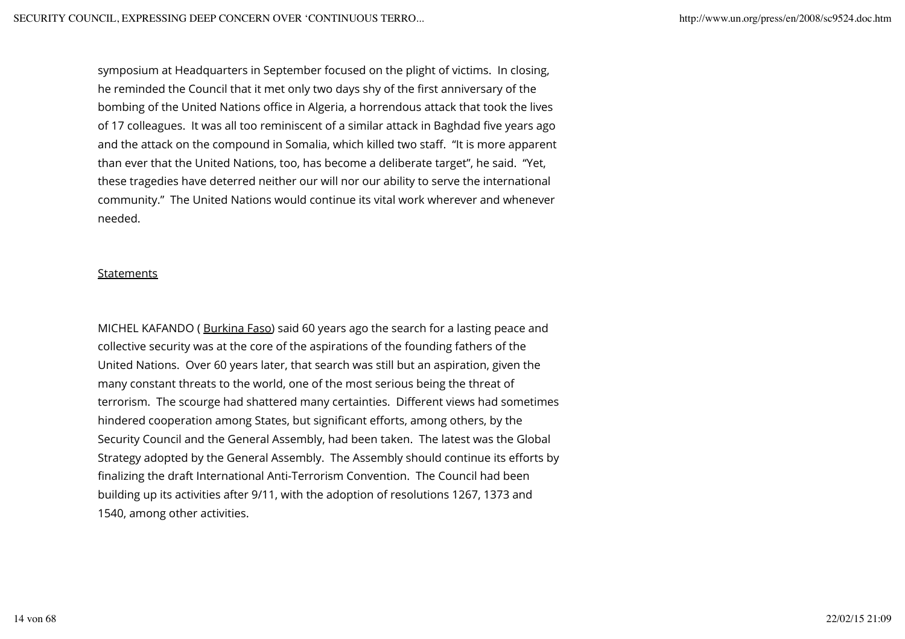symposium at Headquarters in September focused on the plight of victims. In closing, he reminded the Council that it met only two days shy of the first anniversary of the bombing of the United Nations office in Algeria, a horrendous attack that took the lives of 17 colleagues. It was all too reminiscent of a similar attack in Baghdad five years ago and the attack on the compound in Somalia, which killed two staff. "It is more apparent than ever that the United Nations, too, has become a deliberate target", he said. "Yet, these tragedies have deterred neither our will nor our ability to serve the international community." The United Nations would continue its vital work wherever and whenever needed.

Statements

MICHEL KAFANDO ( Burkina Faso) said 60 years ago the search for a lasting peace and collective security was at the core of the aspirations of the founding fathers of the United Nations. Over 60 years later, that search was still but an aspiration, given the many constant threats to the world, one of the most serious being the threat of terrorism. The scourge had shattered many certainties. Different views had sometimes hindered cooperation among States, but significant efforts, among others, by the Security Council and the General Assembly, had been taken. The latest was the Global Strategy adopted by the General Assembly. The Assembly should continue its efforts by finalizing the draft International Anti-Terrorism Convention. The Council had been building up its activities after 9/11, with the adoption of resolutions 1267, 1373 and 1540, among other activities.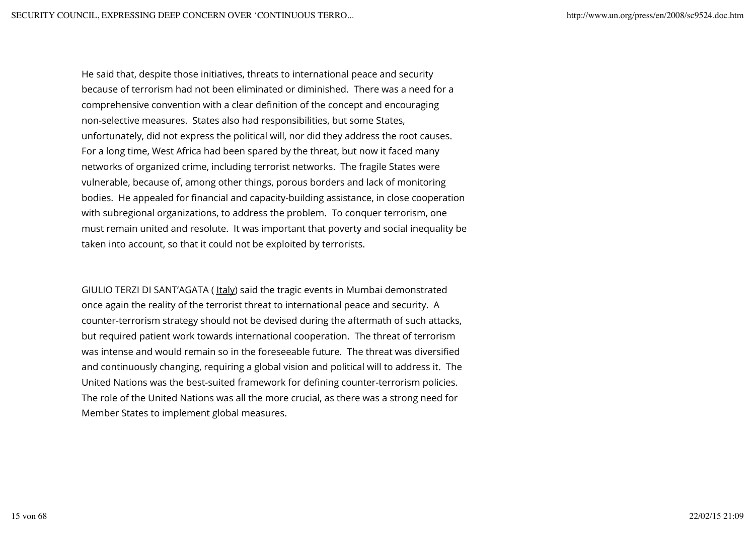He said that, despite those initiatives, threats to international peace and security because of terrorism had not been eliminated or diminished. There was a need for a comprehensive convention with a clear definition of the concept and encouraging non-selective measures. States also had responsibilities, but some States, unfortunately, did not express the political will, nor did they address the root causes. For a long time, West Africa had been spared by the threat, but now it faced many networks of organized crime, including terrorist networks. The fragile States were vulnerable, because of, among other things, porous borders and lack of monitoring bodies. He appealed for financial and capacity-building assistance, in close cooperation with subregional organizations, to address the problem. To conquer terrorism, one must remain united and resolute. It was important that poverty and social inequality be taken into account, so that it could not be exploited by terrorists.

GIULIO TERZI DI SANT'AGATA ( Italy) said the tragic events in Mumbai demonstrated once again the reality of the terrorist threat to international peace and security. A counter-terrorism strategy should not be devised during the aftermath of such attacks, but required patient work towards international cooperation. The threat of terrorism was intense and would remain so in the foreseeable future. The threat was diversified and continuously changing, requiring a global vision and political will to address it. The United Nations was the best-suited framework for defining counter-terrorism policies. The role of the United Nations was all the more crucial, as there was a strong need for Member States to implement global measures.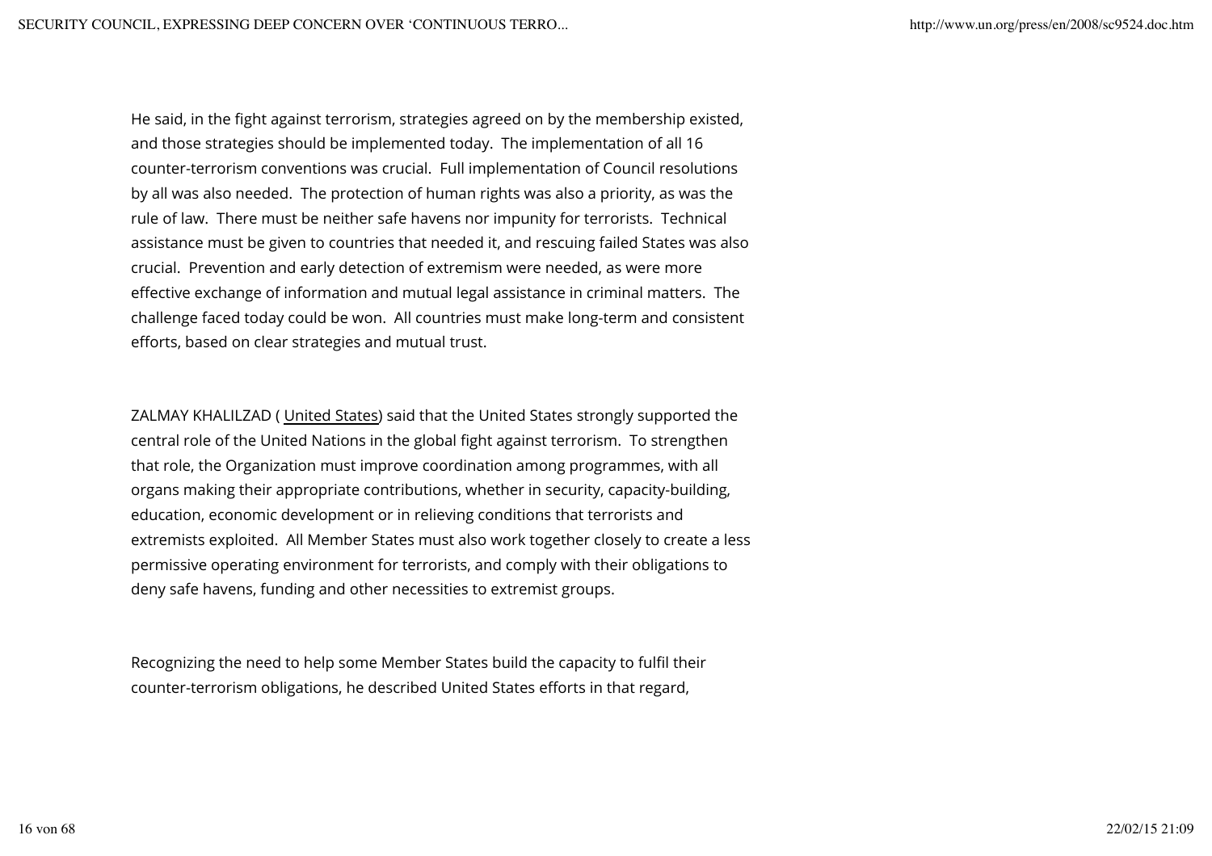He said, in the fight against terrorism, strategies agreed on by the membership existed, and those strategies should be implemented today. The implementation of all 16 counter-terrorism conventions was crucial. Full implementation of Council resolutions by all was also needed. The protection of human rights was also a priority, as was the rule of law. There must be neither safe havens nor impunity for terrorists. Technical assistance must be given to countries that needed it, and rescuing failed States was also crucial. Prevention and early detection of extremism were needed, as were more effective exchange of information and mutual legal assistance in criminal matters. The challenge faced today could be won. All countries must make long-term and consistent efforts, based on clear strategies and mutual trust.

ZALMAY KHALILZAD ( United States) said that the United States strongly supported the central role of the United Nations in the global fight against terrorism. To strengthen that role, the Organization must improve coordination among programmes, with all organs making their appropriate contributions, whether in security, capacity-building, education, economic development or in relieving conditions that terrorists and extremists exploited. All Member States must also work together closely to create a less permissive operating environment for terrorists, and comply with their obligations to deny safe havens, funding and other necessities to extremist groups.

Recognizing the need to help some Member States build the capacity to fulfil their counter-terrorism obligations, he described United States efforts in that regard,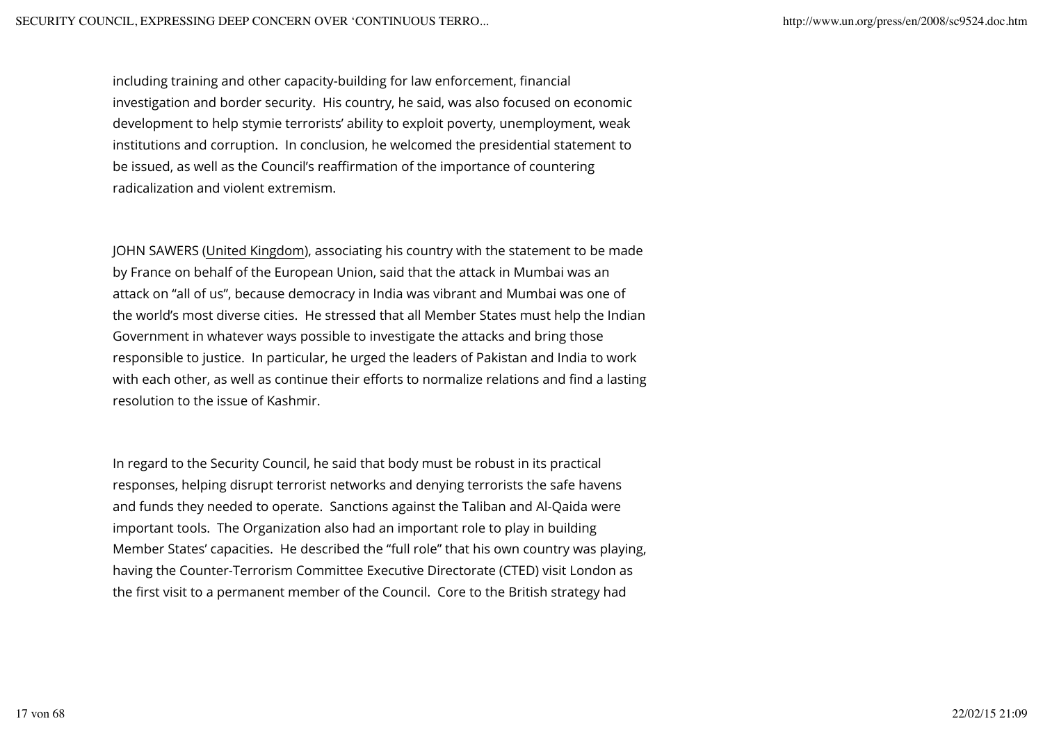including training and other capacity-building for law enforcement, financial investigation and border security. His country, he said, was also focused on economic development to help stymie terrorists' ability to exploit poverty, unemployment, weak institutions and corruption. In conclusion, he welcomed the presidential statement to be issued, as well as the Council's reaffirmation of the importance of countering radicalization and violent extremism.

JOHN SAWERS (United Kingdom), associating his country with the statement to be made by France on behalf of the European Union, said that the attack in Mumbai was an attack on "all of us", because democracy in India was vibrant and Mumbai was one of the world's most diverse cities. He stressed that all Member States must help the Indian Government in whatever ways possible to investigate the attacks and bring those responsible to justice. In particular, he urged the leaders of Pakistan and India to work with each other, as well as continue their efforts to normalize relations and find a lasting resolution to the issue of Kashmir.

In regard to the Security Council, he said that body must be robust in its practical responses, helping disrupt terrorist networks and denying terrorists the safe havens and funds they needed to operate. Sanctions against the Taliban and Al-Qaida were important tools. The Organization also had an important role to play in building Member States' capacities. He described the "full role" that his own country was playing, having the Counter-Terrorism Committee Executive Directorate (CTED) visit London as the first visit to a permanent member of the Council. Core to the British strategy had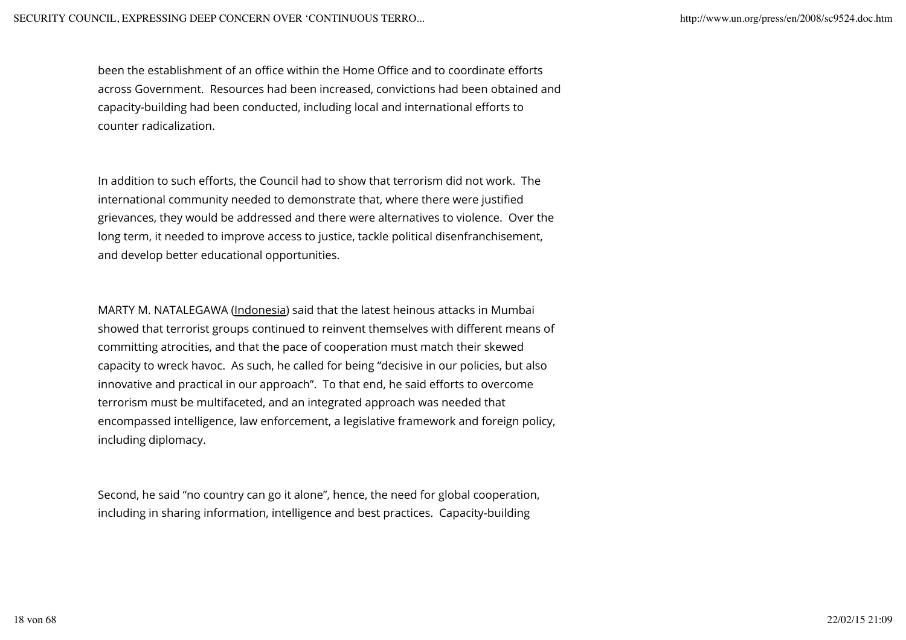been the establishment of an office within the Home Office and to coordinate efforts across Government. Resources had been increased, convictions had been obtained and capacity-building had been conducted, including local and international efforts to counter radicalization.

In addition to such efforts, the Council had to show that terrorism did not work. The international community needed to demonstrate that, where there were justified grievances, they would be addressed and there were alternatives to violence. Over the long term, it needed to improve access to justice, tackle political disenfranchisement, and develop better educational opportunities.

MARTY M. NATALEGAWA (Indonesia) said that the latest heinous attacks in Mumbai showed that terrorist groups continued to reinvent themselves with different means of committing atrocities, and that the pace of cooperation must match their skewed capacity to wreck havoc. As such, he called for being “decisive in our policies, but also innovative and practical in our approach”. To that end, he said efforts to overcome terrorism must be multifaceted, and an integrated approach was needed that encompassed intelligence, law enforcement, a legislative framework and foreign policy, including diplomacy.

Second, he said “no country can go it alone”, hence, the need for global cooperation, including in sharing information, intelligence and best practices. Capacity-building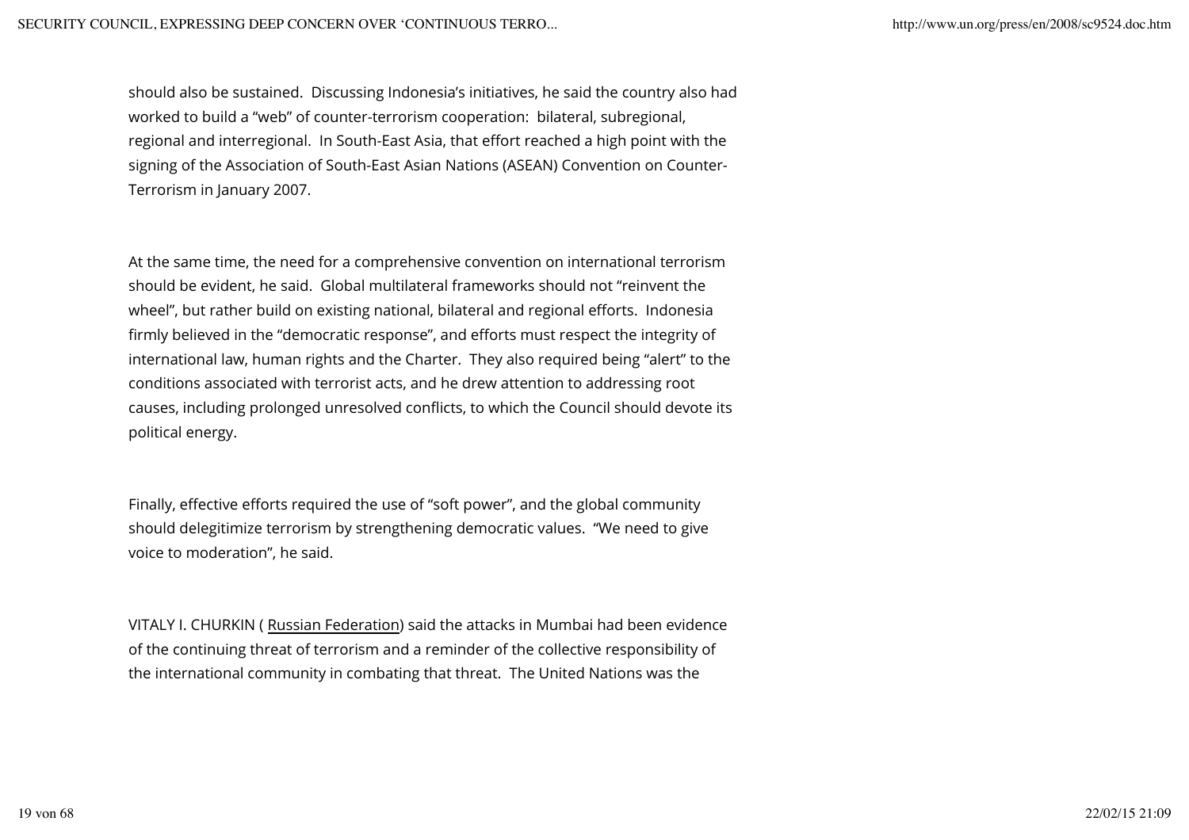should also be sustained. Discussing Indonesia's initiatives, he said the country also had worked to build a "web" of counter-terrorism cooperation: bilateral, subregional, regional and interregional. In South-East Asia, that effort reached a high point with the signing of the Association of South-East Asian Nations (ASEAN) Convention on Counter-Terrorism in January 2007.

At the same time, the need for a comprehensive convention on international terrorism should be evident, he said. Global multilateral frameworks should not "reinvent the wheel", but rather build on existing national, bilateral and regional efforts. Indonesia firmly believed in the "democratic response", and efforts must respect the integrity of international law, human rights and the Charter. They also required being "alert" to the conditions associated with terrorist acts, and he drew attention to addressing root causes, including prolonged unresolved conflicts, to which the Council should devote its political energy.

Finally, effective efforts required the use of "soft power", and the global community should delegitimize terrorism by strengthening democratic values. "We need to give voice to moderation", he said.

VITALY I. CHURKIN ( Russian Federation) said the attacks in Mumbai had been evidence of the continuing threat of terrorism and a reminder of the collective responsibility of the international community in combating that threat. The United Nations was the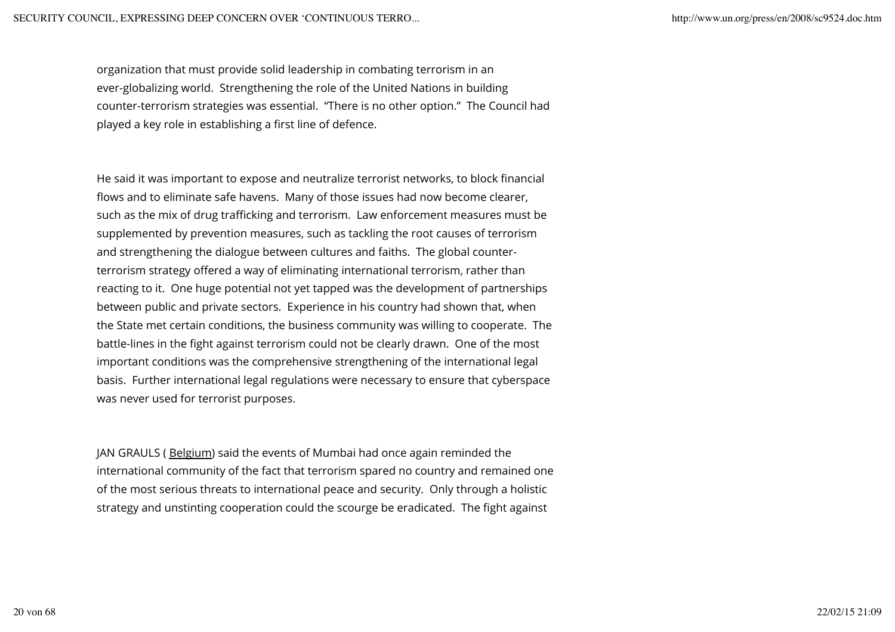organization that must provide solid leadership in combating terrorism in an ever-globalizing world. Strengthening the role of the United Nations in building counter-terrorism strategies was essential. "There is no other option." The Council had played a key role in establishing a first line of defence.

He said it was important to expose and neutralize terrorist networks, to block financial flows and to eliminate safe havens. Many of those issues had now become clearer, such as the mix of drug trafficking and terrorism. Law enforcement measures must be supplemented by prevention measures, such as tackling the root causes of terrorism and strengthening the dialogue between cultures and faiths. The global counter-terrorism strategy offered a way of eliminating international terrorism, rather than reacting to it. One huge potential not yet tapped was the development of partnerships between public and private sectors. Experience in his country had shown that, when the State met certain conditions, the business community was willing to cooperate. The battle-lines in the fight against terrorism could not be clearly drawn. One of the most important conditions was the comprehensive strengthening of the international legal basis. Further international legal regulations were necessary to ensure that cyberspace was never used for terrorist purposes.

JAN GRAULS ( Belgium) said the events of Mumbai had once again reminded the international community of the fact that terrorism spared no country and remained one of the most serious threats to international peace and security. Only through a holistic strategy and unstinting cooperation could the scourge be eradicated. The fight against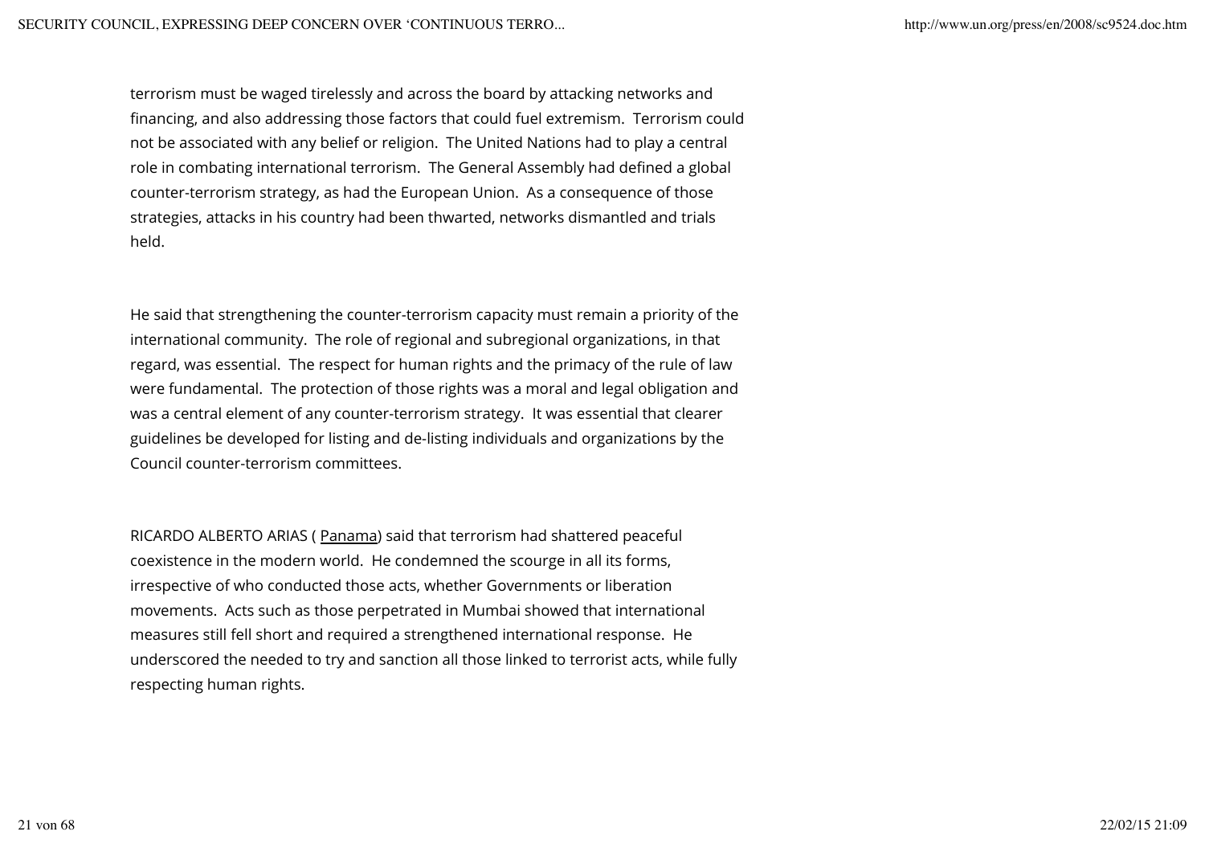terrorism must be waged tirelessly and across the board by attacking networks and financing, and also addressing those factors that could fuel extremism. Terrorism could not be associated with any belief or religion. The United Nations had to play a central role in combating international terrorism. The General Assembly had defined a global counter-terrorism strategy, as had the European Union. As a consequence of those strategies, attacks in his country had been thwarted, networks dismantled and trials held.

He said that strengthening the counter-terrorism capacity must remain a priority of the international community. The role of regional and subregional organizations, in that regard, was essential. The respect for human rights and the primacy of the rule of law were fundamental. The protection of those rights was a moral and legal obligation and was a central element of any counter-terrorism strategy. It was essential that clearer guidelines be developed for listing and de-listing individuals and organizations by the Council counter-terrorism committees.

RICARDO ALBERTO ARIAS ( Panama) said that terrorism had shattered peaceful coexistence in the modern world. He condemned the scourge in all its forms, irrespective of who conducted those acts, whether Governments or liberation movements. Acts such as those perpetrated in Mumbai showed that international measures still fell short and required a strengthened international response. He underscored the needed to try and sanction all those linked to terrorist acts, while fully respecting human rights.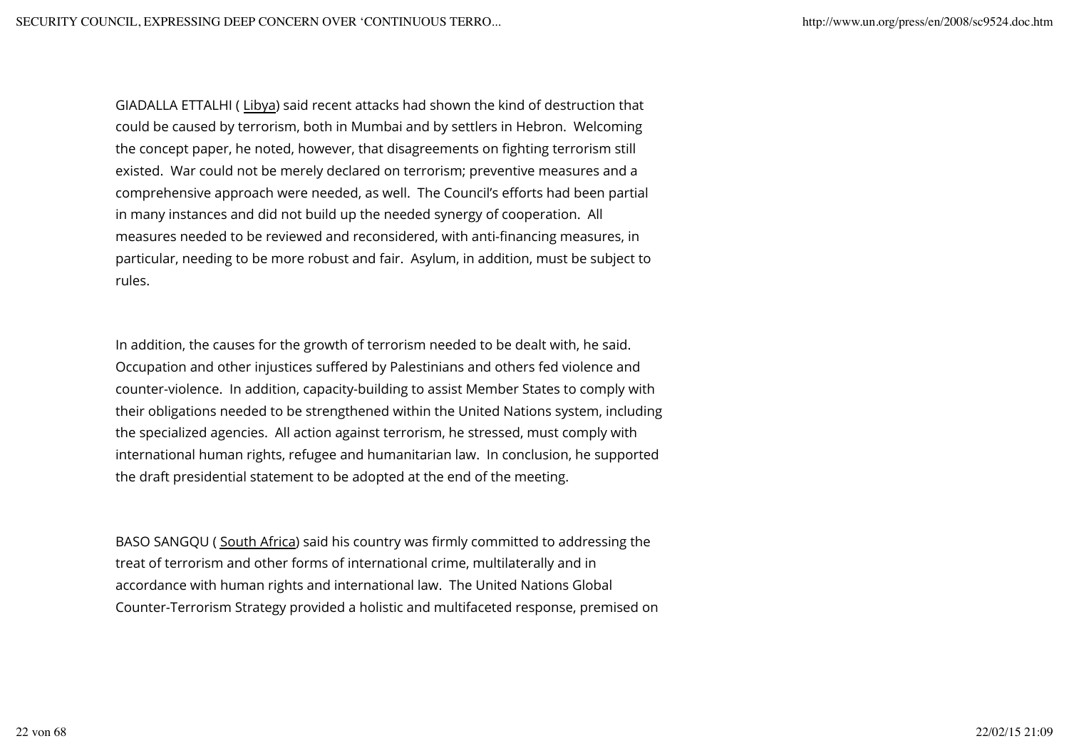GIADALLA ETTALHI ( Libya) said recent attacks had shown the kind of destruction that could be caused by terrorism, both in Mumbai and by settlers in Hebron. Welcoming the concept paper, he noted, however, that disagreements on fighting terrorism still existed. War could not be merely declared on terrorism; preventive measures and a comprehensive approach were needed, as well. The Council's efforts had been partial in many instances and did not build up the needed synergy of cooperation. All measures needed to be reviewed and reconsidered, with anti-financing measures, in particular, needing to be more robust and fair. Asylum, in addition, must be subject to rules.

In addition, the causes for the growth of terrorism needed to be dealt with, he said. Occupation and other injustices suffered by Palestinians and others fed violence and counter-violence. In addition, capacity-building to assist Member States to comply with their obligations needed to be strengthened within the United Nations system, including the specialized agencies. All action against terrorism, he stressed, must comply with international human rights, refugee and humanitarian law. In conclusion, he supported the draft presidential statement to be adopted at the end of the meeting.

BASO SANGQU ( South Africa) said his country was firmly committed to addressing the treat of terrorism and other forms of international crime, multilaterally and in accordance with human rights and international law. The United Nations Global Counter-Terrorism Strategy provided a holistic and multifaceted response, premised on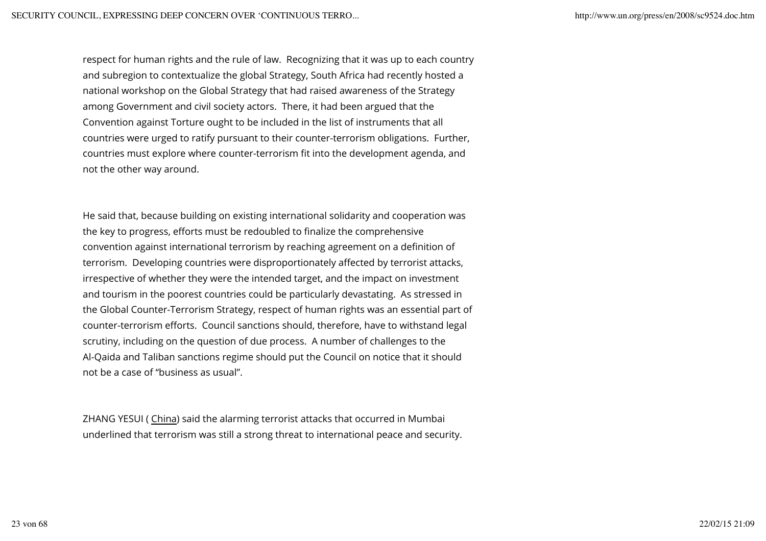respect for human rights and the rule of law. Recognizing that it was up to each country and subregion to contextualize the global Strategy, South Africa had recently hosted a national workshop on the Global Strategy that had raised awareness of the Strategy among Government and civil society actors. There, it had been argued that the Convention against Torture ought to be included in the list of instruments that all countries were urged to ratify pursuant to their counter-terrorism obligations. Further, countries must explore where counter-terrorism fit into the development agenda, and not the other way around.

He said that, because building on existing international solidarity and cooperation was the key to progress, efforts must be redoubled to finalize the comprehensive convention against international terrorism by reaching agreement on a definition of terrorism. Developing countries were disproportionately affected by terrorist attacks, irrespective of whether they were the intended target, and the impact on investment and tourism in the poorest countries could be particularly devastating. As stressed in the Global Counter-Terrorism Strategy, respect of human rights was an essential part of counter-terrorism efforts. Council sanctions should, therefore, have to withstand legal scrutiny, including on the question of due process. A number of challenges to the Al-Qaida and Taliban sanctions regime should put the Council on notice that it should not be a case of "business as usual".

ZHANG YESUI ( China) said the alarming terrorist attacks that occurred in Mumbai underlined that terrorism was still a strong threat to international peace and security.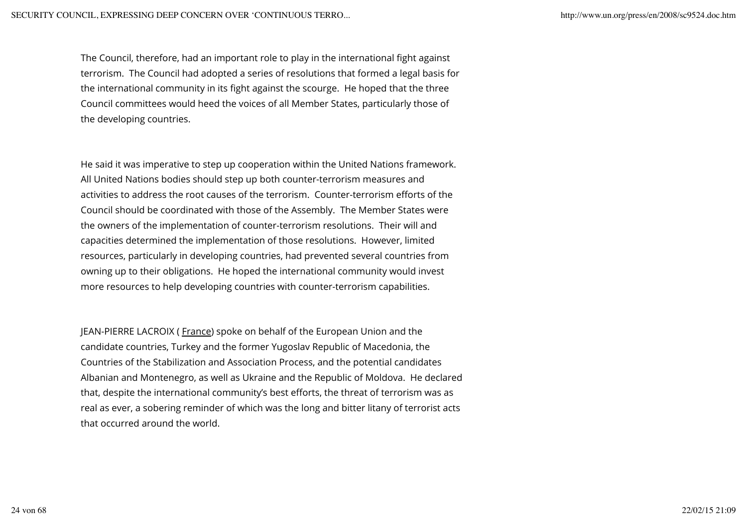The Council, therefore, had an important role to play in the international fight against terrorism. The Council had adopted a series of resolutions that formed a legal basis for the international community in its fight against the scourge. He hoped that the three Council committees would heed the voices of all Member States, particularly those of the developing countries.

He said it was imperative to step up cooperation within the United Nations framework. All United Nations bodies should step up both counter-terrorism measures and activities to address the root causes of the terrorism. Counter-terrorism efforts of the Council should be coordinated with those of the Assembly. The Member States were the owners of the implementation of counter-terrorism resolutions. Their will and capacities determined the implementation of those resolutions. However, limited resources, particularly in developing countries, had prevented several countries from owning up to their obligations. He hoped the international community would invest more resources to help developing countries with counter-terrorism capabilities.

JEAN-PIERRE LACROIX ( France) spoke on behalf of the European Union and the candidate countries, Turkey and the former Yugoslav Republic of Macedonia, the Countries of the Stabilization and Association Process, and the potential candidates Albanian and Montenegro, as well as Ukraine and the Republic of Moldova. He declared that, despite the international community's best efforts, the threat of terrorism was as real as ever, a sobering reminder of which was the long and bitter litany of terrorist acts that occurred around the world.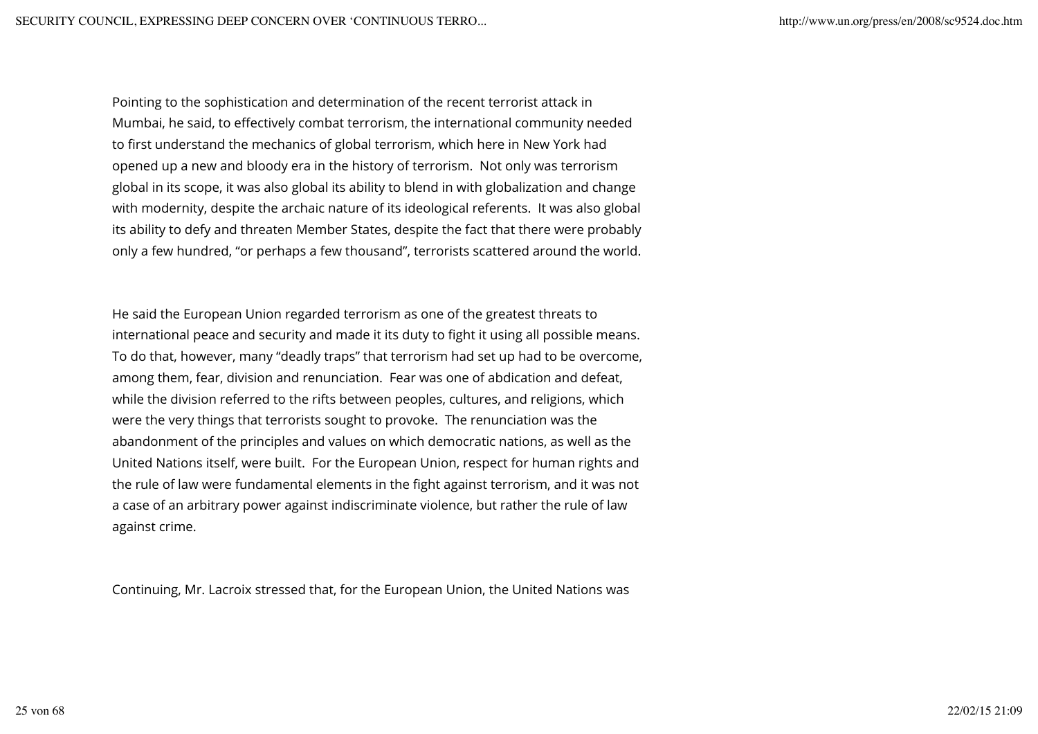Pointing to the sophistication and determination of the recent terrorist attack in Mumbai, he said, to effectively combat terrorism, the international community needed to first understand the mechanics of global terrorism, which here in New York had opened up a new and bloody era in the history of terrorism.  Not only was terrorism global in its scope, it was also global its ability to blend in with globalization and change with modernity, despite the archaic nature of its ideological referents.  It was also global its ability to defy and threaten Member States, despite the fact that there were probably only a few hundred, "or perhaps a few thousand", terrorists scattered around the world.

He said the European Union regarded terrorism as one of the greatest threats to international peace and security and made it its duty to fight it using all possible means. To do that, however, many "deadly traps" that terrorism had set up had to be overcome, among them, fear, division and renunciation.  Fear was one of abdication and defeat, while the division referred to the rifts between peoples, cultures, and religions, which were the very things that terrorists sought to provoke.  The renunciation was the abandonment of the principles and values on which democratic nations, as well as the United Nations itself, were built.  For the European Union, respect for human rights and the rule of law were fundamental elements in the fight against terrorism, and it was not a case of an arbitrary power against indiscriminate violence, but rather the rule of law against crime.

Continuing, Mr. Lacroix stressed that, for the European Union, the United Nations was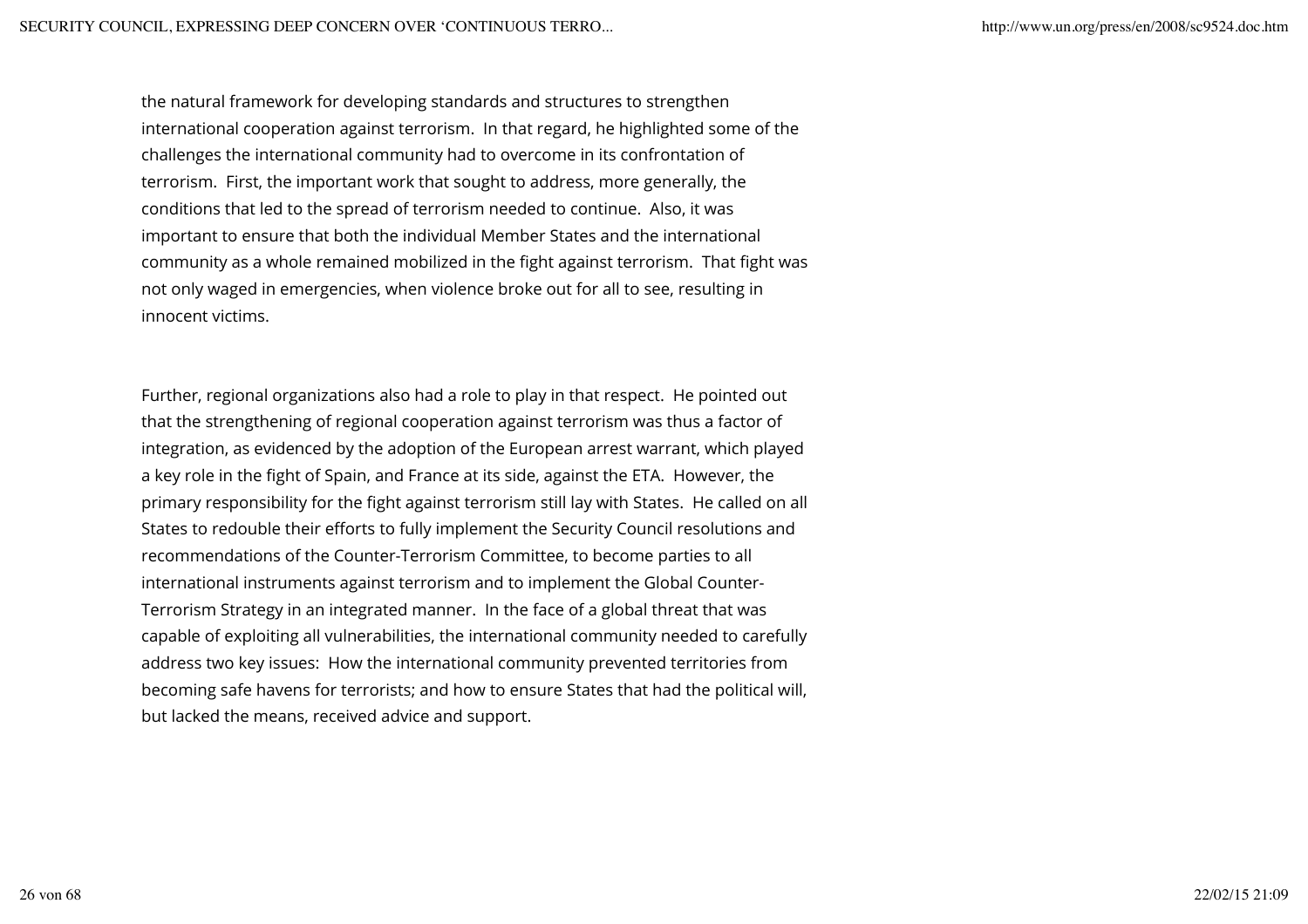the natural framework for developing standards and structures to strengthen international cooperation against terrorism. In that regard, he highlighted some of the challenges the international community had to overcome in its confrontation of terrorism. First, the important work that sought to address, more generally, the conditions that led to the spread of terrorism needed to continue. Also, it was important to ensure that both the individual Member States and the international community as a whole remained mobilized in the fight against terrorism. That fight was not only waged in emergencies, when violence broke out for all to see, resulting in innocent victims.

Further, regional organizations also had a role to play in that respect. He pointed out that the strengthening of regional cooperation against terrorism was thus a factor of integration, as evidenced by the adoption of the European arrest warrant, which played a key role in the fight of Spain, and France at its side, against the ETA. However, the primary responsibility for the fight against terrorism still lay with States. He called on all States to redouble their efforts to fully implement the Security Council resolutions and recommendations of the Counter-Terrorism Committee, to become parties to all international instruments against terrorism and to implement the Global Counter-Terrorism Strategy in an integrated manner. In the face of a global threat that was capable of exploiting all vulnerabilities, the international community needed to carefully address two key issues: How the international community prevented territories from becoming safe havens for terrorists; and how to ensure States that had the political will, but lacked the means, received advice and support.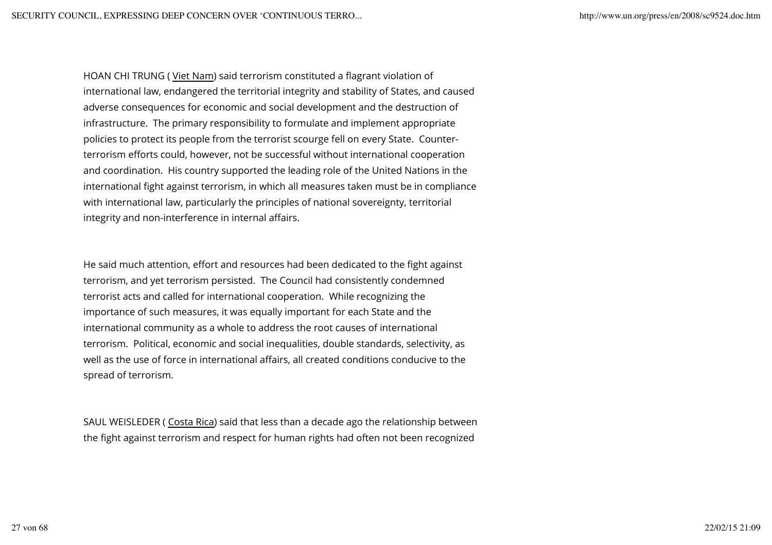HOAN CHI TRUNG ( Viet Nam) said terrorism constituted a flagrant violation of international law, endangered the territorial integrity and stability of States, and caused adverse consequences for economic and social development and the destruction of infrastructure. The primary responsibility to formulate and implement appropriate policies to protect its people from the terrorist scourge fell on every State. Counter-terrorism efforts could, however, not be successful without international cooperation and coordination. His country supported the leading role of the United Nations in the international fight against terrorism, in which all measures taken must be in compliance with international law, particularly the principles of national sovereignty, territorial integrity and non-interference in internal affairs.

He said much attention, effort and resources had been dedicated to the fight against terrorism, and yet terrorism persisted. The Council had consistently condemned terrorist acts and called for international cooperation. While recognizing the importance of such measures, it was equally important for each State and the international community as a whole to address the root causes of international terrorism. Political, economic and social inequalities, double standards, selectivity, as well as the use of force in international affairs, all created conditions conducive to the spread of terrorism.

SAUL WEISLEDER ( Costa Rica) said that less than a decade ago the relationship between the fight against terrorism and respect for human rights had often not been recognized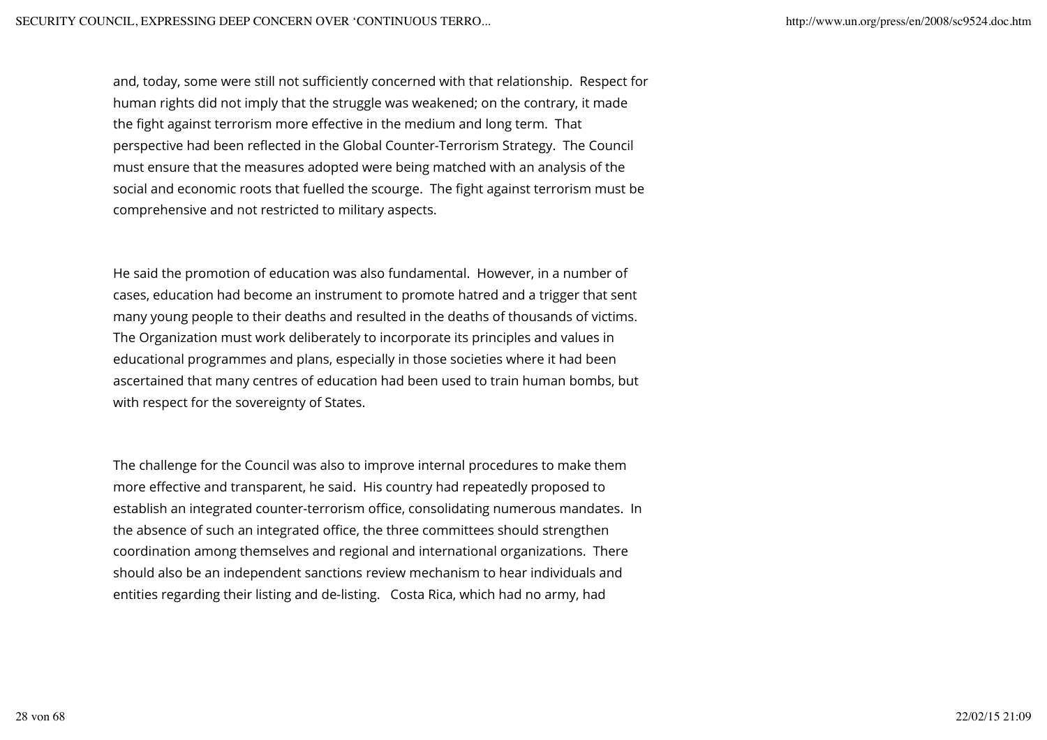and, today, some were still not sufficiently concerned with that relationship. Respect for human rights did not imply that the struggle was weakened; on the contrary, it made the fight against terrorism more effective in the medium and long term. That perspective had been reflected in the Global Counter-Terrorism Strategy. The Council must ensure that the measures adopted were being matched with an analysis of the social and economic roots that fuelled the scourge. The fight against terrorism must be comprehensive and not restricted to military aspects.

He said the promotion of education was also fundamental. However, in a number of cases, education had become an instrument to promote hatred and a trigger that sent many young people to their deaths and resulted in the deaths of thousands of victims. The Organization must work deliberately to incorporate its principles and values in educational programmes and plans, especially in those societies where it had been ascertained that many centres of education had been used to train human bombs, but with respect for the sovereignty of States.

The challenge for the Council was also to improve internal procedures to make them more effective and transparent, he said. His country had repeatedly proposed to establish an integrated counter-terrorism office, consolidating numerous mandates. In the absence of such an integrated office, the three committees should strengthen coordination among themselves and regional and international organizations. There should also be an independent sanctions review mechanism to hear individuals and entities regarding their listing and de-listing. Costa Rica, which had no army, had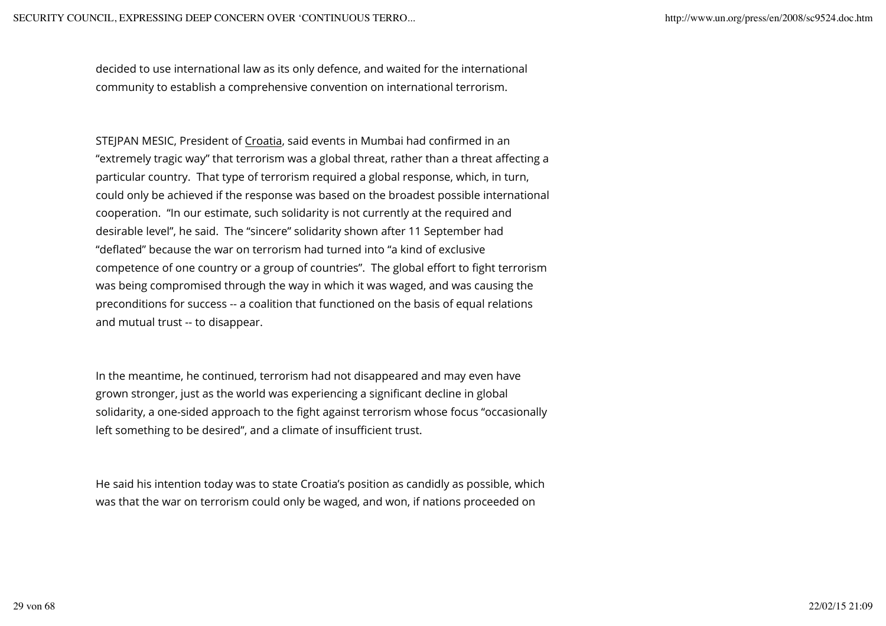decided to use international law as its only defence, and waited for the international community to establish a comprehensive convention on international terrorism.

STEJPAN MESIC, President of Croatia, said events in Mumbai had confirmed in an "extremely tragic way" that terrorism was a global threat, rather than a threat affecting a particular country. That type of terrorism required a global response, which, in turn, could only be achieved if the response was based on the broadest possible international cooperation. "In our estimate, such solidarity is not currently at the required and desirable level", he said. The "sincere" solidarity shown after 11 September had "deflated" because the war on terrorism had turned into "a kind of exclusive competence of one country or a group of countries". The global effort to fight terrorism was being compromised through the way in which it was waged, and was causing the preconditions for success -- a coalition that functioned on the basis of equal relations and mutual trust -- to disappear.

In the meantime, he continued, terrorism had not disappeared and may even have grown stronger, just as the world was experiencing a significant decline in global solidarity, a one-sided approach to the fight against terrorism whose focus "occasionally left something to be desired", and a climate of insufficient trust.

He said his intention today was to state Croatia's position as candidly as possible, which was that the war on terrorism could only be waged, and won, if nations proceeded on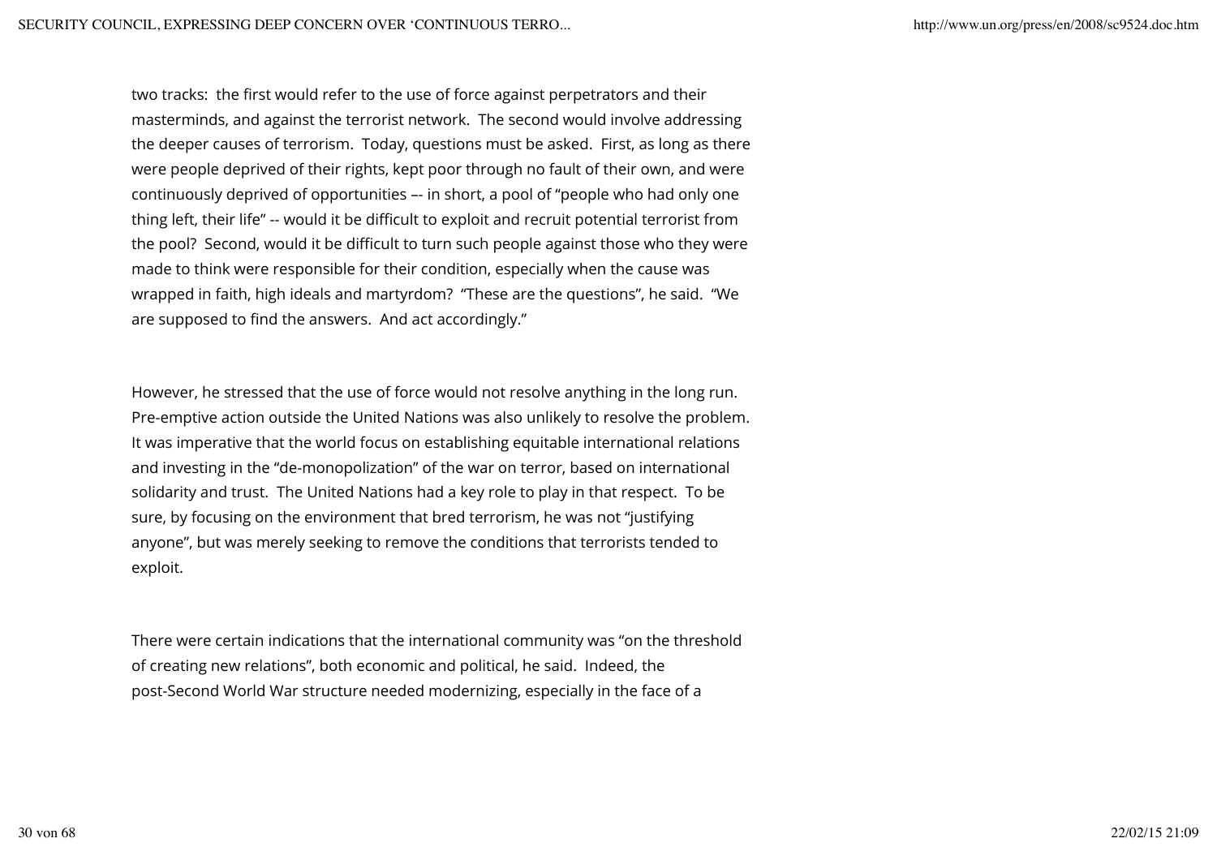two tracks: the first would refer to the use of force against perpetrators and their masterminds, and against the terrorist network. The second would involve addressing the deeper causes of terrorism. Today, questions must be asked. First, as long as there were people deprived of their rights, kept poor through no fault of their own, and were continuously deprived of opportunities –- in short, a pool of "people who had only one thing left, their life" -- would it be difficult to exploit and recruit potential terrorist from the pool? Second, would it be difficult to turn such people against those who they were made to think were responsible for their condition, especially when the cause was wrapped in faith, high ideals and martyrdom? "These are the questions", he said. "We are supposed to find the answers. And act accordingly."

However, he stressed that the use of force would not resolve anything in the long run. Pre-emptive action outside the United Nations was also unlikely to resolve the problem. It was imperative that the world focus on establishing equitable international relations and investing in the "de-monopolization" of the war on terror, based on international solidarity and trust. The United Nations had a key role to play in that respect. To be sure, by focusing on the environment that bred terrorism, he was not "justifying anyone", but was merely seeking to remove the conditions that terrorists tended to exploit.

There were certain indications that the international community was "on the threshold of creating new relations", both economic and political, he said. Indeed, the post-Second World War structure needed modernizing, especially in the face of a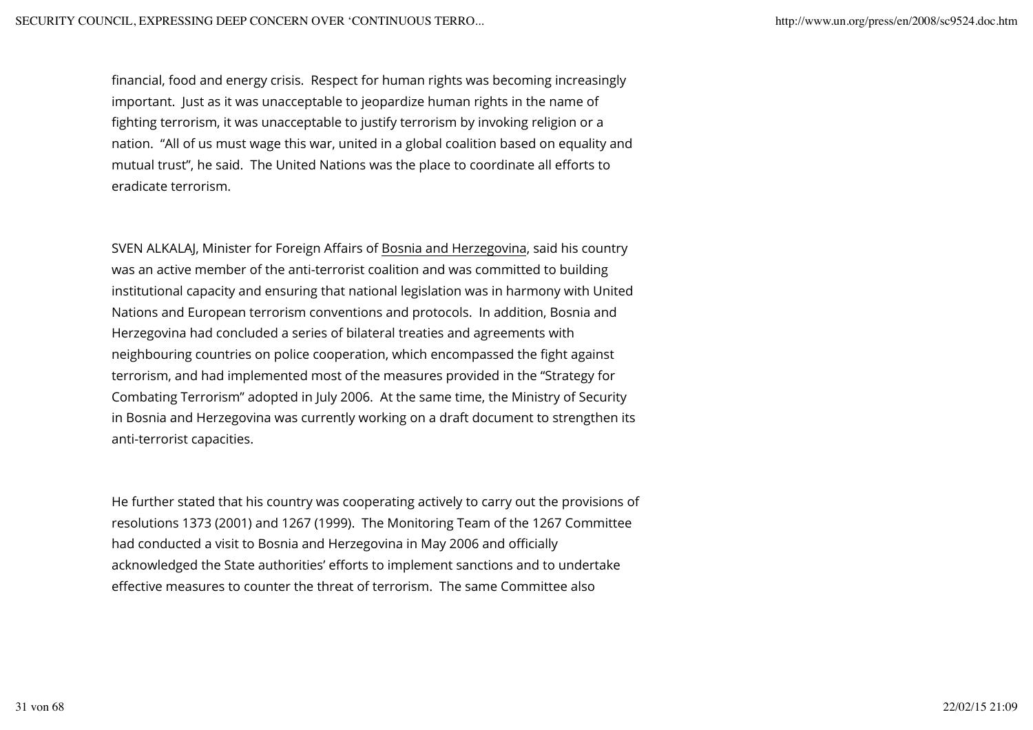financial, food and energy crisis. Respect for human rights was becoming increasingly important. Just as it was unacceptable to jeopardize human rights in the name of fighting terrorism, it was unacceptable to justify terrorism by invoking religion or a nation. "All of us must wage this war, united in a global coalition based on equality and mutual trust", he said. The United Nations was the place to coordinate all efforts to eradicate terrorism.

SVEN ALKALAJ, Minister for Foreign Affairs of Bosnia and Herzegovina, said his country was an active member of the anti-terrorist coalition and was committed to building institutional capacity and ensuring that national legislation was in harmony with United Nations and European terrorism conventions and protocols. In addition, Bosnia and Herzegovina had concluded a series of bilateral treaties and agreements with neighbouring countries on police cooperation, which encompassed the fight against terrorism, and had implemented most of the measures provided in the "Strategy for Combating Terrorism" adopted in July 2006. At the same time, the Ministry of Security in Bosnia and Herzegovina was currently working on a draft document to strengthen its anti-terrorist capacities.

He further stated that his country was cooperating actively to carry out the provisions of resolutions 1373 (2001) and 1267 (1999). The Monitoring Team of the 1267 Committee had conducted a visit to Bosnia and Herzegovina in May 2006 and officially acknowledged the State authorities' efforts to implement sanctions and to undertake effective measures to counter the threat of terrorism. The same Committee also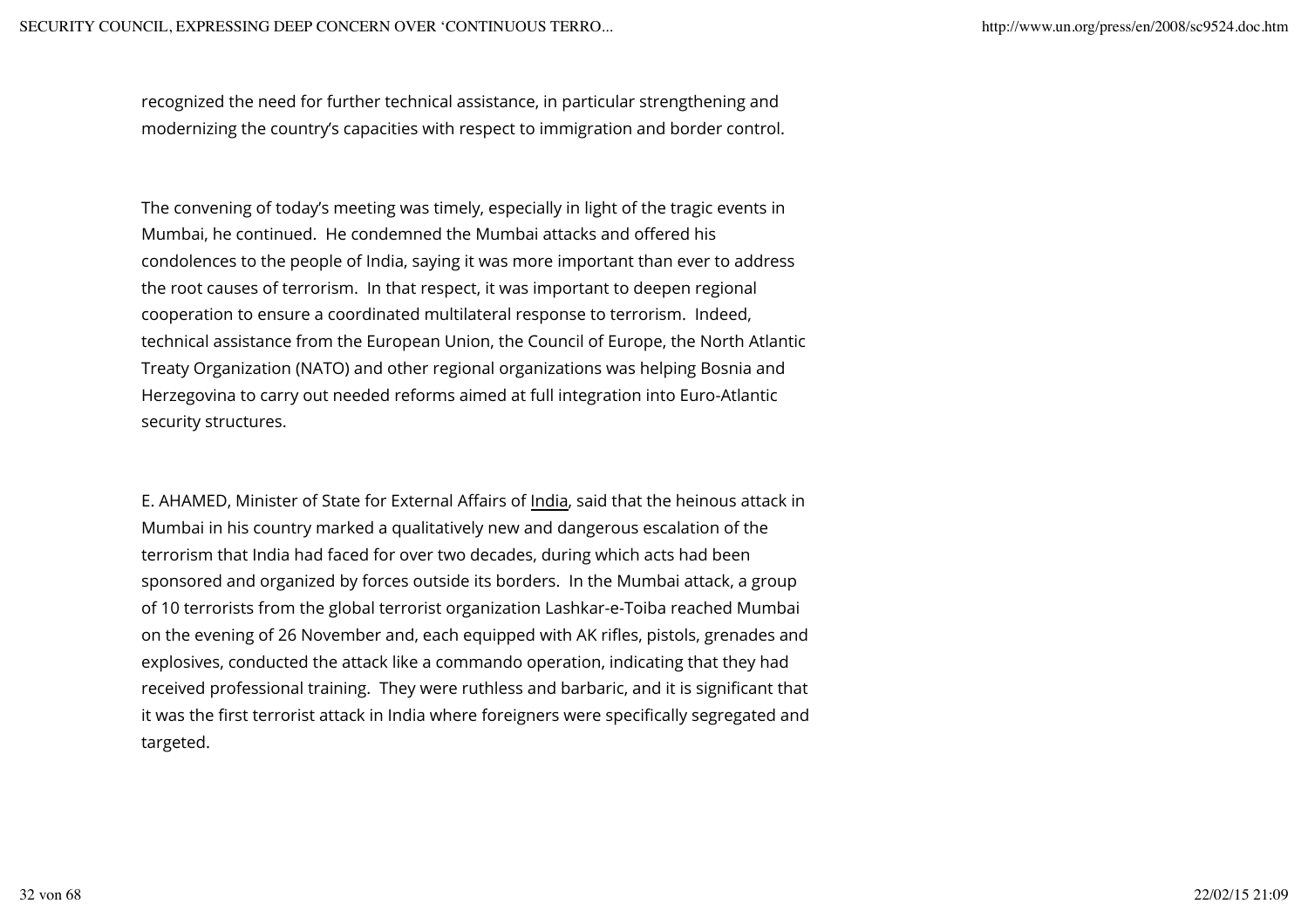recognized the need for further technical assistance, in particular strengthening and modernizing the country's capacities with respect to immigration and border control.

The convening of today's meeting was timely, especially in light of the tragic events in Mumbai, he continued. He condemned the Mumbai attacks and offered his condolences to the people of India, saying it was more important than ever to address the root causes of terrorism. In that respect, it was important to deepen regional cooperation to ensure a coordinated multilateral response to terrorism. Indeed, technical assistance from the European Union, the Council of Europe, the North Atlantic Treaty Organization (NATO) and other regional organizations was helping Bosnia and Herzegovina to carry out needed reforms aimed at full integration into Euro-Atlantic security structures.

E. AHAMED, Minister of State for External Affairs of India, said that the heinous attack in Mumbai in his country marked a qualitatively new and dangerous escalation of the terrorism that India had faced for over two decades, during which acts had been sponsored and organized by forces outside its borders. In the Mumbai attack, a group of 10 terrorists from the global terrorist organization Lashkar-e-Toiba reached Mumbai on the evening of 26 November and, each equipped with AK rifles, pistols, grenades and explosives, conducted the attack like a commando operation, indicating that they had received professional training. They were ruthless and barbaric, and it is significant that it was the first terrorist attack in India where foreigners were specifically segregated and targeted.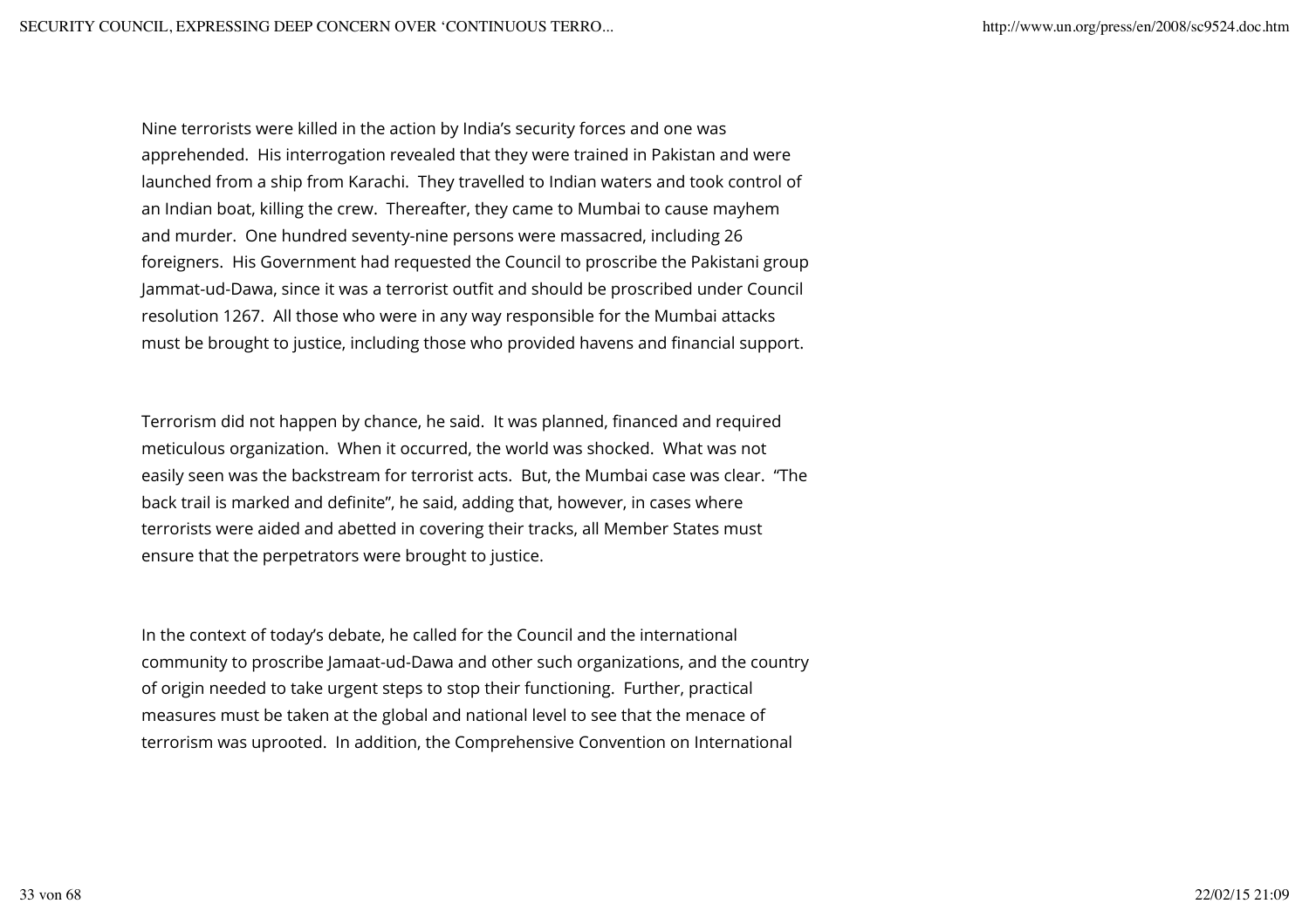Nine terrorists were killed in the action by India's security forces and one was apprehended. His interrogation revealed that they were trained in Pakistan and were launched from a ship from Karachi. They travelled to Indian waters and took control of an Indian boat, killing the crew. Thereafter, they came to Mumbai to cause mayhem and murder. One hundred seventy-nine persons were massacred, including 26 foreigners. His Government had requested the Council to proscribe the Pakistani group Jammat-ud-Dawa, since it was a terrorist outfit and should be proscribed under Council resolution 1267. All those who were in any way responsible for the Mumbai attacks must be brought to justice, including those who provided havens and financial support.

Terrorism did not happen by chance, he said. It was planned, financed and required meticulous organization. When it occurred, the world was shocked. What was not easily seen was the backstream for terrorist acts. But, the Mumbai case was clear. "The back trail is marked and definite", he said, adding that, however, in cases where terrorists were aided and abetted in covering their tracks, all Member States must ensure that the perpetrators were brought to justice.

In the context of today's debate, he called for the Council and the international community to proscribe Jamaat-ud-Dawa and other such organizations, and the country of origin needed to take urgent steps to stop their functioning. Further, practical measures must be taken at the global and national level to see that the menace of terrorism was uprooted. In addition, the Comprehensive Convention on International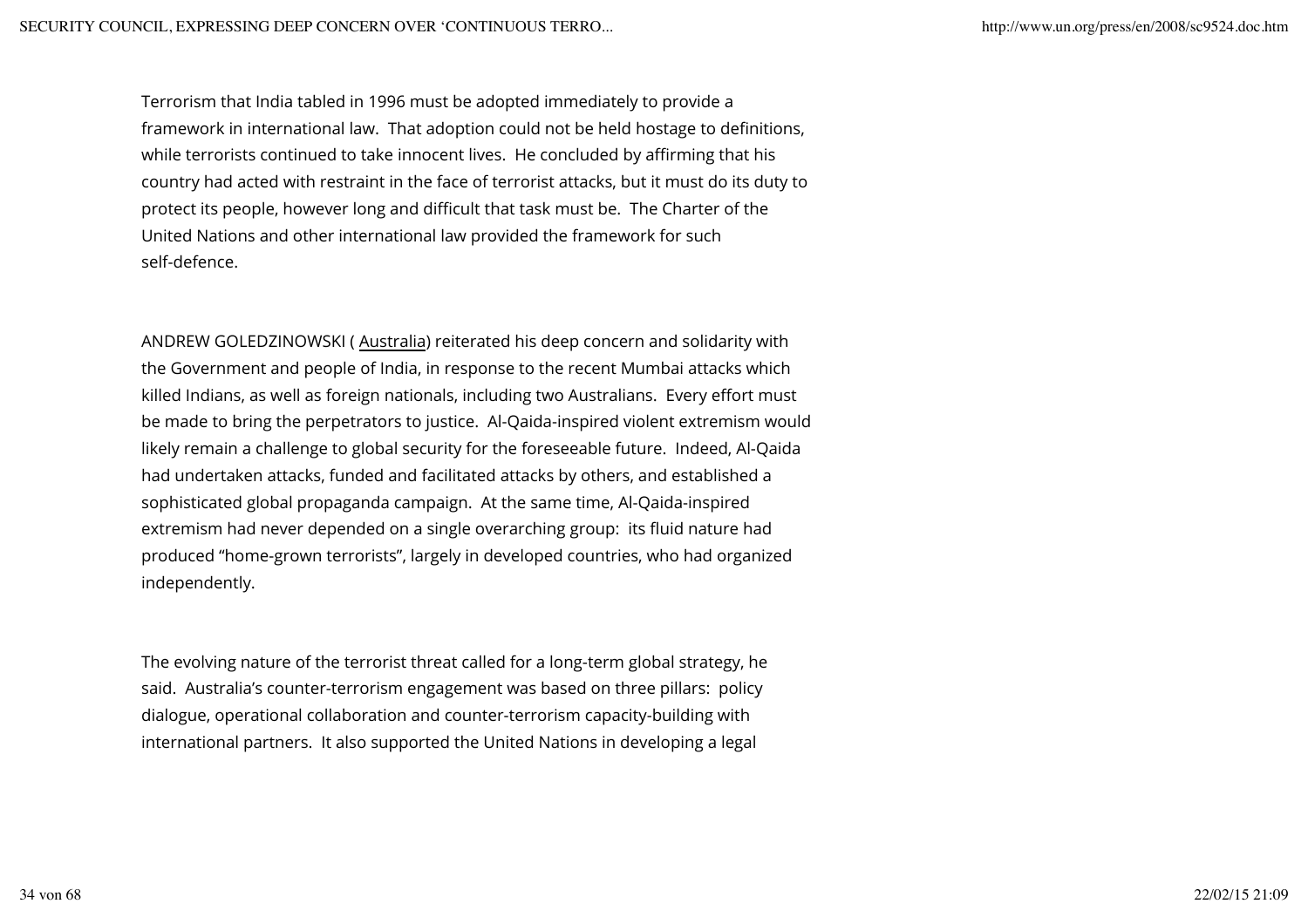Terrorism that India tabled in 1996 must be adopted immediately to provide a framework in international law. That adoption could not be held hostage to definitions, while terrorists continued to take innocent lives. He concluded by affirming that his country had acted with restraint in the face of terrorist attacks, but it must do its duty to protect its people, however long and difficult that task must be. The Charter of the United Nations and other international law provided the framework for such self-defence.

ANDREW GOLEDZINOWSKI ( Australia) reiterated his deep concern and solidarity with the Government and people of India, in response to the recent Mumbai attacks which killed Indians, as well as foreign nationals, including two Australians. Every effort must be made to bring the perpetrators to justice. Al-Qaida-inspired violent extremism would likely remain a challenge to global security for the foreseeable future. Indeed, Al-Qaida had undertaken attacks, funded and facilitated attacks by others, and established a sophisticated global propaganda campaign. At the same time, Al-Qaida-inspired extremism had never depended on a single overarching group: its fluid nature had produced "home-grown terrorists", largely in developed countries, who had organized independently.

The evolving nature of the terrorist threat called for a long-term global strategy, he said. Australia's counter-terrorism engagement was based on three pillars: policy dialogue, operational collaboration and counter-terrorism capacity-building with international partners. It also supported the United Nations in developing a legal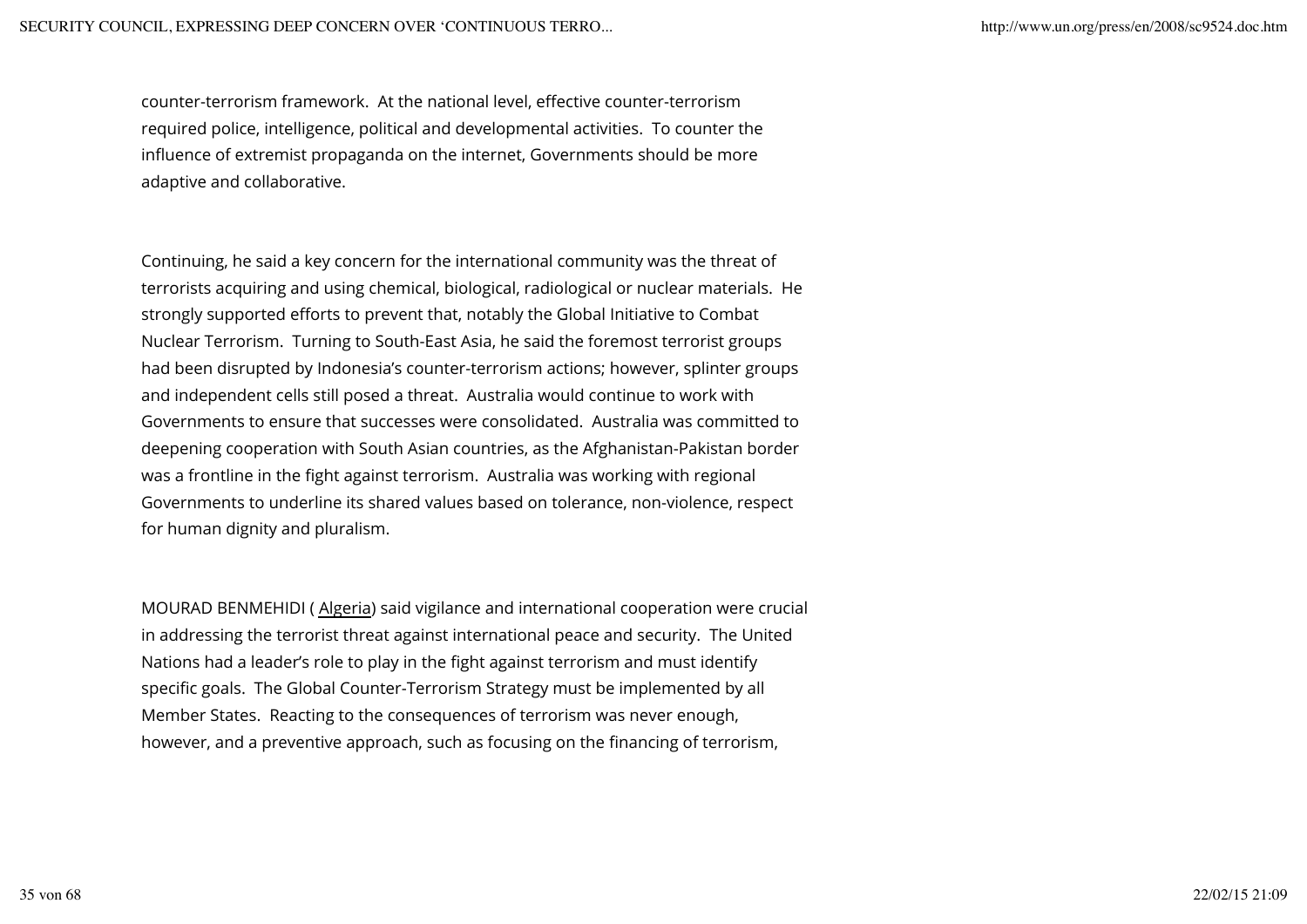counter-terrorism framework. At the national level, effective counter-terrorism required police, intelligence, political and developmental activities. To counter the influence of extremist propaganda on the internet, Governments should be more adaptive and collaborative.

Continuing, he said a key concern for the international community was the threat of terrorists acquiring and using chemical, biological, radiological or nuclear materials. He strongly supported efforts to prevent that, notably the Global Initiative to Combat Nuclear Terrorism. Turning to South-East Asia, he said the foremost terrorist groups had been disrupted by Indonesia's counter-terrorism actions; however, splinter groups and independent cells still posed a threat. Australia would continue to work with Governments to ensure that successes were consolidated. Australia was committed to deepening cooperation with South Asian countries, as the Afghanistan-Pakistan border was a frontline in the fight against terrorism. Australia was working with regional Governments to underline its shared values based on tolerance, non-violence, respect for human dignity and pluralism.

MOURAD BENMEHIDI ( Algeria) said vigilance and international cooperation were crucial in addressing the terrorist threat against international peace and security. The United Nations had a leader's role to play in the fight against terrorism and must identify specific goals. The Global Counter-Terrorism Strategy must be implemented by all Member States. Reacting to the consequences of terrorism was never enough, however, and a preventive approach, such as focusing on the financing of terrorism,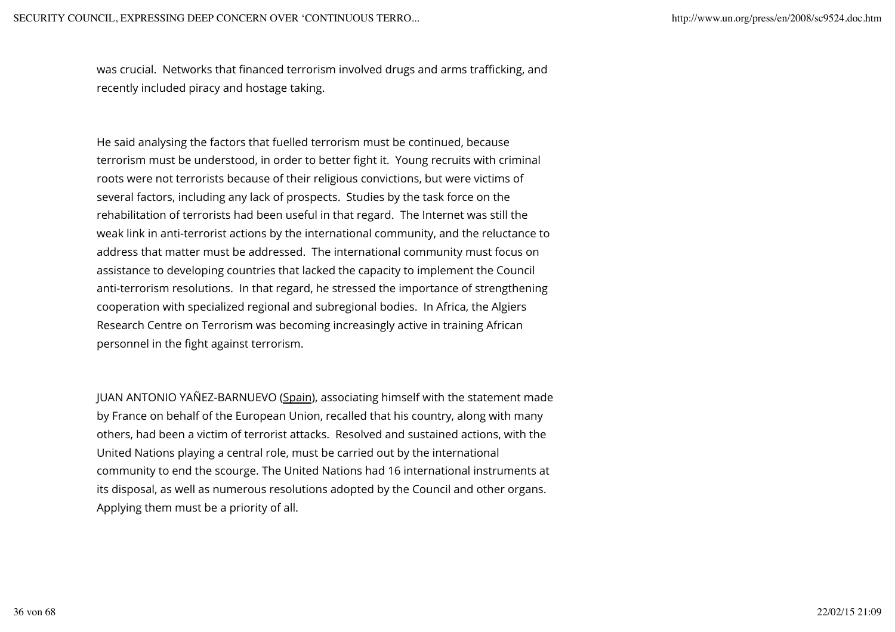was crucial. Networks that financed terrorism involved drugs and arms trafficking, and recently included piracy and hostage taking.

He said analysing the factors that fuelled terrorism must be continued, because terrorism must be understood, in order to better fight it. Young recruits with criminal roots were not terrorists because of their religious convictions, but were victims of several factors, including any lack of prospects. Studies by the task force on the rehabilitation of terrorists had been useful in that regard. The Internet was still the weak link in anti-terrorist actions by the international community, and the reluctance to address that matter must be addressed. The international community must focus on assistance to developing countries that lacked the capacity to implement the Council anti-terrorism resolutions. In that regard, he stressed the importance of strengthening cooperation with specialized regional and subregional bodies. In Africa, the Algiers Research Centre on Terrorism was becoming increasingly active in training African personnel in the fight against terrorism.

JUAN ANTONIO YAÑEZ-BARNUEVO (Spain), associating himself with the statement made by France on behalf of the European Union, recalled that his country, along with many others, had been a victim of terrorist attacks. Resolved and sustained actions, with the United Nations playing a central role, must be carried out by the international community to end the scourge. The United Nations had 16 international instruments at its disposal, as well as numerous resolutions adopted by the Council and other organs. Applying them must be a priority of all.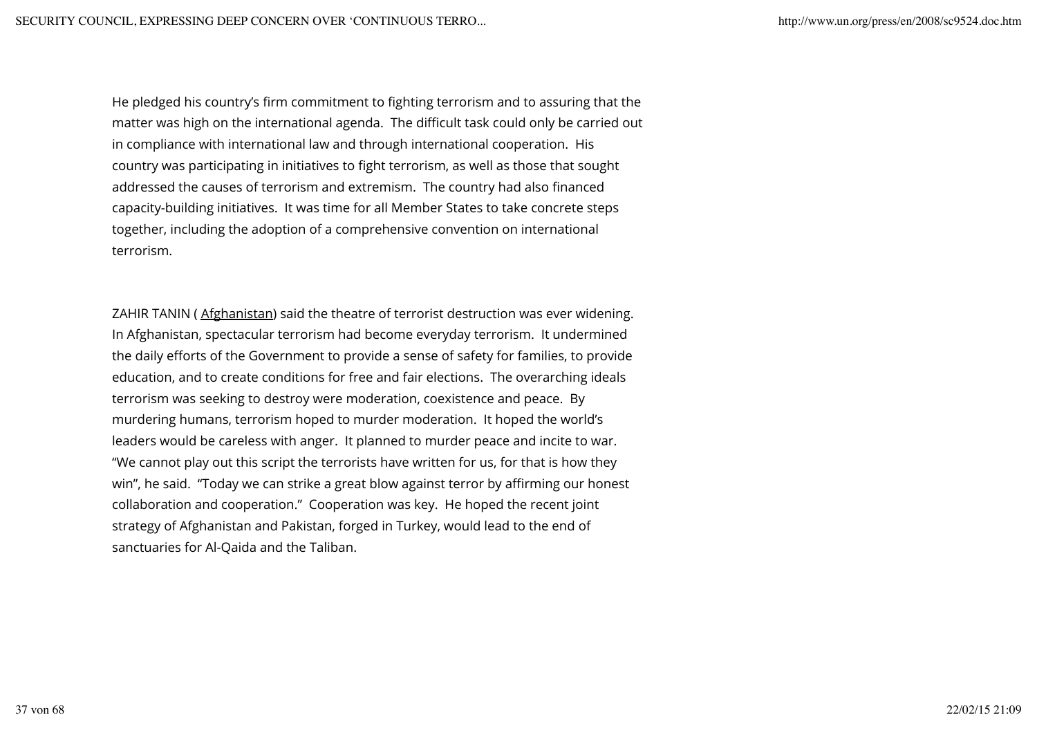He pledged his country's firm commitment to fighting terrorism and to assuring that the matter was high on the international agenda. The difficult task could only be carried out in compliance with international law and through international cooperation. His country was participating in initiatives to fight terrorism, as well as those that sought addressed the causes of terrorism and extremism. The country had also financed capacity-building initiatives. It was time for all Member States to take concrete steps together, including the adoption of a comprehensive convention on international terrorism.

ZAHIR TANIN ( Afghanistan) said the theatre of terrorist destruction was ever widening. In Afghanistan, spectacular terrorism had become everyday terrorism. It undermined the daily efforts of the Government to provide a sense of safety for families, to provide education, and to create conditions for free and fair elections. The overarching ideals terrorism was seeking to destroy were moderation, coexistence and peace. By murdering humans, terrorism hoped to murder moderation. It hoped the world's leaders would be careless with anger. It planned to murder peace and incite to war. "We cannot play out this script the terrorists have written for us, for that is how they win", he said. "Today we can strike a great blow against terror by affirming our honest collaboration and cooperation." Cooperation was key. He hoped the recent joint strategy of Afghanistan and Pakistan, forged in Turkey, would lead to the end of sanctuaries for Al-Qaida and the Taliban.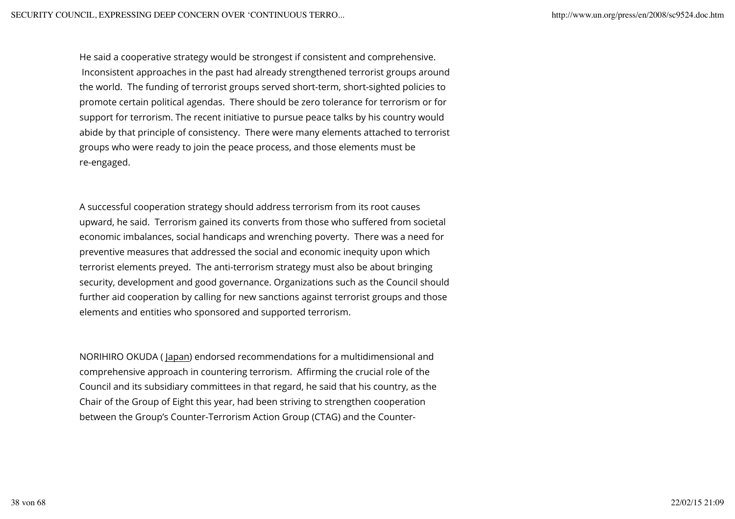He said a cooperative strategy would be strongest if consistent and comprehensive. Inconsistent approaches in the past had already strengthened terrorist groups around the world. The funding of terrorist groups served short-term, short-sighted policies to promote certain political agendas. There should be zero tolerance for terrorism or for support for terrorism. The recent initiative to pursue peace talks by his country would abide by that principle of consistency. There were many elements attached to terrorist groups who were ready to join the peace process, and those elements must be re-engaged.

A successful cooperation strategy should address terrorism from its root causes upward, he said. Terrorism gained its converts from those who suffered from societal economic imbalances, social handicaps and wrenching poverty. There was a need for preventive measures that addressed the social and economic inequity upon which terrorist elements preyed. The anti-terrorism strategy must also be about bringing security, development and good governance. Organizations such as the Council should further aid cooperation by calling for new sanctions against terrorist groups and those elements and entities who sponsored and supported terrorism.

NORIHIRO OKUDA ( Japan) endorsed recommendations for a multidimensional and comprehensive approach in countering terrorism. Affirming the crucial role of the Council and its subsidiary committees in that regard, he said that his country, as the Chair of the Group of Eight this year, had been striving to strengthen cooperation between the Group's Counter-Terrorism Action Group (CTAG) and the Counter-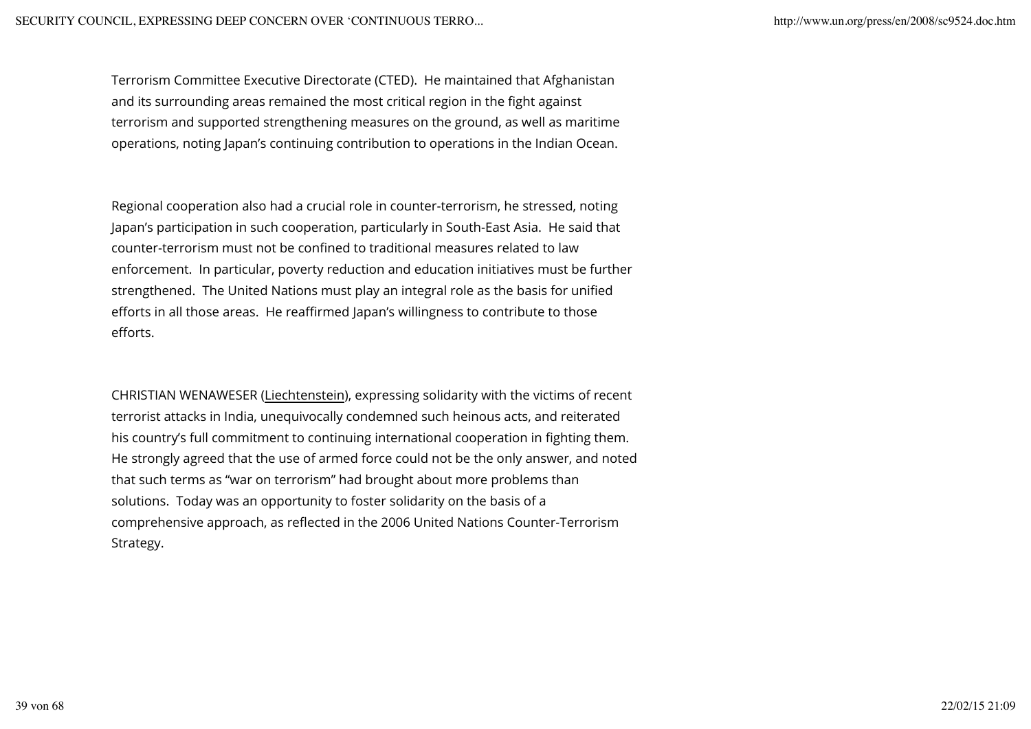Terrorism Committee Executive Directorate (CTED). He maintained that Afghanistan and its surrounding areas remained the most critical region in the fight against terrorism and supported strengthening measures on the ground, as well as maritime operations, noting Japan's continuing contribution to operations in the Indian Ocean.

Regional cooperation also had a crucial role in counter-terrorism, he stressed, noting Japan's participation in such cooperation, particularly in South-East Asia. He said that counter-terrorism must not be confined to traditional measures related to law enforcement. In particular, poverty reduction and education initiatives must be further strengthened. The United Nations must play an integral role as the basis for unified efforts in all those areas. He reaffirmed Japan's willingness to contribute to those efforts.

CHRISTIAN WENAWESER (Liechtenstein), expressing solidarity with the victims of recent terrorist attacks in India, unequivocally condemned such heinous acts, and reiterated his country's full commitment to continuing international cooperation in fighting them. He strongly agreed that the use of armed force could not be the only answer, and noted that such terms as "war on terrorism" had brought about more problems than solutions. Today was an opportunity to foster solidarity on the basis of a comprehensive approach, as reflected in the 2006 United Nations Counter-Terrorism Strategy.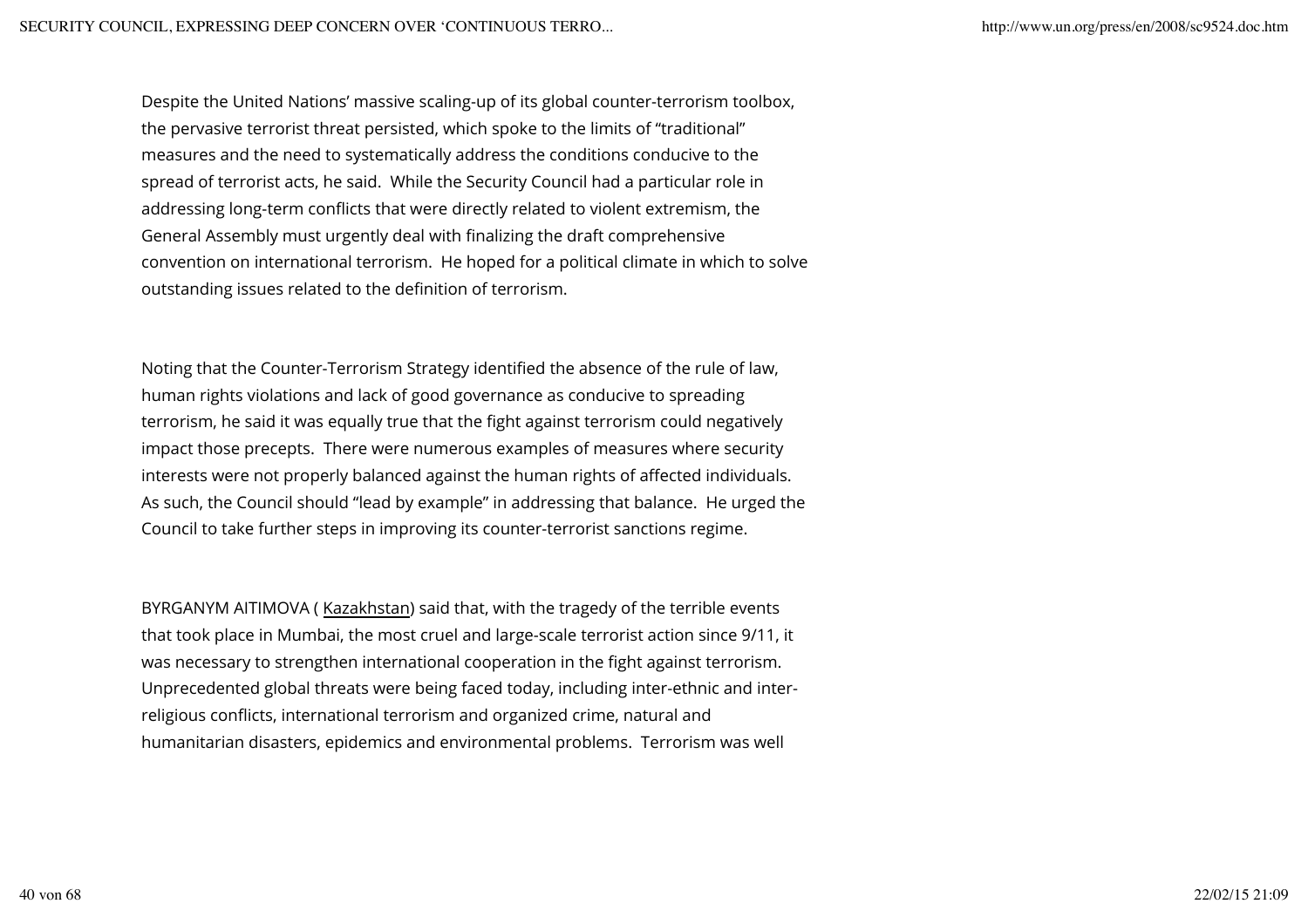Despite the United Nations' massive scaling-up of its global counter-terrorism toolbox, the pervasive terrorist threat persisted, which spoke to the limits of "traditional" measures and the need to systematically address the conditions conducive to the spread of terrorist acts, he said. While the Security Council had a particular role in addressing long-term conflicts that were directly related to violent extremism, the General Assembly must urgently deal with finalizing the draft comprehensive convention on international terrorism. He hoped for a political climate in which to solve outstanding issues related to the definition of terrorism.

Noting that the Counter-Terrorism Strategy identified the absence of the rule of law, human rights violations and lack of good governance as conducive to spreading terrorism, he said it was equally true that the fight against terrorism could negatively impact those precepts. There were numerous examples of measures where security interests were not properly balanced against the human rights of affected individuals. As such, the Council should "lead by example" in addressing that balance. He urged the Council to take further steps in improving its counter-terrorist sanctions regime.

BYRGANYM AITIMOVA ( Kazakhstan) said that, with the tragedy of the terrible events that took place in Mumbai, the most cruel and large-scale terrorist action since 9/11, it was necessary to strengthen international cooperation in the fight against terrorism. Unprecedented global threats were being faced today, including inter-ethnic and inter-religious conflicts, international terrorism and organized crime, natural and humanitarian disasters, epidemics and environmental problems. Terrorism was well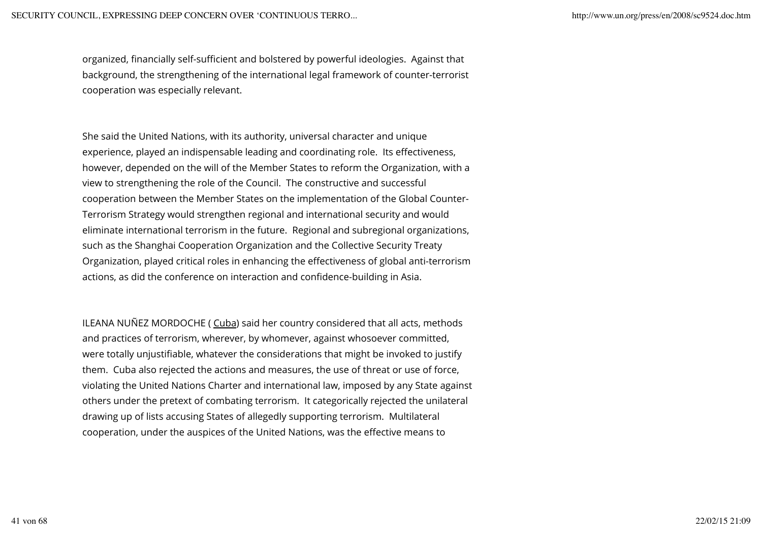organized, financially self-sufficient and bolstered by powerful ideologies. Against that background, the strengthening of the international legal framework of counter-terrorist cooperation was especially relevant.

She said the United Nations, with its authority, universal character and unique experience, played an indispensable leading and coordinating role. Its effectiveness, however, depended on the will of the Member States to reform the Organization, with a view to strengthening the role of the Council. The constructive and successful cooperation between the Member States on the implementation of the Global Counter-Terrorism Strategy would strengthen regional and international security and would eliminate international terrorism in the future. Regional and subregional organizations, such as the Shanghai Cooperation Organization and the Collective Security Treaty Organization, played critical roles in enhancing the effectiveness of global anti-terrorism actions, as did the conference on interaction and confidence-building in Asia.

ILEANA NUÑEZ MORDOCHE ( Cuba) said her country considered that all acts, methods and practices of terrorism, wherever, by whomever, against whosoever committed, were totally unjustifiable, whatever the considerations that might be invoked to justify them. Cuba also rejected the actions and measures, the use of threat or use of force, violating the United Nations Charter and international law, imposed by any State against others under the pretext of combating terrorism. It categorically rejected the unilateral drawing up of lists accusing States of allegedly supporting terrorism. Multilateral cooperation, under the auspices of the United Nations, was the effective means to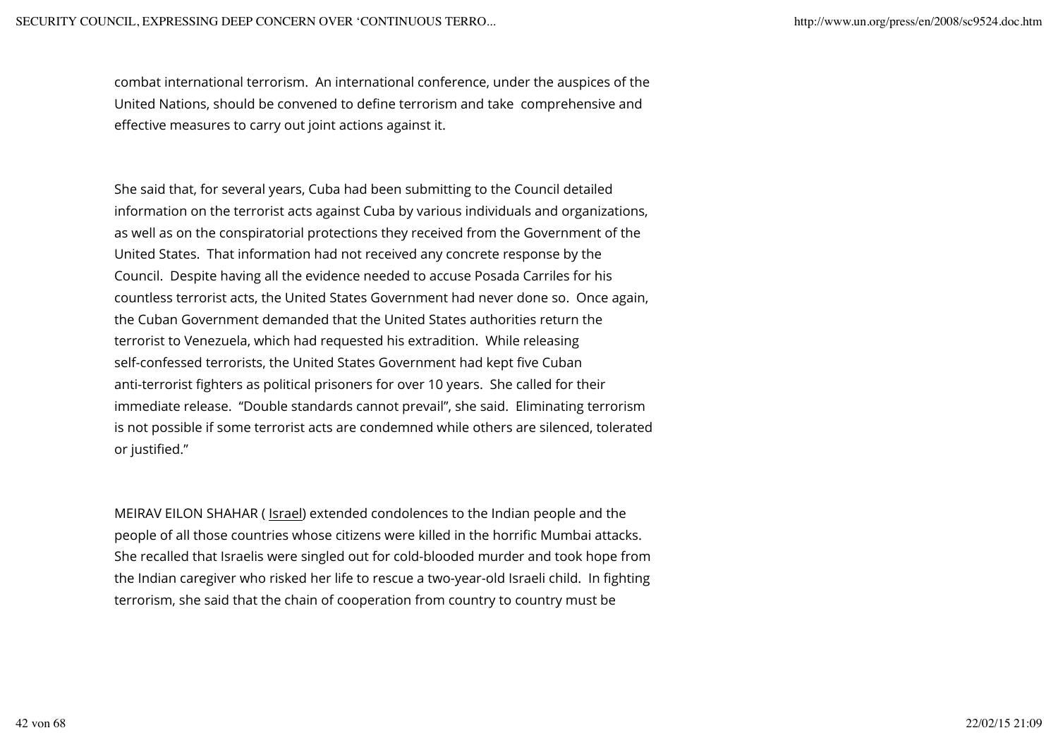combat international terrorism. An international conference, under the auspices of the United Nations, should be convened to define terrorism and take comprehensive and effective measures to carry out joint actions against it.

She said that, for several years, Cuba had been submitting to the Council detailed information on the terrorist acts against Cuba by various individuals and organizations, as well as on the conspiratorial protections they received from the Government of the United States. That information had not received any concrete response by the Council. Despite having all the evidence needed to accuse Posada Carriles for his countless terrorist acts, the United States Government had never done so. Once again, the Cuban Government demanded that the United States authorities return the terrorist to Venezuela, which had requested his extradition. While releasing self-confessed terrorists, the United States Government had kept five Cuban anti-terrorist fighters as political prisoners for over 10 years. She called for their immediate release. "Double standards cannot prevail", she said. Eliminating terrorism is not possible if some terrorist acts are condemned while others are silenced, tolerated or justified."

MEIRAV EILON SHAHAR ( Israel) extended condolences to the Indian people and the people of all those countries whose citizens were killed in the horrific Mumbai attacks. She recalled that Israelis were singled out for cold-blooded murder and took hope from the Indian caregiver who risked her life to rescue a two-year-old Israeli child. In fighting terrorism, she said that the chain of cooperation from country to country must be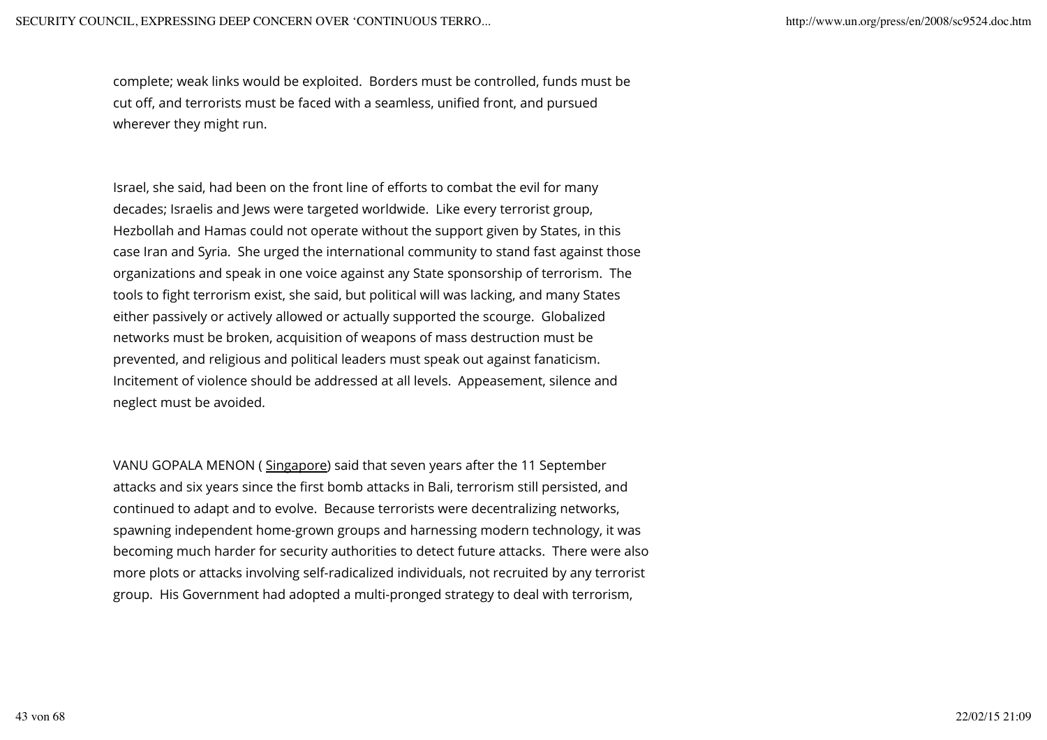complete; weak links would be exploited. Borders must be controlled, funds must be cut off, and terrorists must be faced with a seamless, unified front, and pursued wherever they might run.

Israel, she said, had been on the front line of efforts to combat the evil for many decades; Israelis and Jews were targeted worldwide. Like every terrorist group, Hezbollah and Hamas could not operate without the support given by States, in this case Iran and Syria. She urged the international community to stand fast against those organizations and speak in one voice against any State sponsorship of terrorism. The tools to fight terrorism exist, she said, but political will was lacking, and many States either passively or actively allowed or actually supported the scourge. Globalized networks must be broken, acquisition of weapons of mass destruction must be prevented, and religious and political leaders must speak out against fanaticism. Incitement of violence should be addressed at all levels. Appeasement, silence and neglect must be avoided.

VANU GOPALA MENON ( Singapore) said that seven years after the 11 September attacks and six years since the first bomb attacks in Bali, terrorism still persisted, and continued to adapt and to evolve. Because terrorists were decentralizing networks, spawning independent home-grown groups and harnessing modern technology, it was becoming much harder for security authorities to detect future attacks. There were also more plots or attacks involving self-radicalized individuals, not recruited by any terrorist group. His Government had adopted a multi-pronged strategy to deal with terrorism,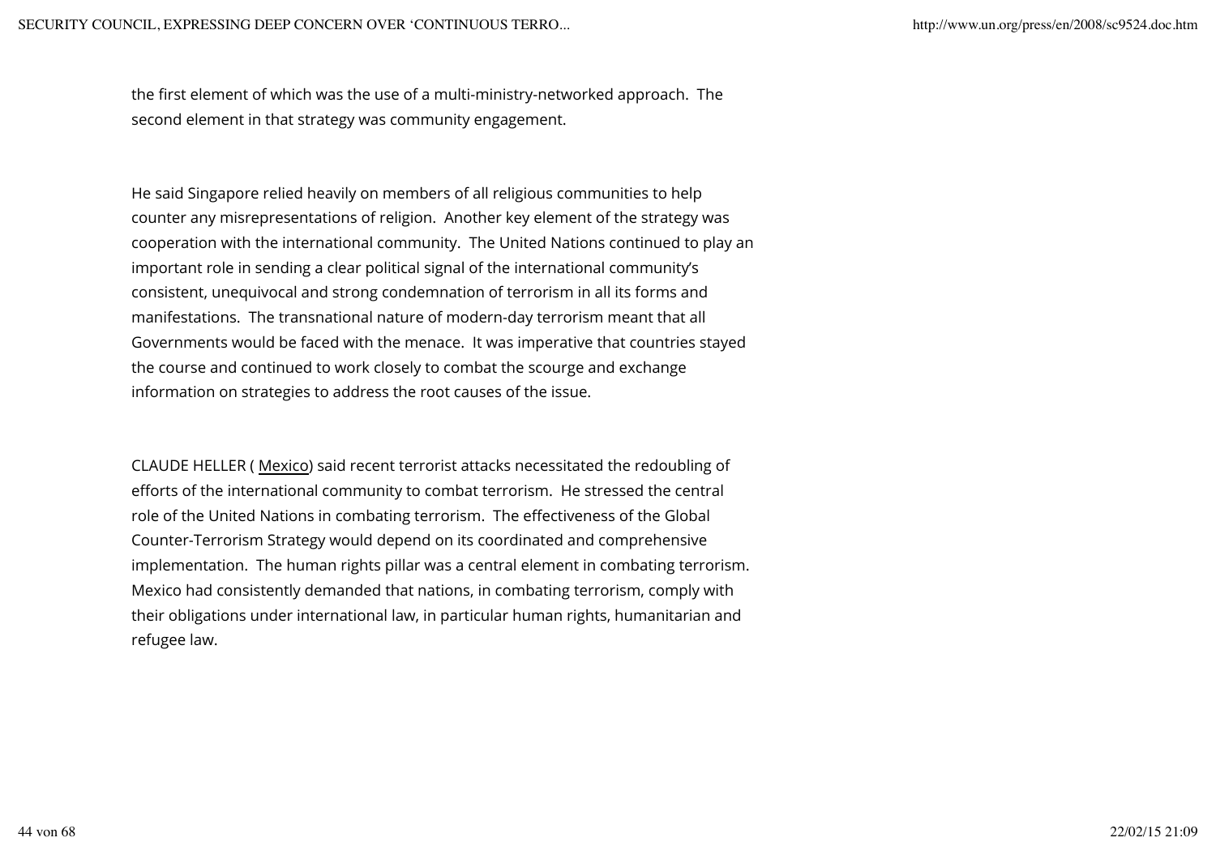the first element of which was the use of a multi-ministry-networked approach. The second element in that strategy was community engagement.

He said Singapore relied heavily on members of all religious communities to help counter any misrepresentations of religion. Another key element of the strategy was cooperation with the international community. The United Nations continued to play an important role in sending a clear political signal of the international community's consistent, unequivocal and strong condemnation of terrorism in all its forms and manifestations. The transnational nature of modern-day terrorism meant that all Governments would be faced with the menace. It was imperative that countries stayed the course and continued to work closely to combat the scourge and exchange information on strategies to address the root causes of the issue.

CLAUDE HELLER ( Mexico) said recent terrorist attacks necessitated the redoubling of efforts of the international community to combat terrorism. He stressed the central role of the United Nations in combating terrorism. The effectiveness of the Global Counter-Terrorism Strategy would depend on its coordinated and comprehensive implementation. The human rights pillar was a central element in combating terrorism. Mexico had consistently demanded that nations, in combating terrorism, comply with their obligations under international law, in particular human rights, humanitarian and refugee law.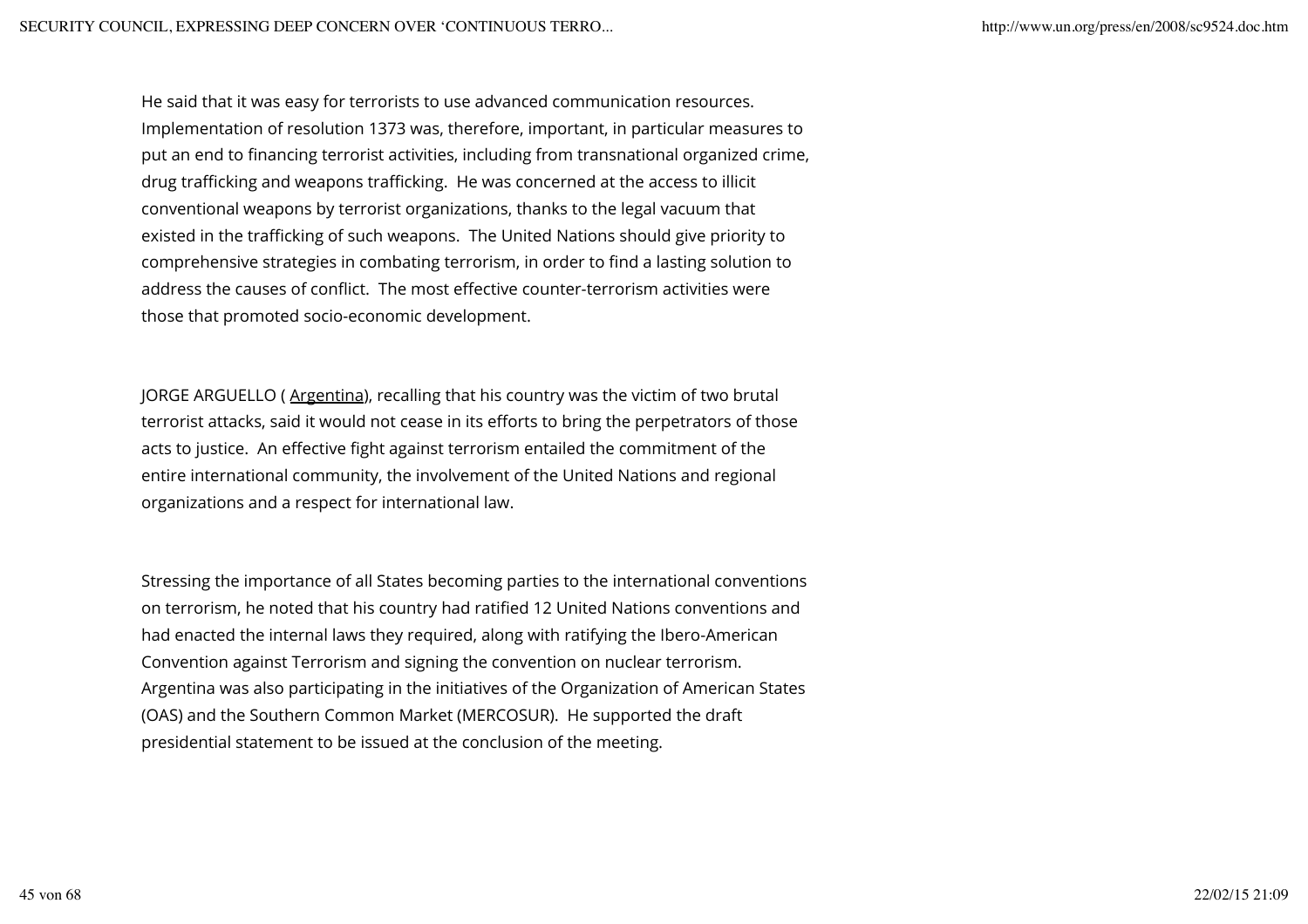He said that it was easy for terrorists to use advanced communication resources. Implementation of resolution 1373 was, therefore, important, in particular measures to put an end to financing terrorist activities, including from transnational organized crime, drug trafficking and weapons trafficking. He was concerned at the access to illicit conventional weapons by terrorist organizations, thanks to the legal vacuum that existed in the trafficking of such weapons. The United Nations should give priority to comprehensive strategies in combating terrorism, in order to find a lasting solution to address the causes of conflict. The most effective counter-terrorism activities were those that promoted socio-economic development.

JORGE ARGUELLO ( Argentina), recalling that his country was the victim of two brutal terrorist attacks, said it would not cease in its efforts to bring the perpetrators of those acts to justice. An effective fight against terrorism entailed the commitment of the entire international community, the involvement of the United Nations and regional organizations and a respect for international law.

Stressing the importance of all States becoming parties to the international conventions on terrorism, he noted that his country had ratified 12 United Nations conventions and had enacted the internal laws they required, along with ratifying the Ibero-American Convention against Terrorism and signing the convention on nuclear terrorism. Argentina was also participating in the initiatives of the Organization of American States (OAS) and the Southern Common Market (MERCOSUR). He supported the draft presidential statement to be issued at the conclusion of the meeting.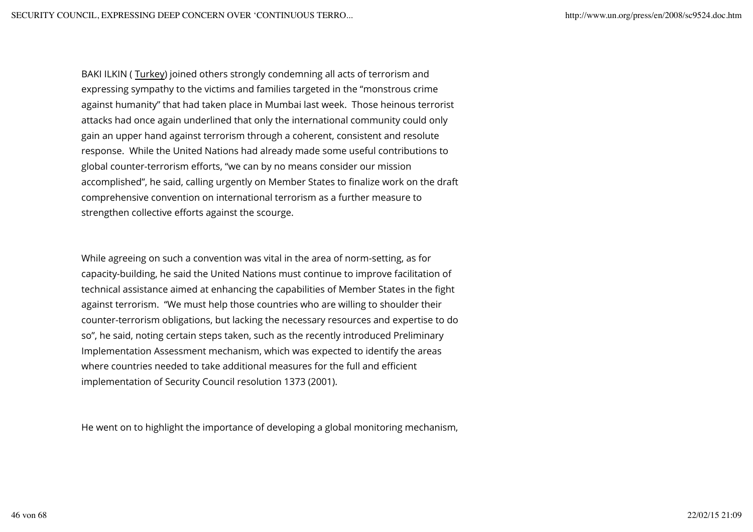BAKI ILKIN ( Turkey) joined others strongly condemning all acts of terrorism and expressing sympathy to the victims and families targeted in the "monstrous crime against humanity" that had taken place in Mumbai last week. Those heinous terrorist attacks had once again underlined that only the international community could only gain an upper hand against terrorism through a coherent, consistent and resolute response. While the United Nations had already made some useful contributions to global counter-terrorism efforts, "we can by no means consider our mission accomplished", he said, calling urgently on Member States to finalize work on the draft comprehensive convention on international terrorism as a further measure to strengthen collective efforts against the scourge.

While agreeing on such a convention was vital in the area of norm-setting, as for capacity-building, he said the United Nations must continue to improve facilitation of technical assistance aimed at enhancing the capabilities of Member States in the fight against terrorism. "We must help those countries who are willing to shoulder their counter-terrorism obligations, but lacking the necessary resources and expertise to do so", he said, noting certain steps taken, such as the recently introduced Preliminary Implementation Assessment mechanism, which was expected to identify the areas where countries needed to take additional measures for the full and efficient implementation of Security Council resolution 1373 (2001).

He went on to highlight the importance of developing a global monitoring mechanism,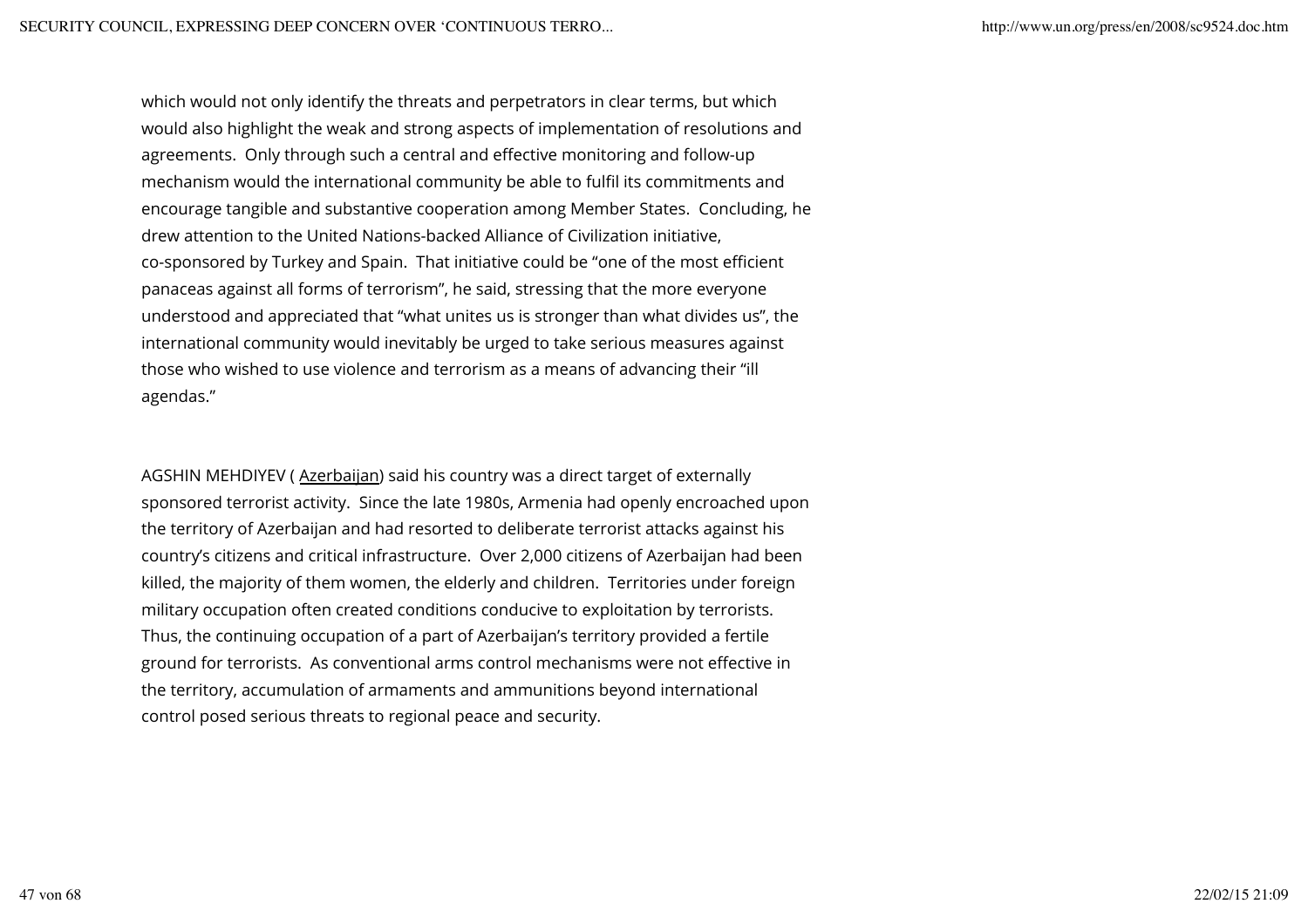which would not only identify the threats and perpetrators in clear terms, but which would also highlight the weak and strong aspects of implementation of resolutions and agreements. Only through such a central and effective monitoring and follow-up mechanism would the international community be able to fulfil its commitments and encourage tangible and substantive cooperation among Member States. Concluding, he drew attention to the United Nations-backed Alliance of Civilization initiative, co-sponsored by Turkey and Spain. That initiative could be “one of the most efficient panaceas against all forms of terrorism”, he said, stressing that the more everyone understood and appreciated that “what unites us is stronger than what divides us”, the international community would inevitably be urged to take serious measures against those who wished to use violence and terrorism as a means of advancing their “ill agendas.”

AGSHIN MEHDIYEV ( Azerbaijan) said his country was a direct target of externally sponsored terrorist activity. Since the late 1980s, Armenia had openly encroached upon the territory of Azerbaijan and had resorted to deliberate terrorist attacks against his country’s citizens and critical infrastructure. Over 2,000 citizens of Azerbaijan had been killed, the majority of them women, the elderly and children. Territories under foreign military occupation often created conditions conducive to exploitation by terrorists. Thus, the continuing occupation of a part of Azerbaijan’s territory provided a fertile ground for terrorists. As conventional arms control mechanisms were not effective in the territory, accumulation of armaments and ammunitions beyond international control posed serious threats to regional peace and security.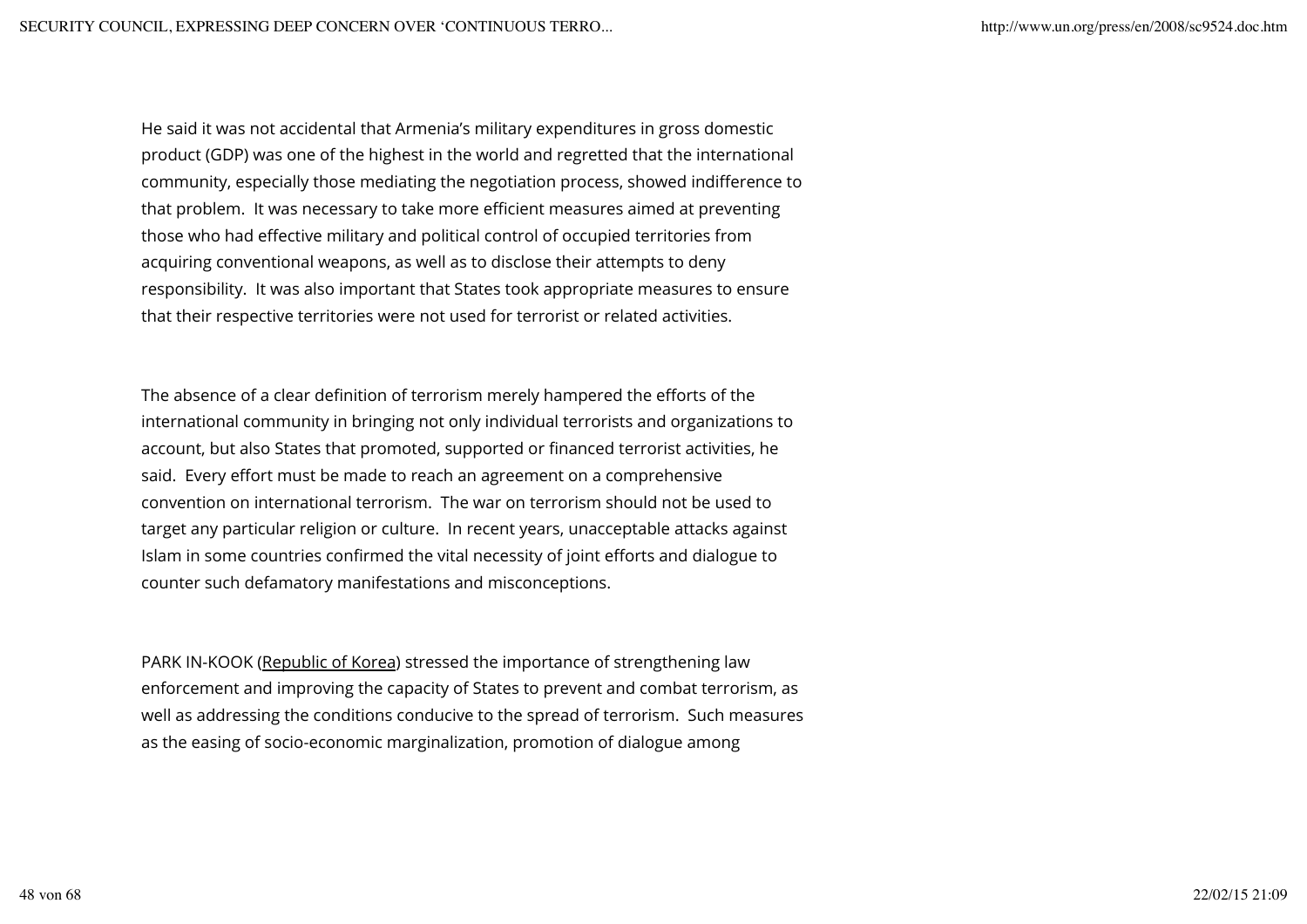He said it was not accidental that Armenia's military expenditures in gross domestic product (GDP) was one of the highest in the world and regretted that the international community, especially those mediating the negotiation process, showed indifference to that problem. It was necessary to take more efficient measures aimed at preventing those who had effective military and political control of occupied territories from acquiring conventional weapons, as well as to disclose their attempts to deny responsibility. It was also important that States took appropriate measures to ensure that their respective territories were not used for terrorist or related activities.

The absence of a clear definition of terrorism merely hampered the efforts of the international community in bringing not only individual terrorists and organizations to account, but also States that promoted, supported or financed terrorist activities, he said. Every effort must be made to reach an agreement on a comprehensive convention on international terrorism. The war on terrorism should not be used to target any particular religion or culture. In recent years, unacceptable attacks against Islam in some countries confirmed the vital necessity of joint efforts and dialogue to counter such defamatory manifestations and misconceptions.

PARK IN-KOOK (Republic of Korea) stressed the importance of strengthening law enforcement and improving the capacity of States to prevent and combat terrorism, as well as addressing the conditions conducive to the spread of terrorism. Such measures as the easing of socio-economic marginalization, promotion of dialogue among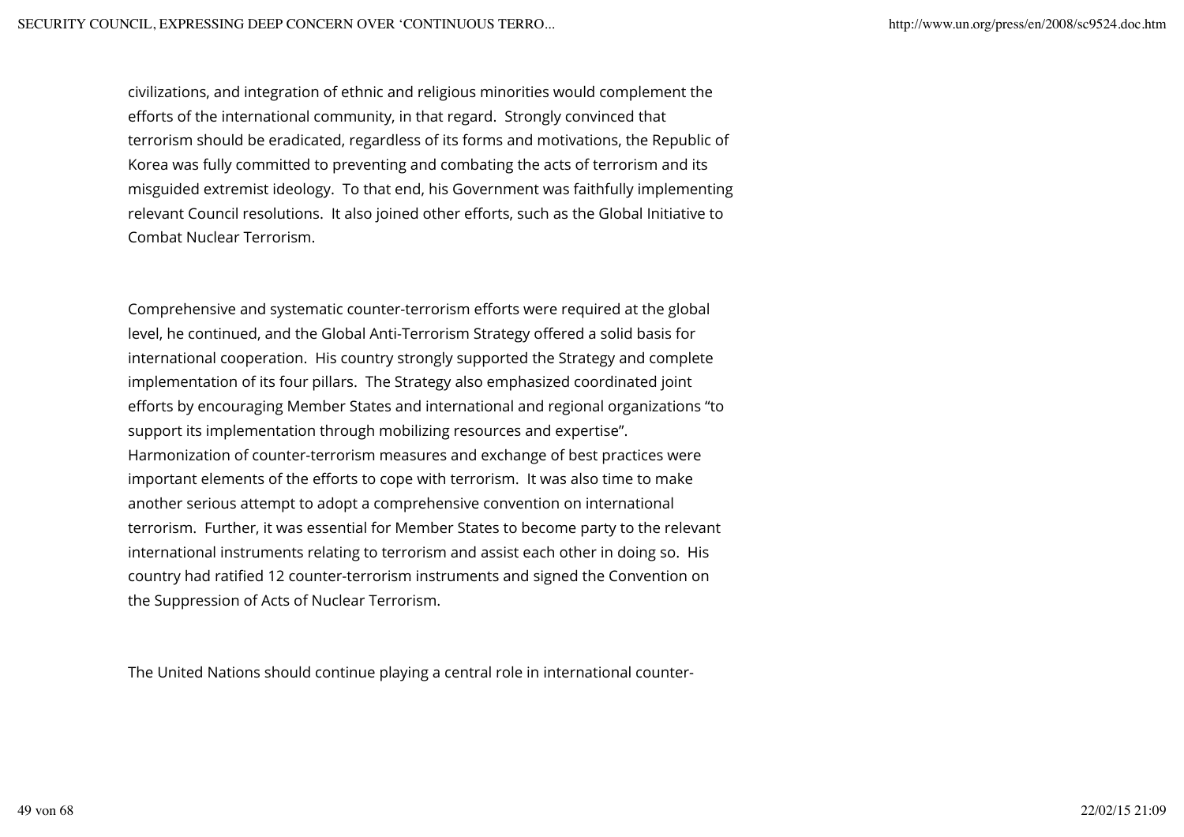civilizations, and integration of ethnic and religious minorities would complement the efforts of the international community, in that regard. Strongly convinced that terrorism should be eradicated, regardless of its forms and motivations, the Republic of Korea was fully committed to preventing and combating the acts of terrorism and its misguided extremist ideology. To that end, his Government was faithfully implementing relevant Council resolutions. It also joined other efforts, such as the Global Initiative to Combat Nuclear Terrorism.

Comprehensive and systematic counter-terrorism efforts were required at the global level, he continued, and the Global Anti-Terrorism Strategy offered a solid basis for international cooperation. His country strongly supported the Strategy and complete implementation of its four pillars. The Strategy also emphasized coordinated joint efforts by encouraging Member States and international and regional organizations "to support its implementation through mobilizing resources and expertise". Harmonization of counter-terrorism measures and exchange of best practices were important elements of the efforts to cope with terrorism. It was also time to make another serious attempt to adopt a comprehensive convention on international terrorism. Further, it was essential for Member States to become party to the relevant international instruments relating to terrorism and assist each other in doing so. His country had ratified 12 counter-terrorism instruments and signed the Convention on the Suppression of Acts of Nuclear Terrorism.

The United Nations should continue playing a central role in international counter-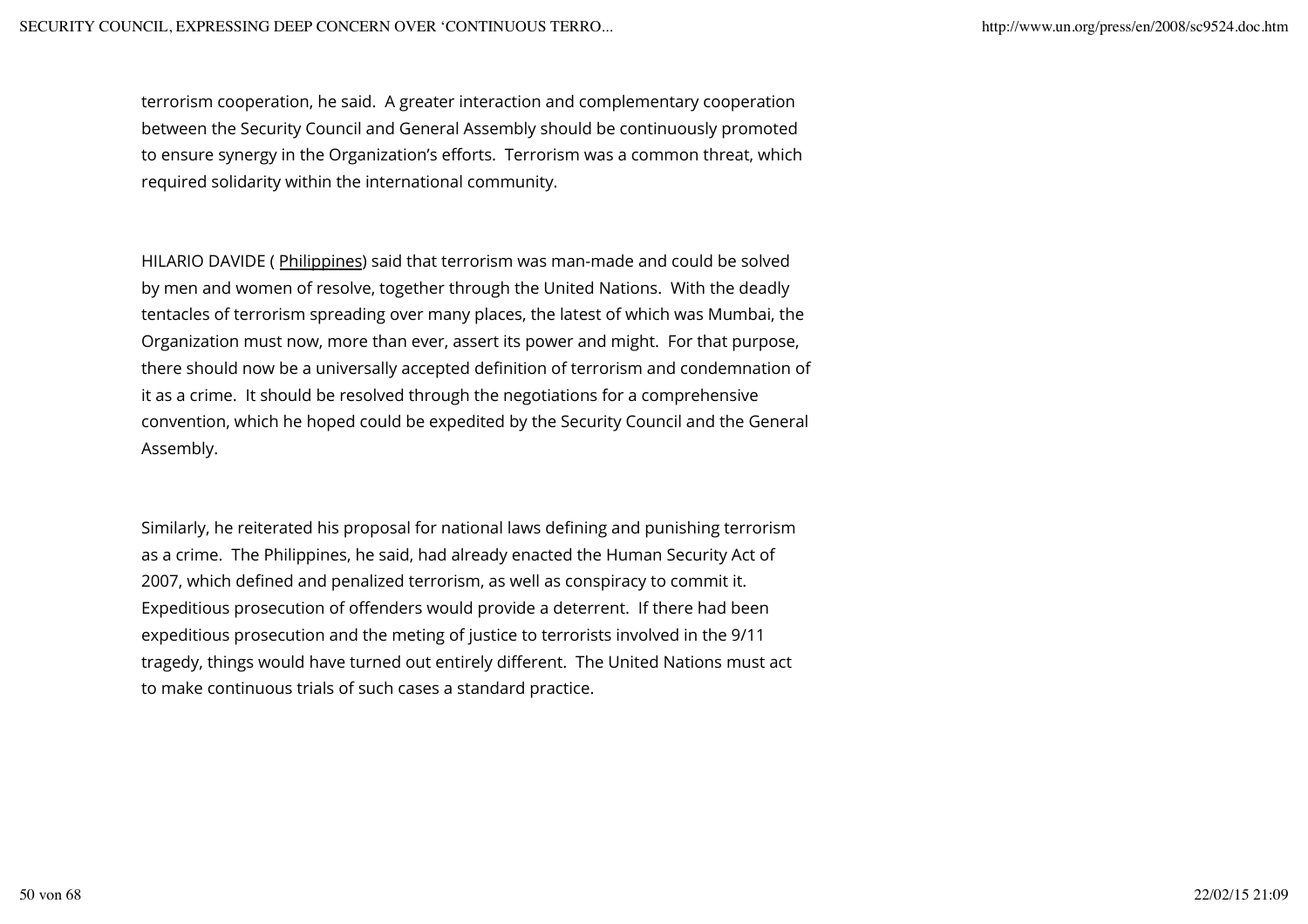terrorism cooperation, he said. A greater interaction and complementary cooperation between the Security Council and General Assembly should be continuously promoted to ensure synergy in the Organization's efforts. Terrorism was a common threat, which required solidarity within the international community.

HILARIO DAVIDE ( Philippines) said that terrorism was man-made and could be solved by men and women of resolve, together through the United Nations. With the deadly tentacles of terrorism spreading over many places, the latest of which was Mumbai, the Organization must now, more than ever, assert its power and might. For that purpose, there should now be a universally accepted definition of terrorism and condemnation of it as a crime. It should be resolved through the negotiations for a comprehensive convention, which he hoped could be expedited by the Security Council and the General Assembly.

Similarly, he reiterated his proposal for national laws defining and punishing terrorism as a crime. The Philippines, he said, had already enacted the Human Security Act of 2007, which defined and penalized terrorism, as well as conspiracy to commit it. Expeditious prosecution of offenders would provide a deterrent. If there had been expeditious prosecution and the meting of justice to terrorists involved in the 9/11 tragedy, things would have turned out entirely different. The United Nations must act to make continuous trials of such cases a standard practice.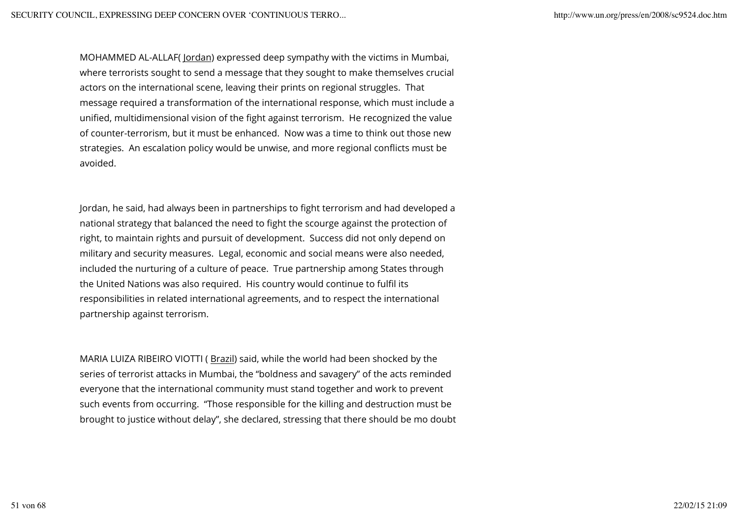MOHAMMED AL-ALLAF( Jordan) expressed deep sympathy with the victims in Mumbai, where terrorists sought to send a message that they sought to make themselves crucial actors on the international scene, leaving their prints on regional struggles. That message required a transformation of the international response, which must include a unified, multidimensional vision of the fight against terrorism. He recognized the value of counter-terrorism, but it must be enhanced. Now was a time to think out those new strategies. An escalation policy would be unwise, and more regional conflicts must be avoided.

Jordan, he said, had always been in partnerships to fight terrorism and had developed a national strategy that balanced the need to fight the scourge against the protection of right, to maintain rights and pursuit of development. Success did not only depend on military and security measures. Legal, economic and social means were also needed, included the nurturing of a culture of peace. True partnership among States through the United Nations was also required. His country would continue to fulfil its responsibilities in related international agreements, and to respect the international partnership against terrorism.

MARIA LUIZA RIBEIRO VIOTTI ( Brazil) said, while the world had been shocked by the series of terrorist attacks in Mumbai, the "boldness and savagery" of the acts reminded everyone that the international community must stand together and work to prevent such events from occurring. "Those responsible for the killing and destruction must be brought to justice without delay", she declared, stressing that there should be mo doubt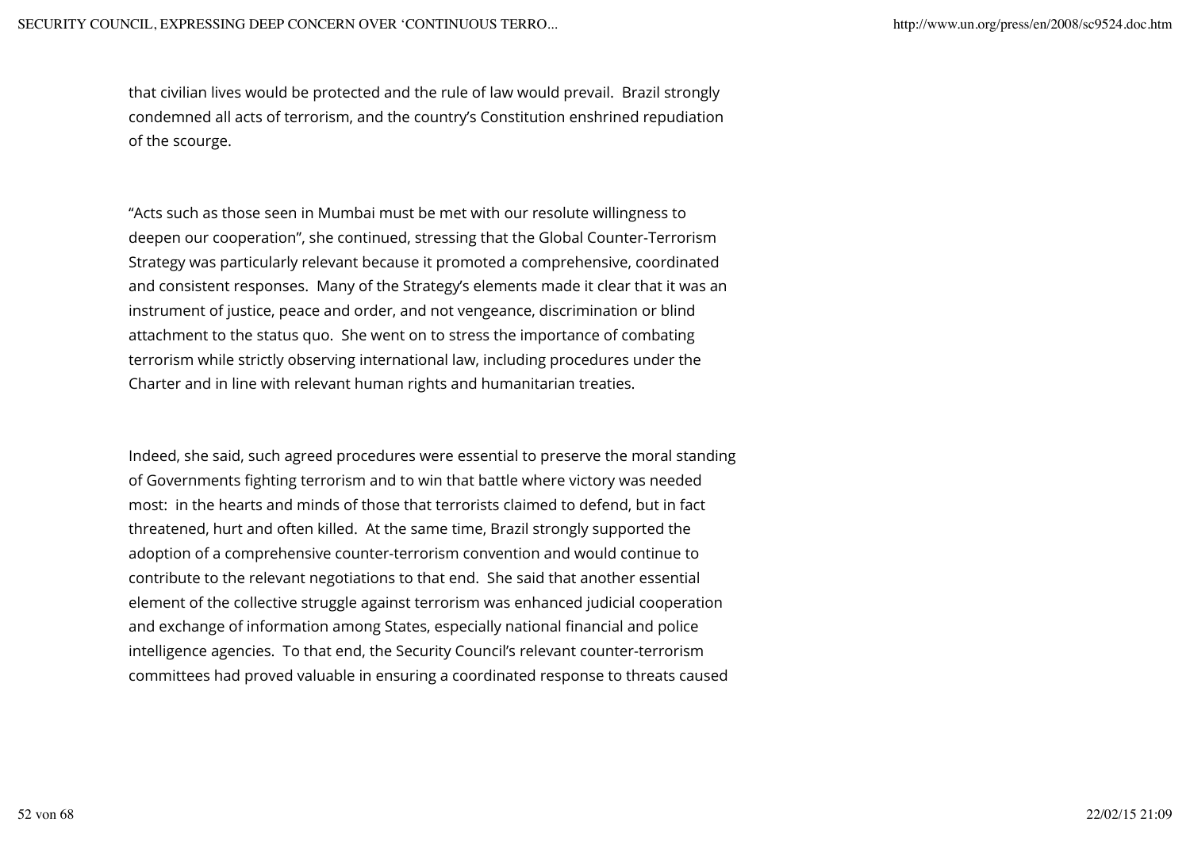that civilian lives would be protected and the rule of law would prevail. Brazil strongly condemned all acts of terrorism, and the country's Constitution enshrined repudiation of the scourge.

"Acts such as those seen in Mumbai must be met with our resolute willingness to deepen our cooperation", she continued, stressing that the Global Counter-Terrorism Strategy was particularly relevant because it promoted a comprehensive, coordinated and consistent responses. Many of the Strategy's elements made it clear that it was an instrument of justice, peace and order, and not vengeance, discrimination or blind attachment to the status quo. She went on to stress the importance of combating terrorism while strictly observing international law, including procedures under the Charter and in line with relevant human rights and humanitarian treaties.

Indeed, she said, such agreed procedures were essential to preserve the moral standing of Governments fighting terrorism and to win that battle where victory was needed most: in the hearts and minds of those that terrorists claimed to defend, but in fact threatened, hurt and often killed. At the same time, Brazil strongly supported the adoption of a comprehensive counter-terrorism convention and would continue to contribute to the relevant negotiations to that end. She said that another essential element of the collective struggle against terrorism was enhanced judicial cooperation and exchange of information among States, especially national financial and police intelligence agencies. To that end, the Security Council's relevant counter-terrorism committees had proved valuable in ensuring a coordinated response to threats caused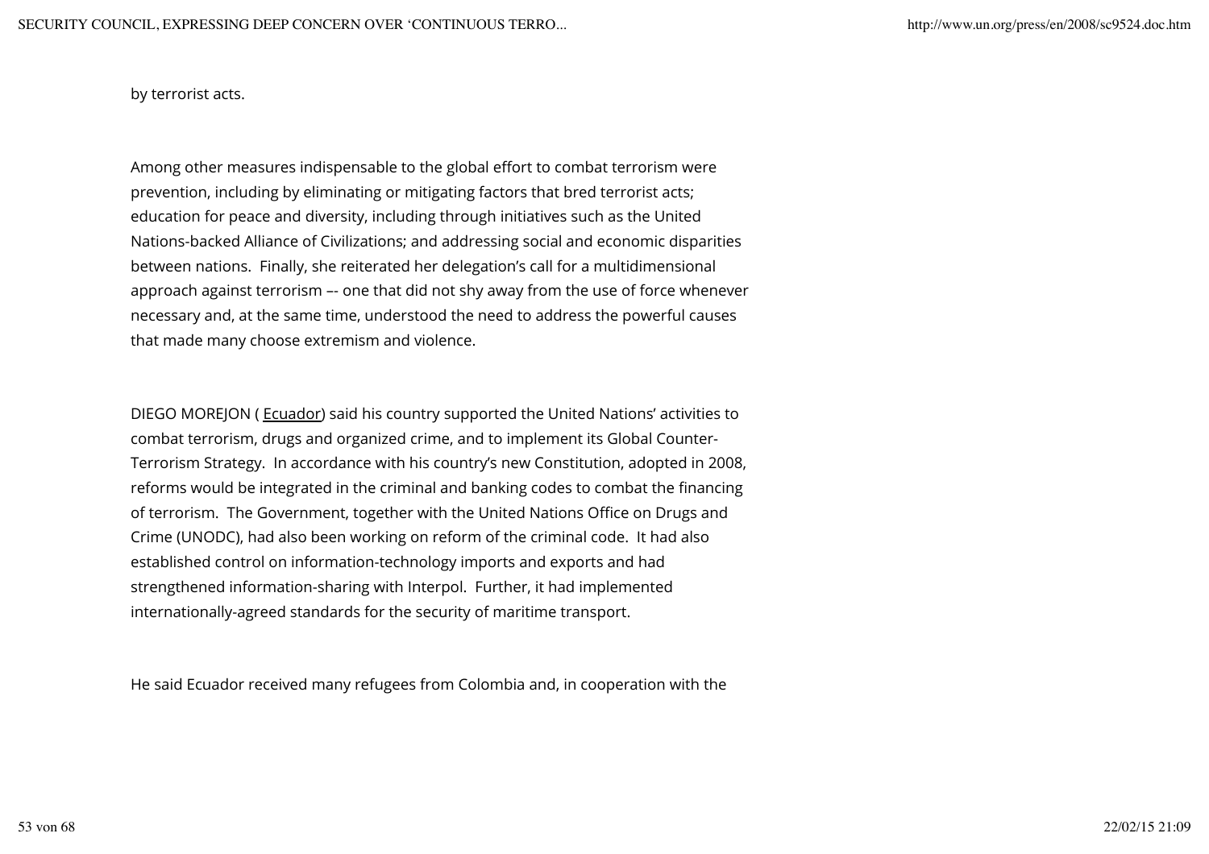by terrorist acts.

Among other measures indispensable to the global effort to combat terrorism were prevention, including by eliminating or mitigating factors that bred terrorist acts; education for peace and diversity, including through initiatives such as the United Nations-backed Alliance of Civilizations; and addressing social and economic disparities between nations. Finally, she reiterated her delegation's call for a multidimensional approach against terrorism –- one that did not shy away from the use of force whenever necessary and, at the same time, understood the need to address the powerful causes that made many choose extremism and violence.

DIEGO MOREJON ( Ecuador) said his country supported the United Nations' activities to combat terrorism, drugs and organized crime, and to implement its Global Counter-Terrorism Strategy. In accordance with his country's new Constitution, adopted in 2008, reforms would be integrated in the criminal and banking codes to combat the financing of terrorism. The Government, together with the United Nations Office on Drugs and Crime (UNODC), had also been working on reform of the criminal code. It had also established control on information-technology imports and exports and had strengthened information-sharing with Interpol. Further, it had implemented internationally-agreed standards for the security of maritime transport.

He said Ecuador received many refugees from Colombia and, in cooperation with the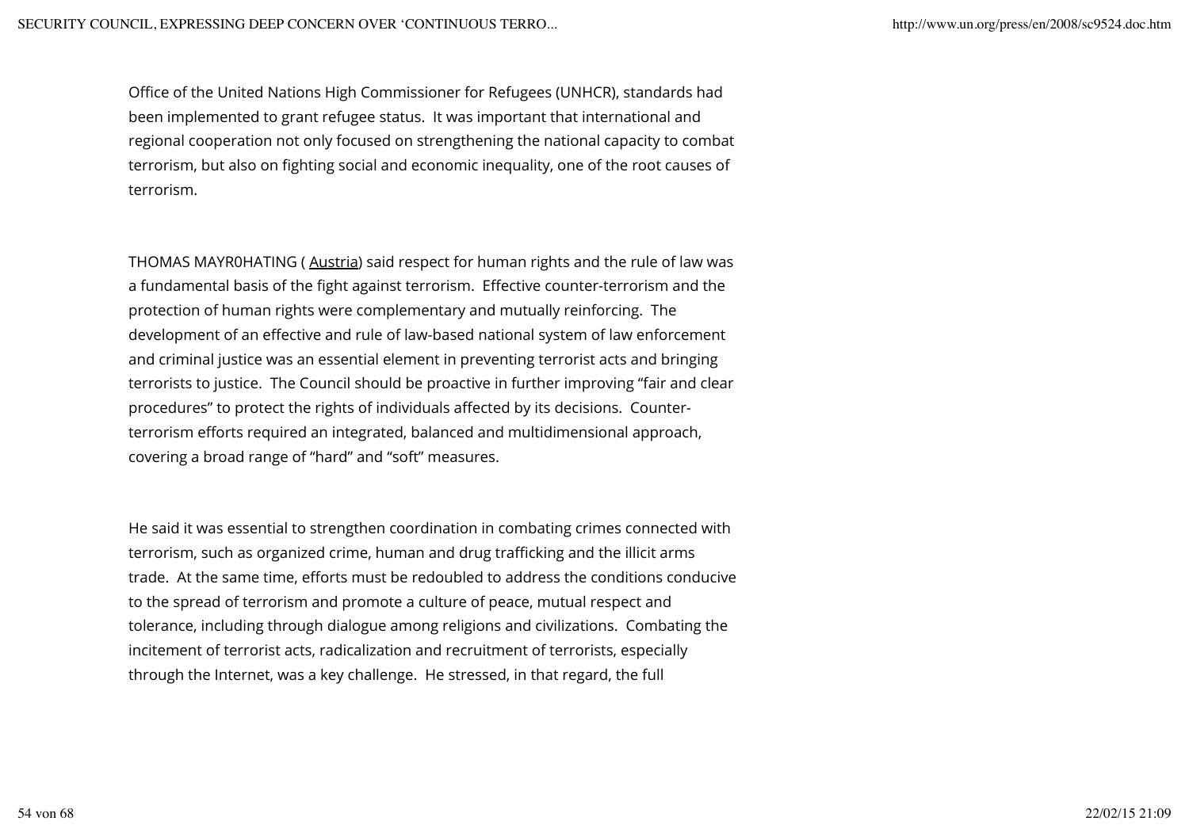Office of the United Nations High Commissioner for Refugees (UNHCR), standards had been implemented to grant refugee status. It was important that international and regional cooperation not only focused on strengthening the national capacity to combat terrorism, but also on fighting social and economic inequality, one of the root causes of terrorism.

THOMAS MAYR0HATING ( Austria) said respect for human rights and the rule of law was a fundamental basis of the fight against terrorism. Effective counter-terrorism and the protection of human rights were complementary and mutually reinforcing. The development of an effective and rule of law-based national system of law enforcement and criminal justice was an essential element in preventing terrorist acts and bringing terrorists to justice. The Council should be proactive in further improving "fair and clear procedures" to protect the rights of individuals affected by its decisions. Counter-terrorism efforts required an integrated, balanced and multidimensional approach, covering a broad range of "hard" and "soft" measures.

He said it was essential to strengthen coordination in combating crimes connected with terrorism, such as organized crime, human and drug trafficking and the illicit arms trade. At the same time, efforts must be redoubled to address the conditions conducive to the spread of terrorism and promote a culture of peace, mutual respect and tolerance, including through dialogue among religions and civilizations. Combating the incitement of terrorist acts, radicalization and recruitment of terrorists, especially through the Internet, was a key challenge. He stressed, in that regard, the full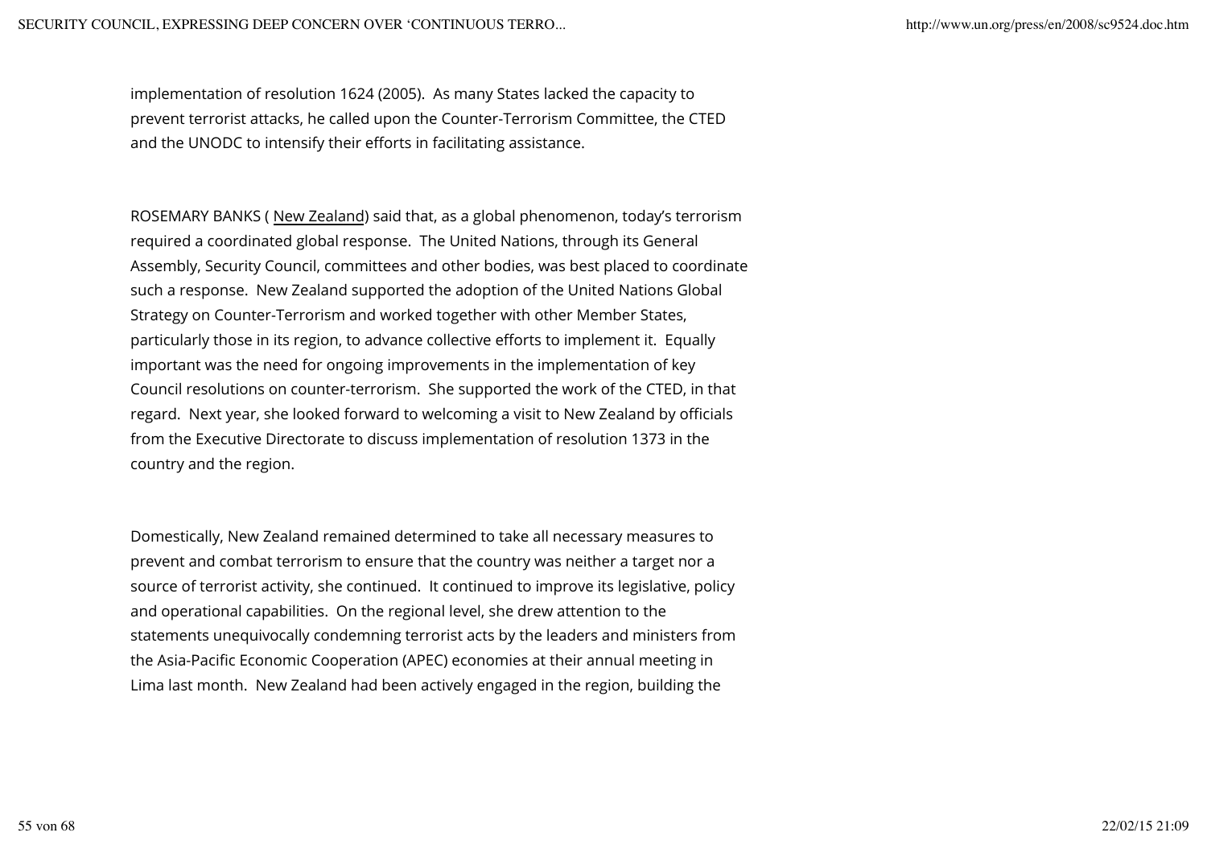implementation of resolution 1624 (2005). As many States lacked the capacity to prevent terrorist attacks, he called upon the Counter-Terrorism Committee, the CTED and the UNODC to intensify their efforts in facilitating assistance.

ROSEMARY BANKS ( New Zealand) said that, as a global phenomenon, today's terrorism required a coordinated global response. The United Nations, through its General Assembly, Security Council, committees and other bodies, was best placed to coordinate such a response. New Zealand supported the adoption of the United Nations Global Strategy on Counter-Terrorism and worked together with other Member States, particularly those in its region, to advance collective efforts to implement it. Equally important was the need for ongoing improvements in the implementation of key Council resolutions on counter-terrorism. She supported the work of the CTED, in that regard. Next year, she looked forward to welcoming a visit to New Zealand by officials from the Executive Directorate to discuss implementation of resolution 1373 in the country and the region.

Domestically, New Zealand remained determined to take all necessary measures to prevent and combat terrorism to ensure that the country was neither a target nor a source of terrorist activity, she continued. It continued to improve its legislative, policy and operational capabilities. On the regional level, she drew attention to the statements unequivocally condemning terrorist acts by the leaders and ministers from the Asia-Pacific Economic Cooperation (APEC) economies at their annual meeting in Lima last month. New Zealand had been actively engaged in the region, building the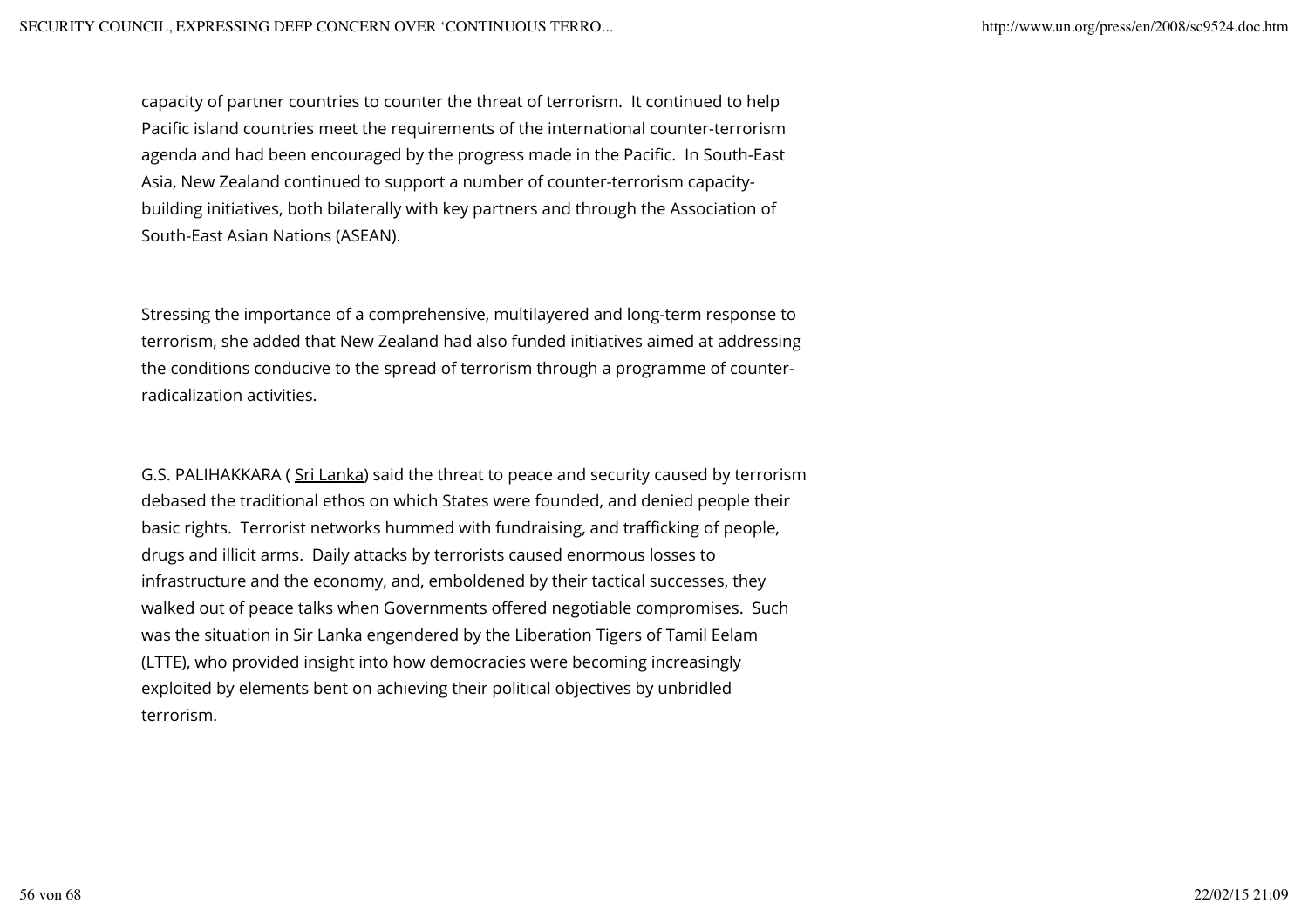capacity of partner countries to counter the threat of terrorism. It continued to help Pacific island countries meet the requirements of the international counter-terrorism agenda and had been encouraged by the progress made in the Pacific. In South-East Asia, New Zealand continued to support a number of counter-terrorism capacity-building initiatives, both bilaterally with key partners and through the Association of South-East Asian Nations (ASEAN).

Stressing the importance of a comprehensive, multilayered and long-term response to terrorism, she added that New Zealand had also funded initiatives aimed at addressing the conditions conducive to the spread of terrorism through a programme of counter-radicalization activities.

G.S. PALIHAKKARA ( Sri Lanka) said the threat to peace and security caused by terrorism debased the traditional ethos on which States were founded, and denied people their basic rights. Terrorist networks hummed with fundraising, and trafficking of people, drugs and illicit arms. Daily attacks by terrorists caused enormous losses to infrastructure and the economy, and, emboldened by their tactical successes, they walked out of peace talks when Governments offered negotiable compromises. Such was the situation in Sir Lanka engendered by the Liberation Tigers of Tamil Eelam (LTTE), who provided insight into how democracies were becoming increasingly exploited by elements bent on achieving their political objectives by unbridled terrorism.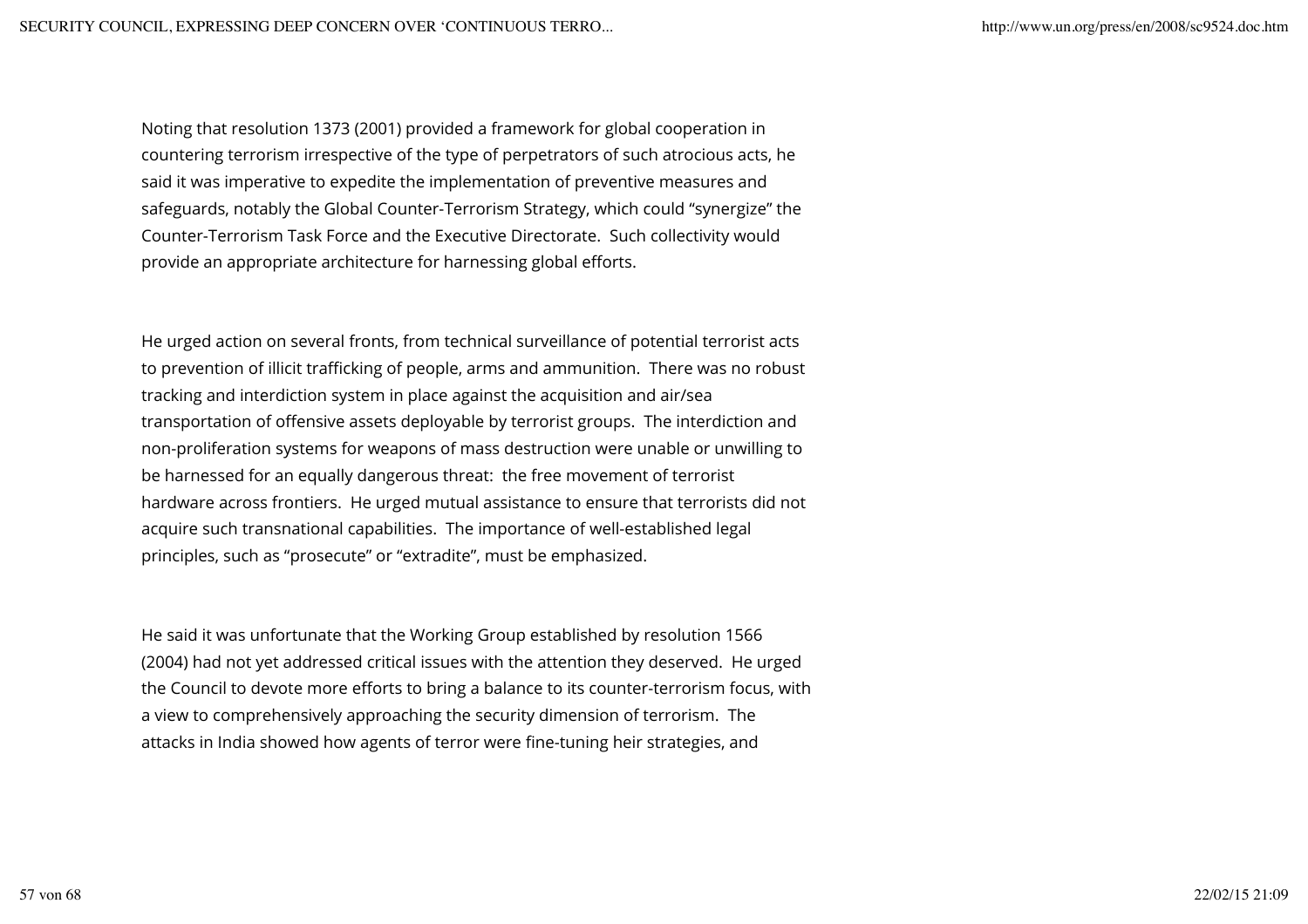Noting that resolution 1373 (2001) provided a framework for global cooperation in countering terrorism irrespective of the type of perpetrators of such atrocious acts, he said it was imperative to expedite the implementation of preventive measures and safeguards, notably the Global Counter-Terrorism Strategy, which could "synergize" the Counter-Terrorism Task Force and the Executive Directorate. Such collectivity would provide an appropriate architecture for harnessing global efforts.

He urged action on several fronts, from technical surveillance of potential terrorist acts to prevention of illicit trafficking of people, arms and ammunition. There was no robust tracking and interdiction system in place against the acquisition and air/sea transportation of offensive assets deployable by terrorist groups. The interdiction and non-proliferation systems for weapons of mass destruction were unable or unwilling to be harnessed for an equally dangerous threat: the free movement of terrorist hardware across frontiers. He urged mutual assistance to ensure that terrorists did not acquire such transnational capabilities. The importance of well-established legal principles, such as "prosecute" or "extradite", must be emphasized.

He said it was unfortunate that the Working Group established by resolution 1566 (2004) had not yet addressed critical issues with the attention they deserved. He urged the Council to devote more efforts to bring a balance to its counter-terrorism focus, with a view to comprehensively approaching the security dimension of terrorism. The attacks in India showed how agents of terror were fine-tuning heir strategies, and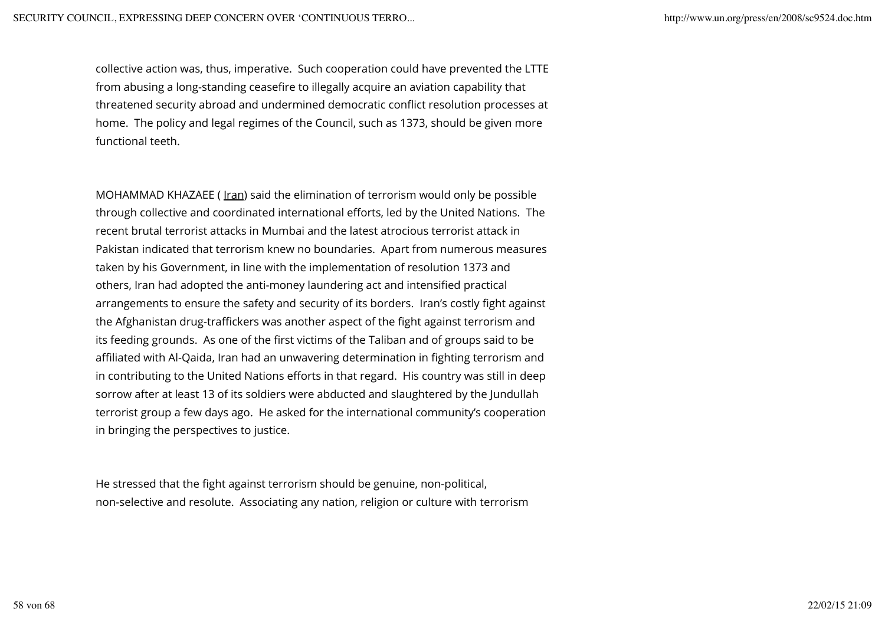collective action was, thus, imperative. Such cooperation could have prevented the LTTE from abusing a long-standing ceasefire to illegally acquire an aviation capability that threatened security abroad and undermined democratic conflict resolution processes at home. The policy and legal regimes of the Council, such as 1373, should be given more functional teeth.

MOHAMMAD KHAZAEE ( Iran) said the elimination of terrorism would only be possible through collective and coordinated international efforts, led by the United Nations. The recent brutal terrorist attacks in Mumbai and the latest atrocious terrorist attack in Pakistan indicated that terrorism knew no boundaries. Apart from numerous measures taken by his Government, in line with the implementation of resolution 1373 and others, Iran had adopted the anti-money laundering act and intensified practical arrangements to ensure the safety and security of its borders. Iran's costly fight against the Afghanistan drug-traffickers was another aspect of the fight against terrorism and its feeding grounds. As one of the first victims of the Taliban and of groups said to be affiliated with Al-Qaida, Iran had an unwavering determination in fighting terrorism and in contributing to the United Nations efforts in that regard. His country was still in deep sorrow after at least 13 of its soldiers were abducted and slaughtered by the Jundullah terrorist group a few days ago. He asked for the international community's cooperation in bringing the perspectives to justice.

He stressed that the fight against terrorism should be genuine, non-political, non-selective and resolute. Associating any nation, religion or culture with terrorism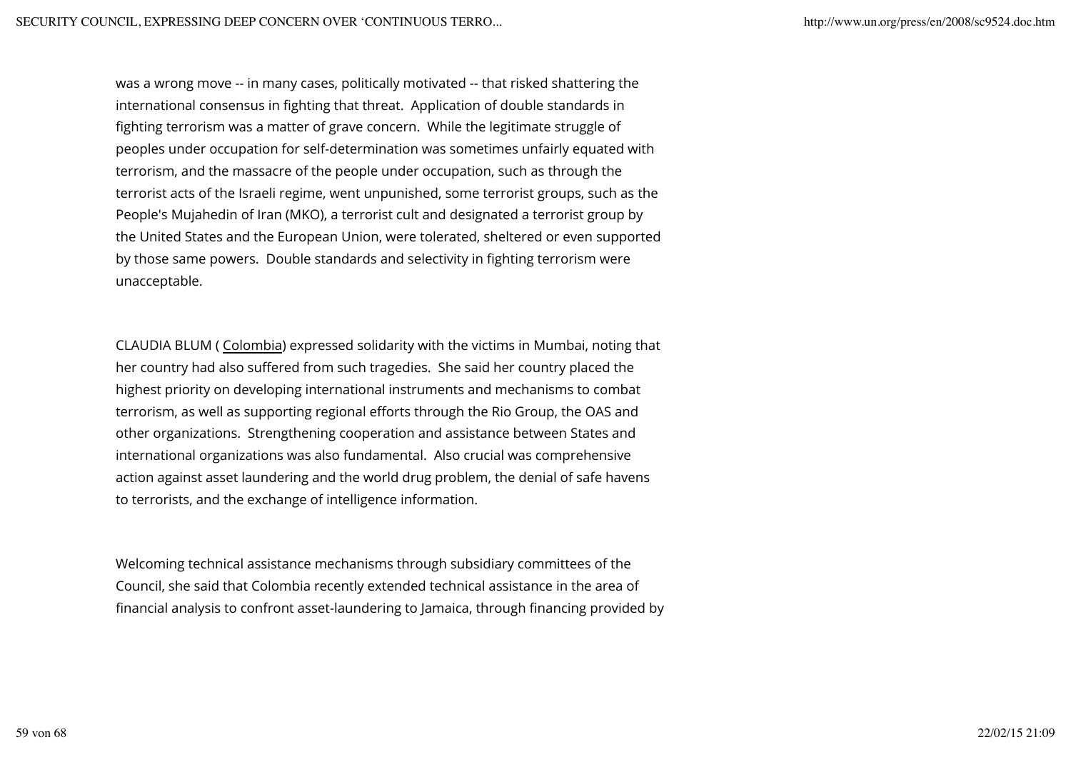was a wrong move -- in many cases, politically motivated -- that risked shattering the international consensus in fighting that threat. Application of double standards in fighting terrorism was a matter of grave concern. While the legitimate struggle of peoples under occupation for self-determination was sometimes unfairly equated with terrorism, and the massacre of the people under occupation, such as through the terrorist acts of the Israeli regime, went unpunished, some terrorist groups, such as the People's Mujahedin of Iran (MKO), a terrorist cult and designated a terrorist group by the United States and the European Union, were tolerated, sheltered or even supported by those same powers. Double standards and selectivity in fighting terrorism were unacceptable.

CLAUDIA BLUM ( Colombia) expressed solidarity with the victims in Mumbai, noting that her country had also suffered from such tragedies. She said her country placed the highest priority on developing international instruments and mechanisms to combat terrorism, as well as supporting regional efforts through the Rio Group, the OAS and other organizations. Strengthening cooperation and assistance between States and international organizations was also fundamental. Also crucial was comprehensive action against asset laundering and the world drug problem, the denial of safe havens to terrorists, and the exchange of intelligence information.

Welcoming technical assistance mechanisms through subsidiary committees of the Council, she said that Colombia recently extended technical assistance in the area of financial analysis to confront asset-laundering to Jamaica, through financing provided by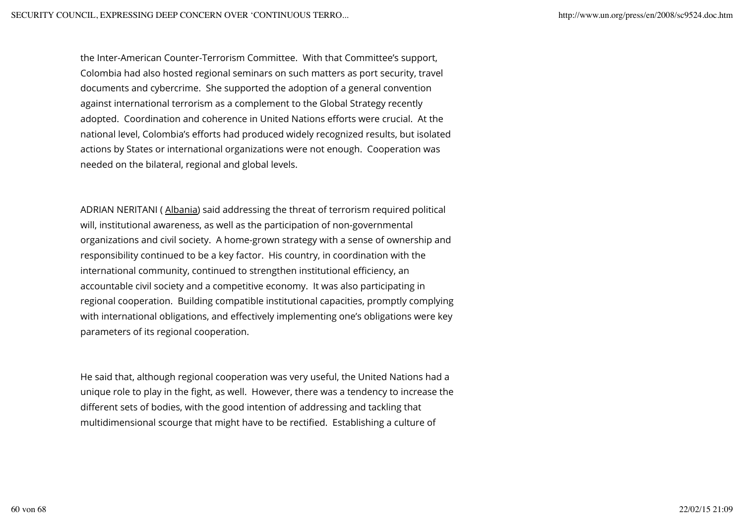the Inter-American Counter-Terrorism Committee. With that Committee's support, Colombia had also hosted regional seminars on such matters as port security, travel documents and cybercrime. She supported the adoption of a general convention against international terrorism as a complement to the Global Strategy recently adopted. Coordination and coherence in United Nations efforts were crucial. At the national level, Colombia's efforts had produced widely recognized results, but isolated actions by States or international organizations were not enough. Cooperation was needed on the bilateral, regional and global levels.

ADRIAN NERITANI ( Albania) said addressing the threat of terrorism required political will, institutional awareness, as well as the participation of non-governmental organizations and civil society. A home-grown strategy with a sense of ownership and responsibility continued to be a key factor. His country, in coordination with the international community, continued to strengthen institutional efficiency, an accountable civil society and a competitive economy. It was also participating in regional cooperation. Building compatible institutional capacities, promptly complying with international obligations, and effectively implementing one's obligations were key parameters of its regional cooperation.

He said that, although regional cooperation was very useful, the United Nations had a unique role to play in the fight, as well. However, there was a tendency to increase the different sets of bodies, with the good intention of addressing and tackling that multidimensional scourge that might have to be rectified. Establishing a culture of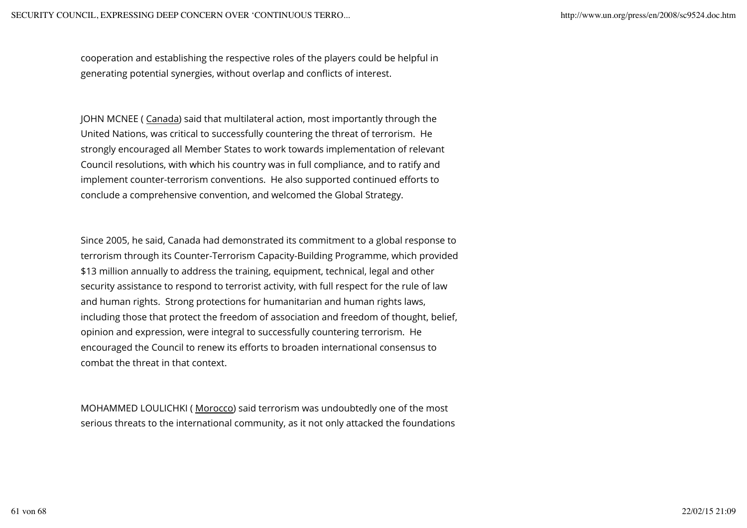cooperation and establishing the respective roles of the players could be helpful in generating potential synergies, without overlap and conflicts of interest.

JOHN MCNEE ( Canada) said that multilateral action, most importantly through the United Nations, was critical to successfully countering the threat of terrorism. He strongly encouraged all Member States to work towards implementation of relevant Council resolutions, with which his country was in full compliance, and to ratify and implement counter-terrorism conventions. He also supported continued efforts to conclude a comprehensive convention, and welcomed the Global Strategy.

Since 2005, he said, Canada had demonstrated its commitment to a global response to terrorism through its Counter-Terrorism Capacity-Building Programme, which provided $13 million annually to address the training, equipment, technical, legal and other security assistance to respond to terrorist activity, with full respect for the rule of law and human rights. Strong protections for humanitarian and human rights laws, including those that protect the freedom of association and freedom of thought, belief, opinion and expression, were integral to successfully countering terrorism. He encouraged the Council to renew its efforts to broaden international consensus to combat the threat in that context.

MOHAMMED LOULICHKI ( Morocco) said terrorism was undoubtedly one of the most serious threats to the international community, as it not only attacked the foundations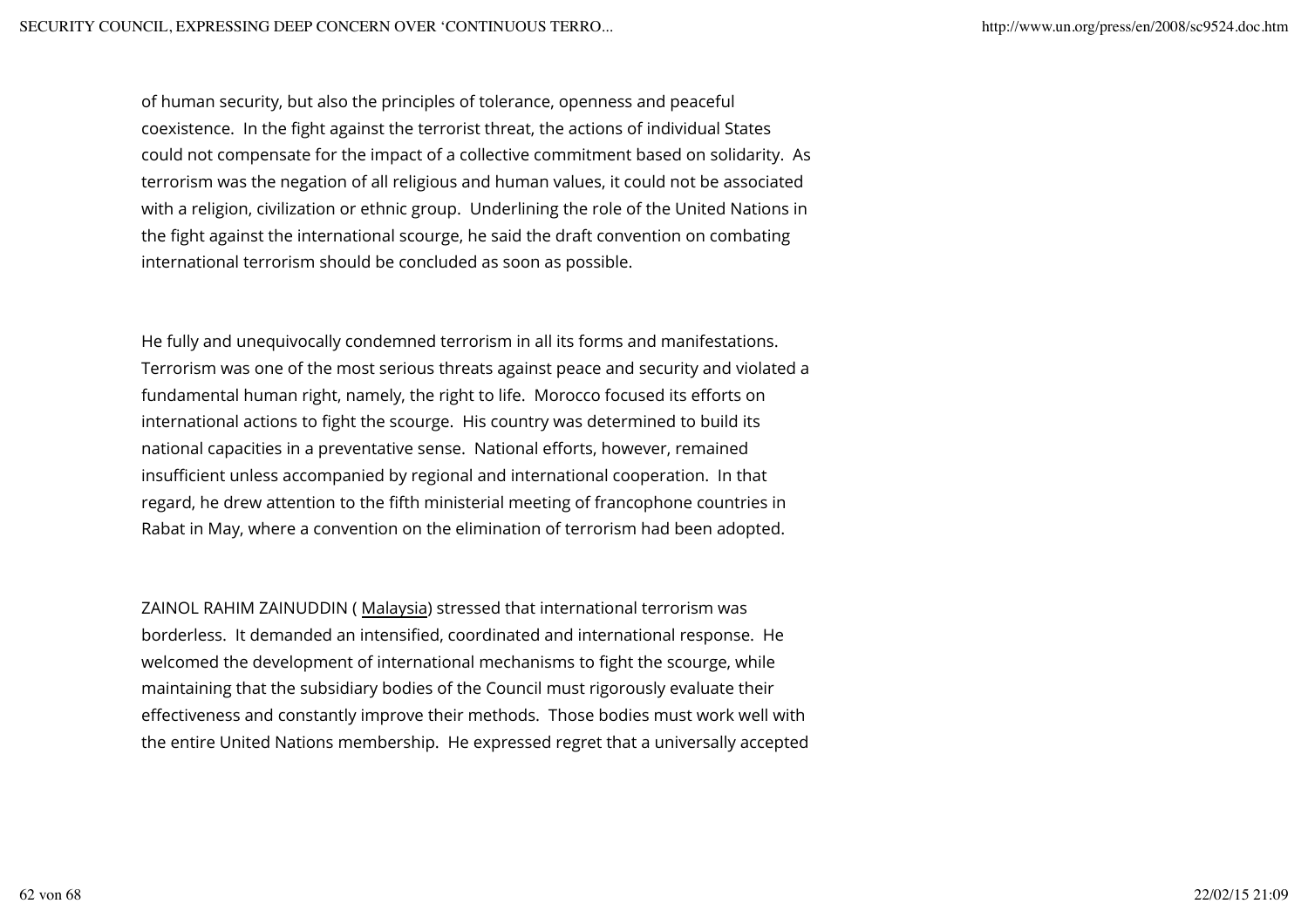of human security, but also the principles of tolerance, openness and peaceful coexistence. In the fight against the terrorist threat, the actions of individual States could not compensate for the impact of a collective commitment based on solidarity. As terrorism was the negation of all religious and human values, it could not be associated with a religion, civilization or ethnic group. Underlining the role of the United Nations in the fight against the international scourge, he said the draft convention on combating international terrorism should be concluded as soon as possible.

He fully and unequivocally condemned terrorism in all its forms and manifestations. Terrorism was one of the most serious threats against peace and security and violated a fundamental human right, namely, the right to life. Morocco focused its efforts on international actions to fight the scourge. His country was determined to build its national capacities in a preventative sense. National efforts, however, remained insufficient unless accompanied by regional and international cooperation. In that regard, he drew attention to the fifth ministerial meeting of francophone countries in Rabat in May, where a convention on the elimination of terrorism had been adopted.

ZAINOL RAHIM ZAINUDDIN ( Malaysia) stressed that international terrorism was borderless. It demanded an intensified, coordinated and international response. He welcomed the development of international mechanisms to fight the scourge, while maintaining that the subsidiary bodies of the Council must rigorously evaluate their effectiveness and constantly improve their methods. Those bodies must work well with the entire United Nations membership. He expressed regret that a universally accepted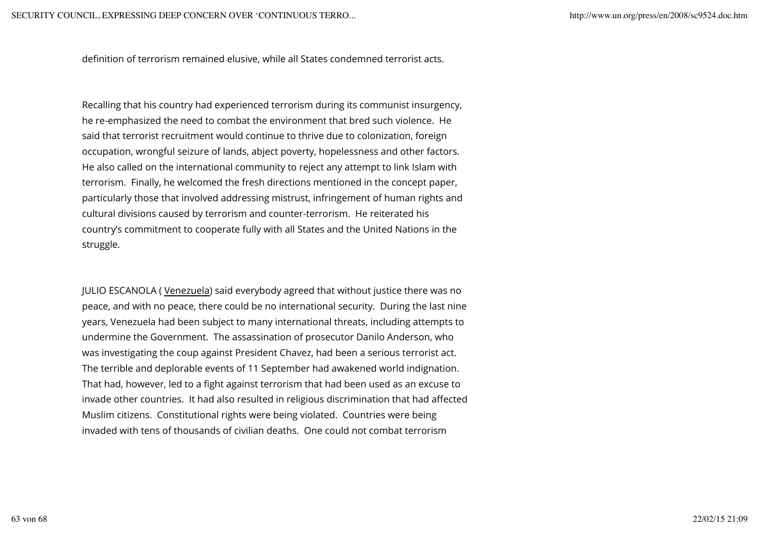definition of terrorism remained elusive, while all States condemned terrorist acts.

Recalling that his country had experienced terrorism during its communist insurgency, he re-emphasized the need to combat the environment that bred such violence. He said that terrorist recruitment would continue to thrive due to colonization, foreign occupation, wrongful seizure of lands, abject poverty, hopelessness and other factors. He also called on the international community to reject any attempt to link Islam with terrorism. Finally, he welcomed the fresh directions mentioned in the concept paper, particularly those that involved addressing mistrust, infringement of human rights and cultural divisions caused by terrorism and counter-terrorism. He reiterated his country's commitment to cooperate fully with all States and the United Nations in the struggle.

JULIO ESCANOLA ( Venezuela) said everybody agreed that without justice there was no peace, and with no peace, there could be no international security. During the last nine years, Venezuela had been subject to many international threats, including attempts to undermine the Government. The assassination of prosecutor Danilo Anderson, who was investigating the coup against President Chavez, had been a serious terrorist act. The terrible and deplorable events of 11 September had awakened world indignation. That had, however, led to a fight against terrorism that had been used as an excuse to invade other countries. It had also resulted in religious discrimination that had affected Muslim citizens. Constitutional rights were being violated. Countries were being invaded with tens of thousands of civilian deaths. One could not combat terrorism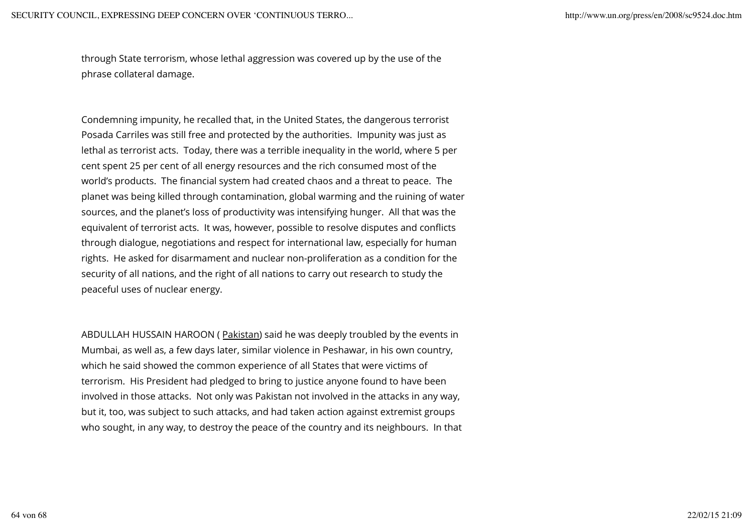through State terrorism, whose lethal aggression was covered up by the use of the phrase collateral damage.

Condemning impunity, he recalled that, in the United States, the dangerous terrorist Posada Carriles was still free and protected by the authorities. Impunity was just as lethal as terrorist acts. Today, there was a terrible inequality in the world, where 5 per cent spent 25 per cent of all energy resources and the rich consumed most of the world's products. The financial system had created chaos and a threat to peace. The planet was being killed through contamination, global warming and the ruining of water sources, and the planet's loss of productivity was intensifying hunger. All that was the equivalent of terrorist acts. It was, however, possible to resolve disputes and conflicts through dialogue, negotiations and respect for international law, especially for human rights. He asked for disarmament and nuclear non-proliferation as a condition for the security of all nations, and the right of all nations to carry out research to study the peaceful uses of nuclear energy.

ABDULLAH HUSSAIN HAROON ( Pakistan) said he was deeply troubled by the events in Mumbai, as well as, a few days later, similar violence in Peshawar, in his own country, which he said showed the common experience of all States that were victims of terrorism. His President had pledged to bring to justice anyone found to have been involved in those attacks. Not only was Pakistan not involved in the attacks in any way, but it, too, was subject to such attacks, and had taken action against extremist groups who sought, in any way, to destroy the peace of the country and its neighbours. In that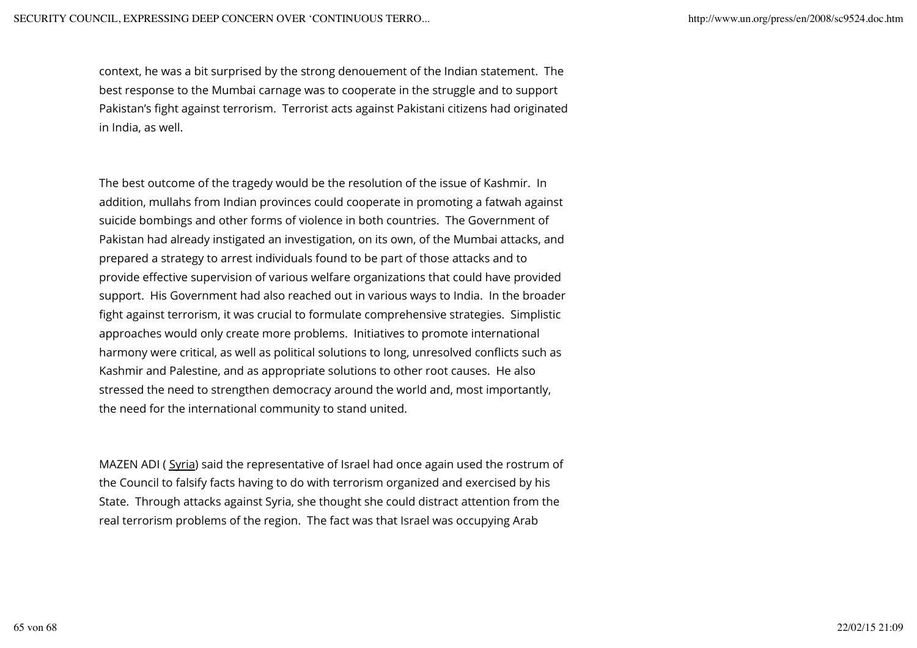context, he was a bit surprised by the strong denouement of the Indian statement. The best response to the Mumbai carnage was to cooperate in the struggle and to support Pakistan's fight against terrorism. Terrorist acts against Pakistani citizens had originated in India, as well.

The best outcome of the tragedy would be the resolution of the issue of Kashmir. In addition, mullahs from Indian provinces could cooperate in promoting a fatwah against suicide bombings and other forms of violence in both countries. The Government of Pakistan had already instigated an investigation, on its own, of the Mumbai attacks, and prepared a strategy to arrest individuals found to be part of those attacks and to provide effective supervision of various welfare organizations that could have provided support. His Government had also reached out in various ways to India. In the broader fight against terrorism, it was crucial to formulate comprehensive strategies. Simplistic approaches would only create more problems. Initiatives to promote international harmony were critical, as well as political solutions to long, unresolved conflicts such as Kashmir and Palestine, and as appropriate solutions to other root causes. He also stressed the need to strengthen democracy around the world and, most importantly, the need for the international community to stand united.

MAZEN ADI ( Syria) said the representative of Israel had once again used the rostrum of the Council to falsify facts having to do with terrorism organized and exercised by his State. Through attacks against Syria, she thought she could distract attention from the real terrorism problems of the region. The fact was that Israel was occupying Arab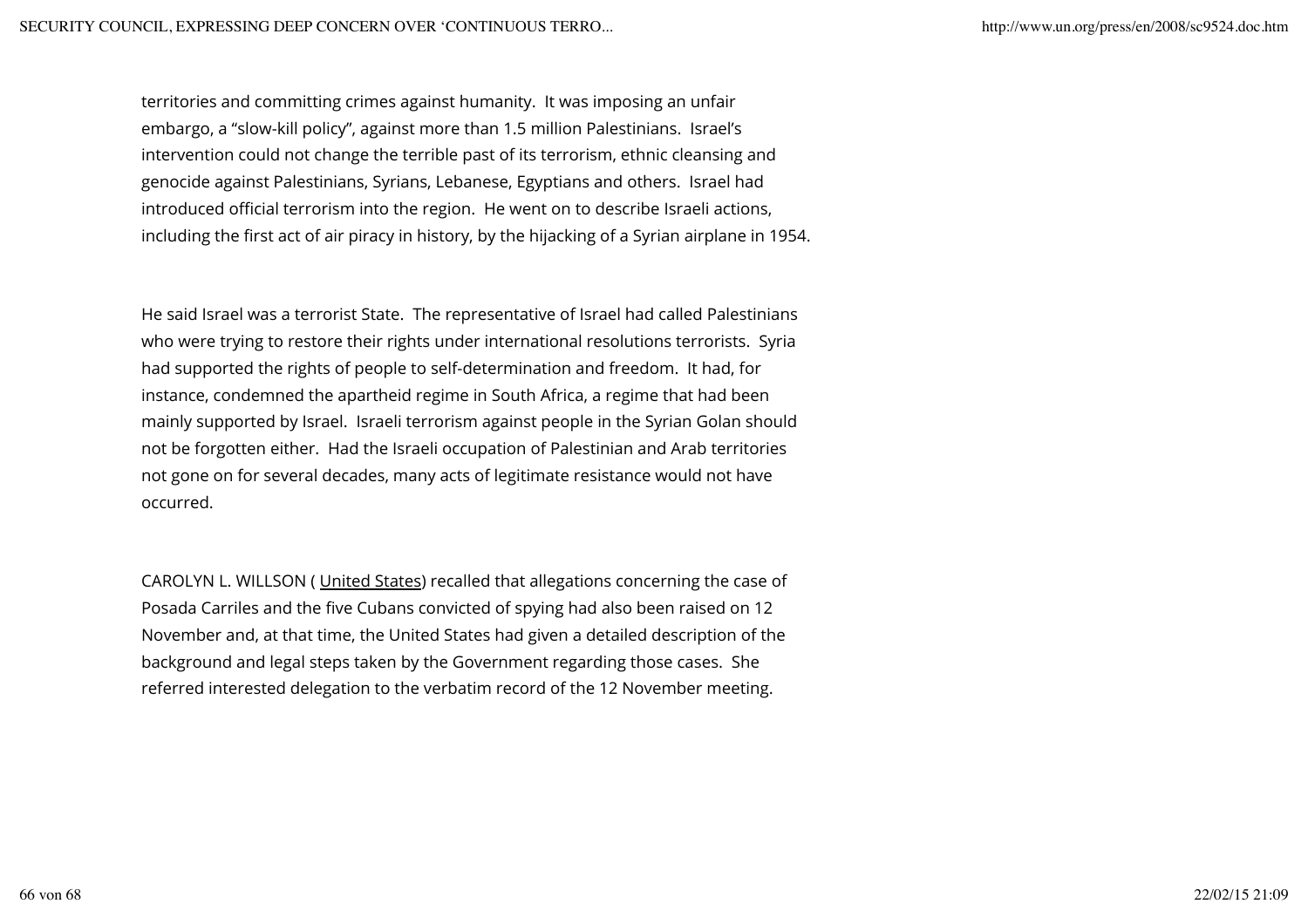territories and committing crimes against humanity. It was imposing an unfair embargo, a "slow-kill policy", against more than 1.5 million Palestinians. Israel's intervention could not change the terrible past of its terrorism, ethnic cleansing and genocide against Palestinians, Syrians, Lebanese, Egyptians and others. Israel had introduced official terrorism into the region. He went on to describe Israeli actions, including the first act of air piracy in history, by the hijacking of a Syrian airplane in 1954.

He said Israel was a terrorist State. The representative of Israel had called Palestinians who were trying to restore their rights under international resolutions terrorists. Syria had supported the rights of people to self-determination and freedom. It had, for instance, condemned the apartheid regime in South Africa, a regime that had been mainly supported by Israel. Israeli terrorism against people in the Syrian Golan should not be forgotten either. Had the Israeli occupation of Palestinian and Arab territories not gone on for several decades, many acts of legitimate resistance would not have occurred.

CAROLYN L. WILLSON ( United States) recalled that allegations concerning the case of Posada Carriles and the five Cubans convicted of spying had also been raised on 12 November and, at that time, the United States had given a detailed description of the background and legal steps taken by the Government regarding those cases. She referred interested delegation to the verbatim record of the 12 November meeting.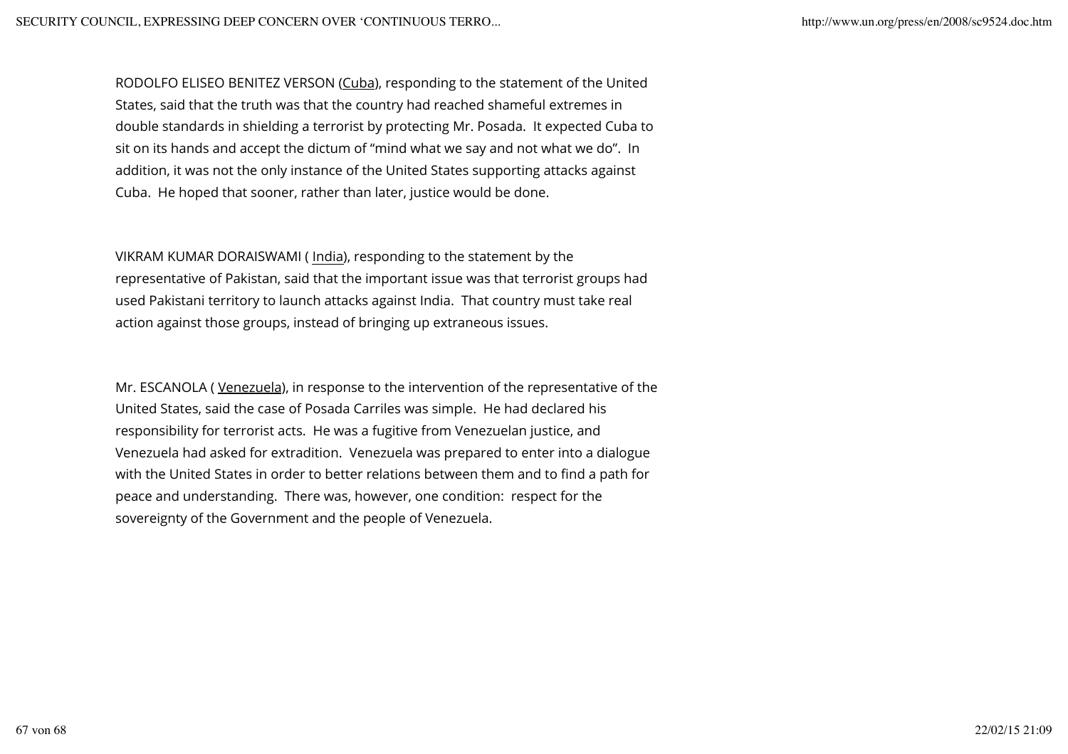RODOLFO ELISEO BENITEZ VERSON (Cuba), responding to the statement of the United States, said that the truth was that the country had reached shameful extremes in double standards in shielding a terrorist by protecting Mr. Posada. It expected Cuba to sit on its hands and accept the dictum of "mind what we say and not what we do". In addition, it was not the only instance of the United States supporting attacks against Cuba. He hoped that sooner, rather than later, justice would be done.

VIKRAM KUMAR DORAISWAMI ( India), responding to the statement by the representative of Pakistan, said that the important issue was that terrorist groups had used Pakistani territory to launch attacks against India. That country must take real action against those groups, instead of bringing up extraneous issues.

Mr. ESCANOLA ( Venezuela), in response to the intervention of the representative of the United States, said the case of Posada Carriles was simple. He had declared his responsibility for terrorist acts. He was a fugitive from Venezuelan justice, and Venezuela had asked for extradition. Venezuela was prepared to enter into a dialogue with the United States in order to better relations between them and to find a path for peace and understanding. There was, however, one condition: respect for the sovereignty of the Government and the people of Venezuela.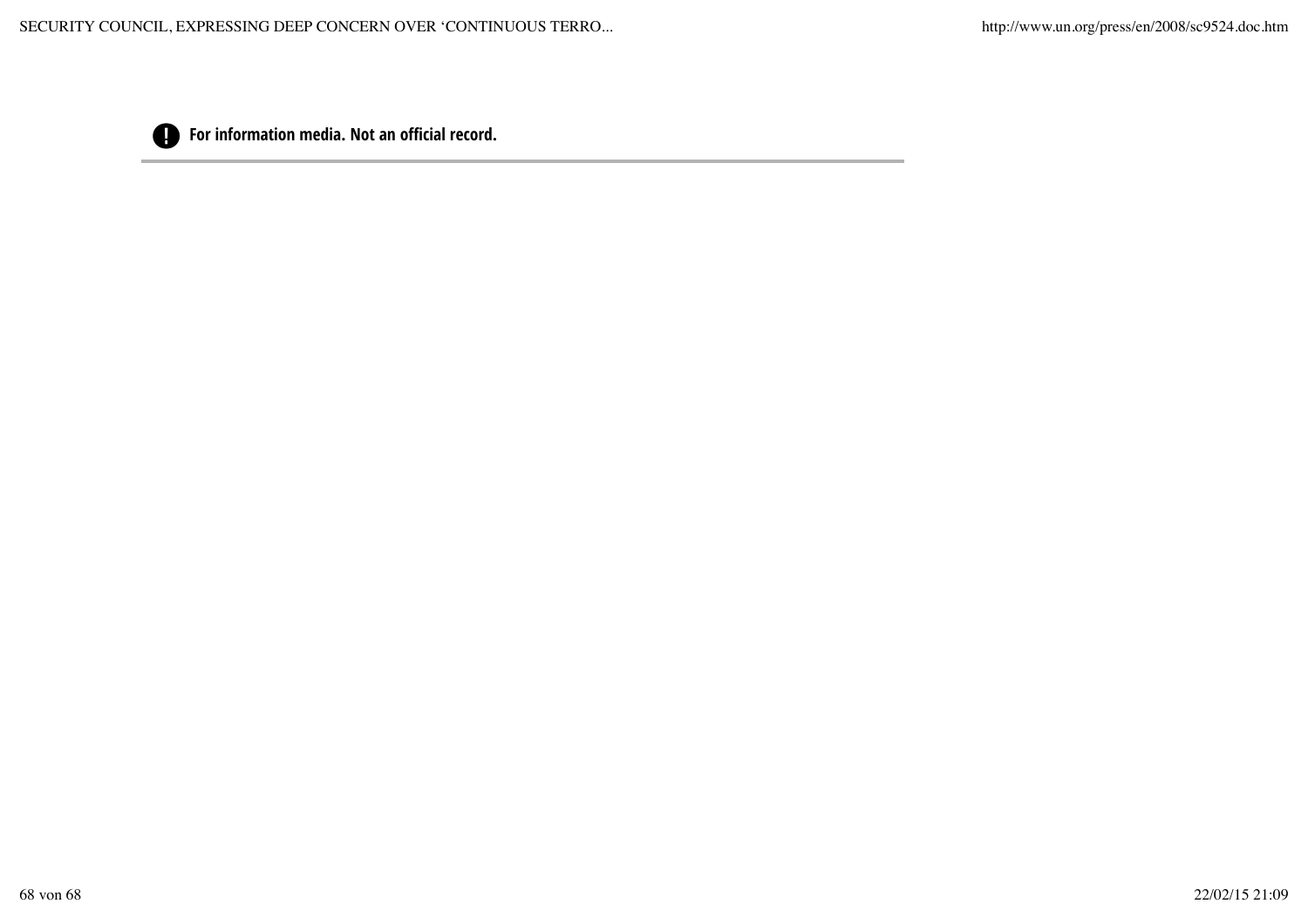**For information media. Not an official record.**

---